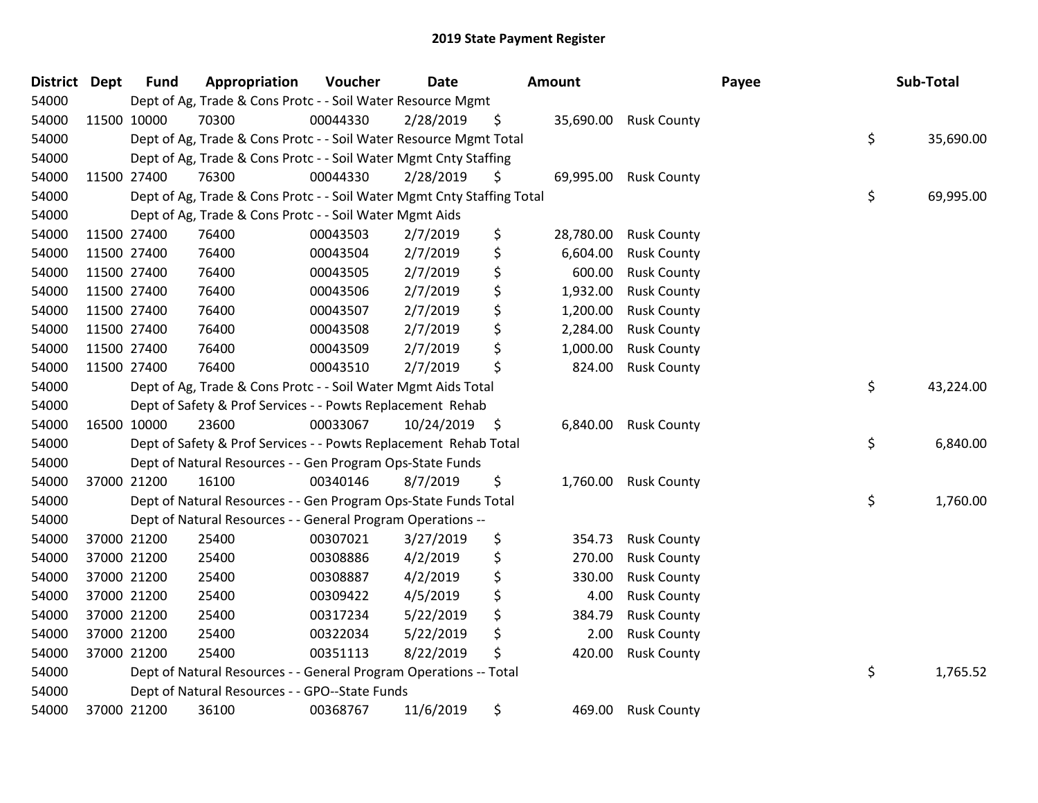# 2019 State Payment Register

| District | Dept | Fund | Appropriation | Voucher | Date | Amount | Payee | Sub-Total |
|---|---|---|---|---|---|---|---|---|
| 54000 | | Dept of Ag, Trade & Cons Protc - - Soil Water Resource Mgmt | | | | | | |
| 54000 | 11500 | 10000 | 70300 | 00044330 | 2/28/2019 | $ 35,690.00 | Rusk County | |
| 54000 | | Dept of Ag, Trade & Cons Protc - - Soil Water Resource Mgmt Total | | | | | | $ 35,690.00 |
| 54000 | | Dept of Ag, Trade & Cons Protc - - Soil Water Mgmt Cnty Staffing | | | | | | |
| 54000 | 11500 | 27400 | 76300 | 00044330 | 2/28/2019 | $ 69,995.00 | Rusk County | |
| 54000 | | Dept of Ag, Trade & Cons Protc - - Soil Water Mgmt Cnty Staffing Total | | | | | | $ 69,995.00 |
| 54000 | | Dept of Ag, Trade & Cons Protc - - Soil Water Mgmt Aids | | | | | | |
| 54000 | 11500 | 27400 | 76400 | 00043503 | 2/7/2019 | $ 28,780.00 | Rusk County | |
| 54000 | 11500 | 27400 | 76400 | 00043504 | 2/7/2019 | $ 6,604.00 | Rusk County | |
| 54000 | 11500 | 27400 | 76400 | 00043505 | 2/7/2019 | $ 600.00 | Rusk County | |
| 54000 | 11500 | 27400 | 76400 | 00043506 | 2/7/2019 | $ 1,932.00 | Rusk County | |
| 54000 | 11500 | 27400 | 76400 | 00043507 | 2/7/2019 | $ 1,200.00 | Rusk County | |
| 54000 | 11500 | 27400 | 76400 | 00043508 | 2/7/2019 | $ 2,284.00 | Rusk County | |
| 54000 | 11500 | 27400 | 76400 | 00043509 | 2/7/2019 | $ 1,000.00 | Rusk County | |
| 54000 | 11500 | 27400 | 76400 | 00043510 | 2/7/2019 | $ 824.00 | Rusk County | |
| 54000 | | Dept of Ag, Trade & Cons Protc - - Soil Water Mgmt Aids Total | | | | | | $ 43,224.00 |
| 54000 | | Dept of Safety & Prof Services - - Powts Replacement Rehab | | | | | | |
| 54000 | 16500 | 10000 | 23600 | 00033067 | 10/24/2019 | $ 6,840.00 | Rusk County | |
| 54000 | | Dept of Safety & Prof Services - - Powts Replacement Rehab Total | | | | | | $ 6,840.00 |
| 54000 | | Dept of Natural Resources - - Gen Program Ops-State Funds | | | | | | |
| 54000 | 37000 | 21200 | 16100 | 00340146 | 8/7/2019 | $ 1,760.00 | Rusk County | |
| 54000 | | Dept of Natural Resources - - Gen Program Ops-State Funds Total | | | | | | $ 1,760.00 |
| 54000 | | Dept of Natural Resources - - General Program Operations -- | | | | | | |
| 54000 | 37000 | 21200 | 25400 | 00307021 | 3/27/2019 | $ 354.73 | Rusk County | |
| 54000 | 37000 | 21200 | 25400 | 00308886 | 4/2/2019 | $ 270.00 | Rusk County | |
| 54000 | 37000 | 21200 | 25400 | 00308887 | 4/2/2019 | $ 330.00 | Rusk County | |
| 54000 | 37000 | 21200 | 25400 | 00309422 | 4/5/2019 | $ 4.00 | Rusk County | |
| 54000 | 37000 | 21200 | 25400 | 00317234 | 5/22/2019 | $ 384.79 | Rusk County | |
| 54000 | 37000 | 21200 | 25400 | 00322034 | 5/22/2019 | $ 2.00 | Rusk County | |
| 54000 | 37000 | 21200 | 25400 | 00351113 | 8/22/2019 | $ 420.00 | Rusk County | |
| 54000 | | Dept of Natural Resources - - General Program Operations -- Total | | | | | | $ 1,765.52 |
| 54000 | | Dept of Natural Resources - - GPO--State Funds | | | | | | |
| 54000 | 37000 | 21200 | 36100 | 00368767 | 11/6/2019 | $ 469.00 | Rusk County | |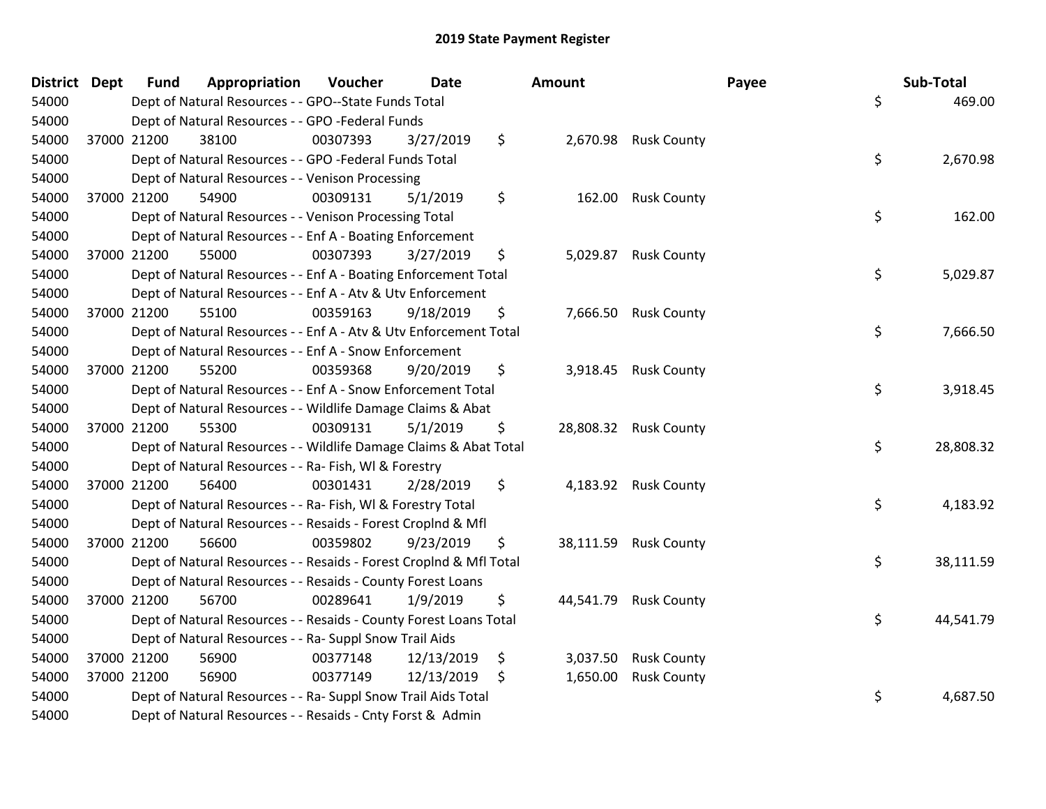## 2019 State Payment Register

| District | Dept | Fund | Appropriation | Voucher | Date | Amount | Payee | Sub-Total |
|---|---|---|---|---|---|---|---|---|
| 54000 | | Dept of Natural Resources - - GPO--State Funds Total | | | | | | $ 469.00 |
| 54000 | | Dept of Natural Resources - - GPO -Federal Funds | | | | | | |
| 54000 | 37000 | 21200 | 38100 | 00307393 | 3/27/2019 | $ 2,670.98 | Rusk County | |
| 54000 | | Dept of Natural Resources - - GPO -Federal Funds Total | | | | | | $ 2,670.98 |
| 54000 | | Dept of Natural Resources - - Venison Processing | | | | | | |
| 54000 | 37000 | 21200 | 54900 | 00309131 | 5/1/2019 | $ 162.00 | Rusk County | |
| 54000 | | Dept of Natural Resources - - Venison Processing Total | | | | | | $ 162.00 |
| 54000 | | Dept of Natural Resources - - Enf A - Boating Enforcement | | | | | | |
| 54000 | 37000 | 21200 | 55000 | 00307393 | 3/27/2019 | $ 5,029.87 | Rusk County | |
| 54000 | | Dept of Natural Resources - - Enf A - Boating Enforcement Total | | | | | | $ 5,029.87 |
| 54000 | | Dept of Natural Resources - - Enf A - Atv & Utv Enforcement | | | | | | |
| 54000 | 37000 | 21200 | 55100 | 00359163 | 9/18/2019 | $ 7,666.50 | Rusk County | |
| 54000 | | Dept of Natural Resources - - Enf A - Atv & Utv Enforcement Total | | | | | | $ 7,666.50 |
| 54000 | | Dept of Natural Resources - - Enf A - Snow Enforcement | | | | | | |
| 54000 | 37000 | 21200 | 55200 | 00359368 | 9/20/2019 | $ 3,918.45 | Rusk County | |
| 54000 | | Dept of Natural Resources - - Enf A - Snow Enforcement Total | | | | | | $ 3,918.45 |
| 54000 | | Dept of Natural Resources - - Wildlife Damage Claims & Abat | | | | | | |
| 54000 | 37000 | 21200 | 55300 | 00309131 | 5/1/2019 | $ 28,808.32 | Rusk County | |
| 54000 | | Dept of Natural Resources - - Wildlife Damage Claims & Abat Total | | | | | | $ 28,808.32 |
| 54000 | | Dept of Natural Resources - - Ra- Fish, Wl & Forestry | | | | | | |
| 54000 | 37000 | 21200 | 56400 | 00301431 | 2/28/2019 | $ 4,183.92 | Rusk County | |
| 54000 | | Dept of Natural Resources - - Ra- Fish, Wl & Forestry Total | | | | | | $ 4,183.92 |
| 54000 | | Dept of Natural Resources - - Resaids - Forest Croplnd & Mfl | | | | | | |
| 54000 | 37000 | 21200 | 56600 | 00359802 | 9/23/2019 | $ 38,111.59 | Rusk County | |
| 54000 | | Dept of Natural Resources - - Resaids - Forest Croplnd & Mfl Total | | | | | | $ 38,111.59 |
| 54000 | | Dept of Natural Resources - - Resaids - County Forest Loans | | | | | | |
| 54000 | 37000 | 21200 | 56700 | 00289641 | 1/9/2019 | $ 44,541.79 | Rusk County | |
| 54000 | | Dept of Natural Resources - - Resaids - County Forest Loans Total | | | | | | $ 44,541.79 |
| 54000 | | Dept of Natural Resources - - Ra- Suppl Snow Trail Aids | | | | | | |
| 54000 | 37000 | 21200 | 56900 | 00377148 | 12/13/2019 | $ 3,037.50 | Rusk County | |
| 54000 | 37000 | 21200 | 56900 | 00377149 | 12/13/2019 | $ 1,650.00 | Rusk County | |
| 54000 | | Dept of Natural Resources - - Ra- Suppl Snow Trail Aids Total | | | | | | $ 4,687.50 |
| 54000 | | Dept of Natural Resources - - Resaids - Cnty Forst & Admin | | | | | | |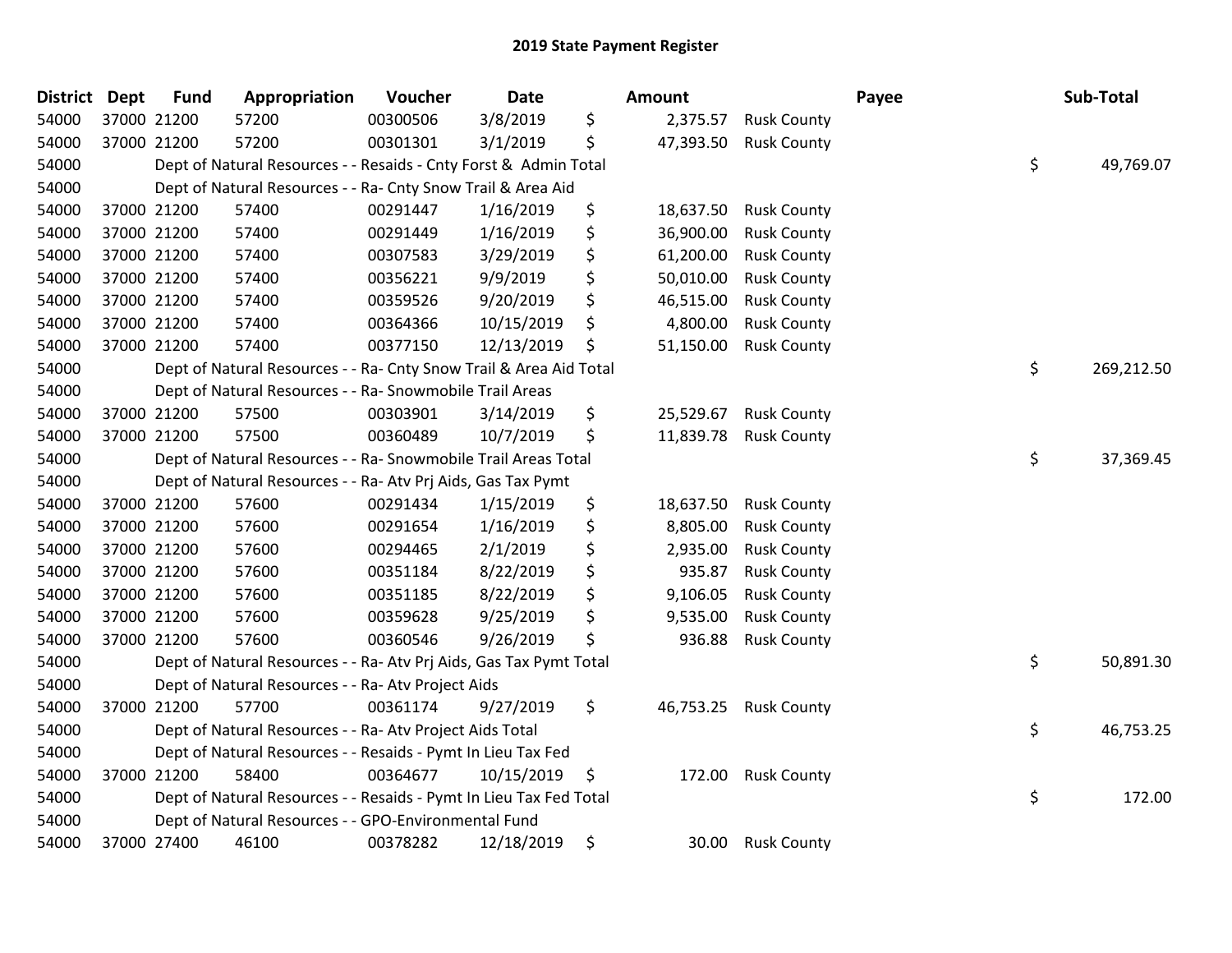# 2019 State Payment Register

| District | Dept | Fund | Appropriation | Voucher | Date | | Amount | | Payee | | Sub-Total |
|---|---|---|---|---|---|---|---|---|---|---|---|
| 54000 | 37000 | 21200 | 57200 | 00300506 | 3/8/2019 | $ | 2,375.57 | Rusk County | | | |
| 54000 | 37000 | 21200 | 57200 | 00301301 | 3/1/2019 | $ | 47,393.50 | Rusk County | | | |
| 54000 | | Dept of Natural Resources - - Resaids - Cnty Forst & Admin Total | | | | | | | | $ | 49,769.07 |
| 54000 | | Dept of Natural Resources - - Ra- Cnty Snow Trail & Area Aid | | | | | | | | | |
| 54000 | 37000 | 21200 | 57400 | 00291447 | 1/16/2019 | $ | 18,637.50 | Rusk County | | | |
| 54000 | 37000 | 21200 | 57400 | 00291449 | 1/16/2019 | $ | 36,900.00 | Rusk County | | | |
| 54000 | 37000 | 21200 | 57400 | 00307583 | 3/29/2019 | $ | 61,200.00 | Rusk County | | | |
| 54000 | 37000 | 21200 | 57400 | 00356221 | 9/9/2019 | $ | 50,010.00 | Rusk County | | | |
| 54000 | 37000 | 21200 | 57400 | 00359526 | 9/20/2019 | $ | 46,515.00 | Rusk County | | | |
| 54000 | 37000 | 21200 | 57400 | 00364366 | 10/15/2019 | $ | 4,800.00 | Rusk County | | | |
| 54000 | 37000 | 21200 | 57400 | 00377150 | 12/13/2019 | $ | 51,150.00 | Rusk County | | | |
| 54000 | | Dept of Natural Resources - - Ra- Cnty Snow Trail & Area Aid Total | | | | | | | | $ | 269,212.50 |
| 54000 | | Dept of Natural Resources - - Ra- Snowmobile Trail Areas | | | | | | | | | |
| 54000 | 37000 | 21200 | 57500 | 00303901 | 3/14/2019 | $ | 25,529.67 | Rusk County | | | |
| 54000 | 37000 | 21200 | 57500 | 00360489 | 10/7/2019 | $ | 11,839.78 | Rusk County | | | |
| 54000 | | Dept of Natural Resources - - Ra- Snowmobile Trail Areas Total | | | | | | | | $ | 37,369.45 |
| 54000 | | Dept of Natural Resources - - Ra- Atv Prj Aids, Gas Tax Pymt | | | | | | | | | |
| 54000 | 37000 | 21200 | 57600 | 00291434 | 1/15/2019 | $ | 18,637.50 | Rusk County | | | |
| 54000 | 37000 | 21200 | 57600 | 00291654 | 1/16/2019 | $ | 8,805.00 | Rusk County | | | |
| 54000 | 37000 | 21200 | 57600 | 00294465 | 2/1/2019 | $ | 2,935.00 | Rusk County | | | |
| 54000 | 37000 | 21200 | 57600 | 00351184 | 8/22/2019 | $ | 935.87 | Rusk County | | | |
| 54000 | 37000 | 21200 | 57600 | 00351185 | 8/22/2019 | $ | 9,106.05 | Rusk County | | | |
| 54000 | 37000 | 21200 | 57600 | 00359628 | 9/25/2019 | $ | 9,535.00 | Rusk County | | | |
| 54000 | 37000 | 21200 | 57600 | 00360546 | 9/26/2019 | $ | 936.88 | Rusk County | | | |
| 54000 | | Dept of Natural Resources - - Ra- Atv Prj Aids, Gas Tax Pymt Total | | | | | | | | $ | 50,891.30 |
| 54000 | | Dept of Natural Resources - - Ra- Atv Project Aids | | | | | | | | | |
| 54000 | 37000 | 21200 | 57700 | 00361174 | 9/27/2019 | $ | 46,753.25 | Rusk County | | | |
| 54000 | | Dept of Natural Resources - - Ra- Atv Project Aids Total | | | | | | | | $ | 46,753.25 |
| 54000 | | Dept of Natural Resources - - Resaids - Pymt In Lieu Tax Fed | | | | | | | | | |
| 54000 | 37000 | 21200 | 58400 | 00364677 | 10/15/2019 | $ | 172.00 | Rusk County | | | |
| 54000 | | Dept of Natural Resources - - Resaids - Pymt In Lieu Tax Fed Total | | | | | | | | $ | 172.00 |
| 54000 | | Dept of Natural Resources - - GPO-Environmental Fund | | | | | | | | | |
| 54000 | 37000 | 27400 | 46100 | 00378282 | 12/18/2019 | $ | 30.00 | Rusk County | | | |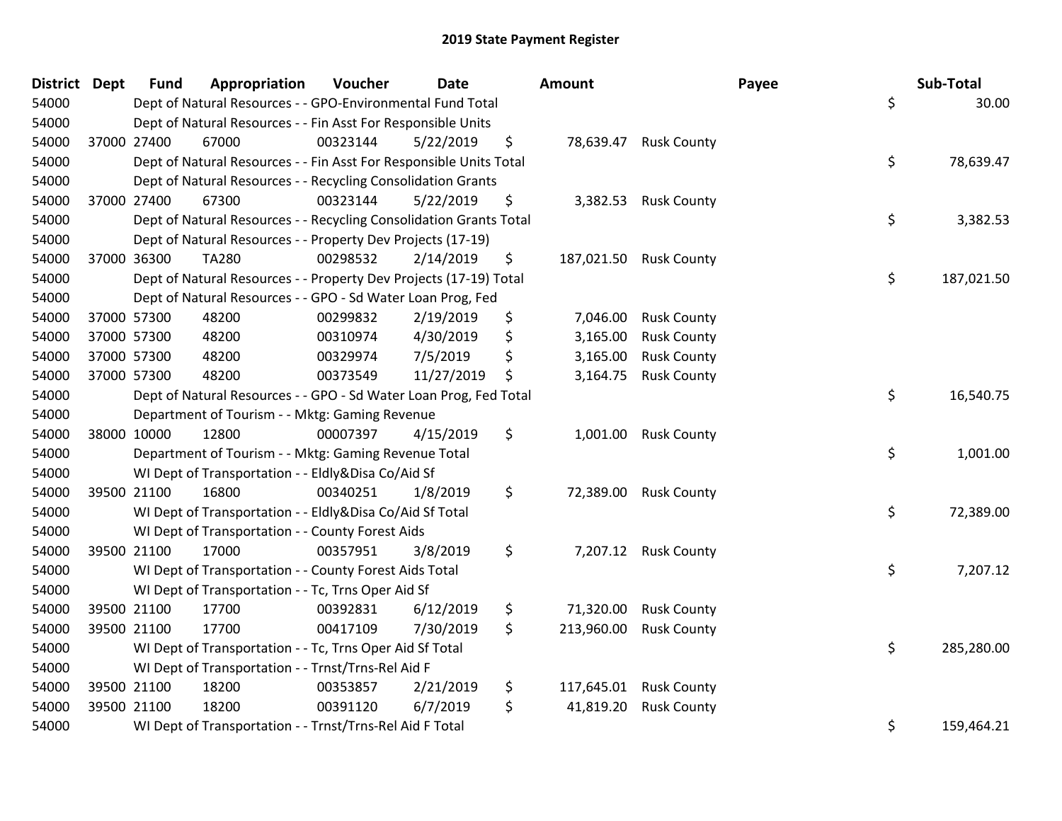# 2019 State Payment Register

| District | Dept | Fund | Appropriation | Voucher | Date | Amount | Payee | Sub-Total |
|---|---|---|---|---|---|---|---|---|
| 54000 | | Dept of Natural Resources - - GPO-Environmental Fund Total | | | | | | $ 30.00 |
| 54000 | | Dept of Natural Resources - - Fin Asst For Responsible Units | | | | | | |
| 54000 | 37000 | 27400 | 67000 | 00323144 | 5/22/2019 | $ 78,639.47 | Rusk County | |
| 54000 | | Dept of Natural Resources - - Fin Asst For Responsible Units Total | | | | | | $ 78,639.47 |
| 54000 | | Dept of Natural Resources - - Recycling Consolidation Grants | | | | | | |
| 54000 | 37000 | 27400 | 67300 | 00323144 | 5/22/2019 | $ 3,382.53 | Rusk County | |
| 54000 | | Dept of Natural Resources - - Recycling Consolidation Grants Total | | | | | | $ 3,382.53 |
| 54000 | | Dept of Natural Resources - - Property Dev Projects (17-19) | | | | | | |
| 54000 | 37000 | 36300 | TA280 | 00298532 | 2/14/2019 | $ 187,021.50 | Rusk County | |
| 54000 | | Dept of Natural Resources - - Property Dev Projects (17-19) Total | | | | | | $ 187,021.50 |
| 54000 | | Dept of Natural Resources - - GPO - Sd Water Loan Prog, Fed | | | | | | |
| 54000 | 37000 | 57300 | 48200 | 00299832 | 2/19/2019 | $ 7,046.00 | Rusk County | |
| 54000 | 37000 | 57300 | 48200 | 00310974 | 4/30/2019 | $ 3,165.00 | Rusk County | |
| 54000 | 37000 | 57300 | 48200 | 00329974 | 7/5/2019 | $ 3,165.00 | Rusk County | |
| 54000 | 37000 | 57300 | 48200 | 00373549 | 11/27/2019 | $ 3,164.75 | Rusk County | |
| 54000 | | Dept of Natural Resources - - GPO - Sd Water Loan Prog, Fed Total | | | | | | $ 16,540.75 |
| 54000 | | Department of Tourism - - Mktg: Gaming Revenue | | | | | | |
| 54000 | 38000 | 10000 | 12800 | 00007397 | 4/15/2019 | $ 1,001.00 | Rusk County | |
| 54000 | | Department of Tourism - - Mktg: Gaming Revenue Total | | | | | | $ 1,001.00 |
| 54000 | | WI Dept of Transportation - - Eldly&Disa Co/Aid Sf | | | | | | |
| 54000 | 39500 | 21100 | 16800 | 00340251 | 1/8/2019 | $ 72,389.00 | Rusk County | |
| 54000 | | WI Dept of Transportation - - Eldly&Disa Co/Aid Sf Total | | | | | | $ 72,389.00 |
| 54000 | | WI Dept of Transportation - - County Forest Aids | | | | | | |
| 54000 | 39500 | 21100 | 17000 | 00357951 | 3/8/2019 | $ 7,207.12 | Rusk County | |
| 54000 | | WI Dept of Transportation - - County Forest Aids Total | | | | | | $ 7,207.12 |
| 54000 | | WI Dept of Transportation - - Tc, Trns Oper Aid Sf | | | | | | |
| 54000 | 39500 | 21100 | 17700 | 00392831 | 6/12/2019 | $ 71,320.00 | Rusk County | |
| 54000 | 39500 | 21100 | 17700 | 00417109 | 7/30/2019 | $ 213,960.00 | Rusk County | |
| 54000 | | WI Dept of Transportation - - Tc, Trns Oper Aid Sf Total | | | | | | $ 285,280.00 |
| 54000 | | WI Dept of Transportation - - Trnst/Trns-Rel Aid F | | | | | | |
| 54000 | 39500 | 21100 | 18200 | 00353857 | 2/21/2019 | $ 117,645.01 | Rusk County | |
| 54000 | 39500 | 21100 | 18200 | 00391120 | 6/7/2019 | $ 41,819.20 | Rusk County | |
| 54000 | | WI Dept of Transportation - - Trnst/Trns-Rel Aid F Total | | | | | | $ 159,464.21 |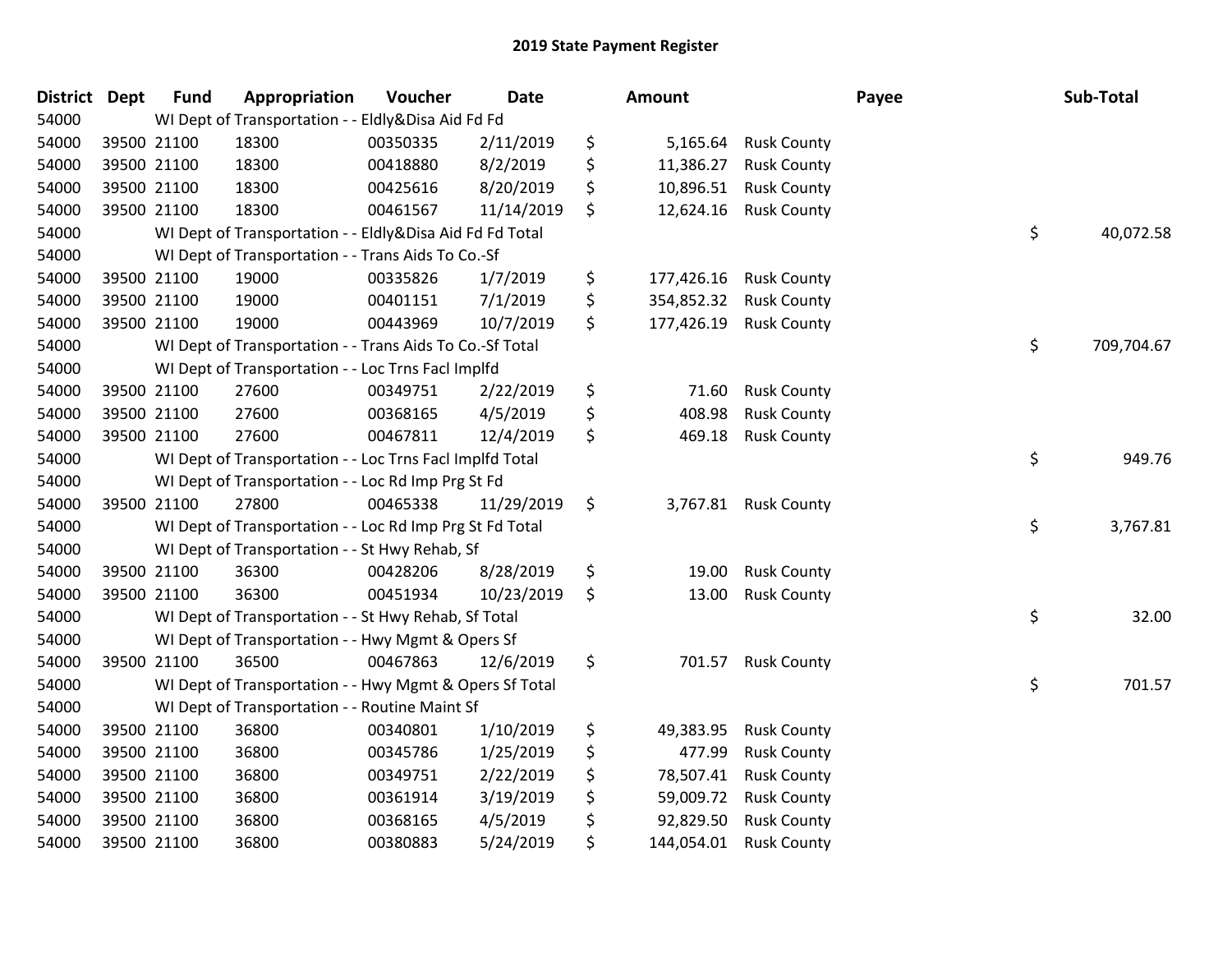## 2019 State Payment Register

| District | Dept | Fund | Appropriation | Voucher | Date | Amount | Payee | Sub-Total |
|---|---|---|---|---|---|---|---|---|
| 54000 | | WI Dept of Transportation - - Eldly&Disa Aid Fd Fd | | | | | | |
| 54000 | 39500 | 21100 | 18300 | 00350335 | 2/11/2019 | $ 5,165.64 | Rusk County | |
| 54000 | 39500 | 21100 | 18300 | 00418880 | 8/2/2019 | $ 11,386.27 | Rusk County | |
| 54000 | 39500 | 21100 | 18300 | 00425616 | 8/20/2019 | $ 10,896.51 | Rusk County | |
| 54000 | 39500 | 21100 | 18300 | 00461567 | 11/14/2019 | $ 12,624.16 | Rusk County | |
| 54000 | | WI Dept of Transportation - - Eldly&Disa Aid Fd Fd Total | | | | | | $ 40,072.58 |
| 54000 | | WI Dept of Transportation - - Trans Aids To Co.-Sf | | | | | | |
| 54000 | 39500 | 21100 | 19000 | 00335826 | 1/7/2019 | $ 177,426.16 | Rusk County | |
| 54000 | 39500 | 21100 | 19000 | 00401151 | 7/1/2019 | $ 354,852.32 | Rusk County | |
| 54000 | 39500 | 21100 | 19000 | 00443969 | 10/7/2019 | $ 177,426.19 | Rusk County | |
| 54000 | | WI Dept of Transportation - - Trans Aids To Co.-Sf Total | | | | | | $ 709,704.67 |
| 54000 | | WI Dept of Transportation - - Loc Trns Facl Implfd | | | | | | |
| 54000 | 39500 | 21100 | 27600 | 00349751 | 2/22/2019 | $ 71.60 | Rusk County | |
| 54000 | 39500 | 21100 | 27600 | 00368165 | 4/5/2019 | $ 408.98 | Rusk County | |
| 54000 | 39500 | 21100 | 27600 | 00467811 | 12/4/2019 | $ 469.18 | Rusk County | |
| 54000 | | WI Dept of Transportation - - Loc Trns Facl Implfd Total | | | | | | $ 949.76 |
| 54000 | | WI Dept of Transportation - - Loc Rd Imp Prg St Fd | | | | | | |
| 54000 | 39500 | 21100 | 27800 | 00465338 | 11/29/2019 | $ 3,767.81 | Rusk County | |
| 54000 | | WI Dept of Transportation - - Loc Rd Imp Prg St Fd Total | | | | | | $ 3,767.81 |
| 54000 | | WI Dept of Transportation - - St Hwy Rehab, Sf | | | | | | |
| 54000 | 39500 | 21100 | 36300 | 00428206 | 8/28/2019 | $ 19.00 | Rusk County | |
| 54000 | 39500 | 21100 | 36300 | 00451934 | 10/23/2019 | $ 13.00 | Rusk County | |
| 54000 | | WI Dept of Transportation - - St Hwy Rehab, Sf Total | | | | | | $ 32.00 |
| 54000 | | WI Dept of Transportation - - Hwy Mgmt & Opers Sf | | | | | | |
| 54000 | 39500 | 21100 | 36500 | 00467863 | 12/6/2019 | $ 701.57 | Rusk County | |
| 54000 | | WI Dept of Transportation - - Hwy Mgmt & Opers Sf Total | | | | | | $ 701.57 |
| 54000 | | WI Dept of Transportation - - Routine Maint Sf | | | | | | |
| 54000 | 39500 | 21100 | 36800 | 00340801 | 1/10/2019 | $ 49,383.95 | Rusk County | |
| 54000 | 39500 | 21100 | 36800 | 00345786 | 1/25/2019 | $ 477.99 | Rusk County | |
| 54000 | 39500 | 21100 | 36800 | 00349751 | 2/22/2019 | $ 78,507.41 | Rusk County | |
| 54000 | 39500 | 21100 | 36800 | 00361914 | 3/19/2019 | $ 59,009.72 | Rusk County | |
| 54000 | 39500 | 21100 | 36800 | 00368165 | 4/5/2019 | $ 92,829.50 | Rusk County | |
| 54000 | 39500 | 21100 | 36800 | 00380883 | 5/24/2019 | $ 144,054.01 | Rusk County | |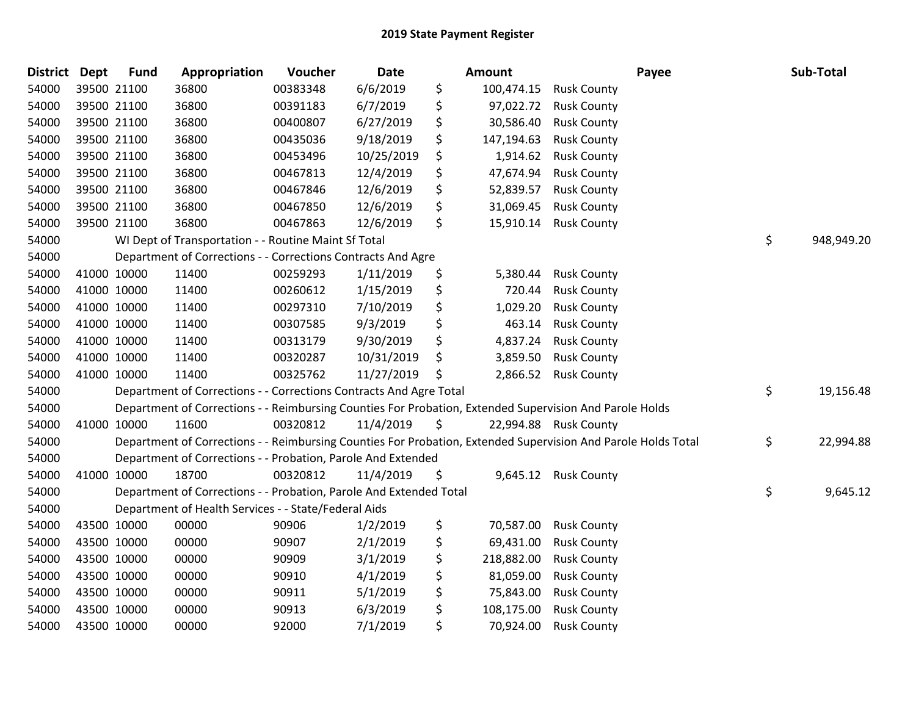# 2019 State Payment Register

| District | Dept | Fund | Appropriation | Voucher | Date | | Amount | Payee | | Sub-Total |
|---|---|---|---|---|---|---|---|---|---|---|
| 54000 | 39500 | 21100 | 36800 | 00383348 | 6/6/2019 | $ | 100,474.15 | Rusk County | | |
| 54000 | 39500 | 21100 | 36800 | 00391183 | 6/7/2019 | $ | 97,022.72 | Rusk County | | |
| 54000 | 39500 | 21100 | 36800 | 00400807 | 6/27/2019 | $ | 30,586.40 | Rusk County | | |
| 54000 | 39500 | 21100 | 36800 | 00435036 | 9/18/2019 | $ | 147,194.63 | Rusk County | | |
| 54000 | 39500 | 21100 | 36800 | 00453496 | 10/25/2019 | $ | 1,914.62 | Rusk County | | |
| 54000 | 39500 | 21100 | 36800 | 00467813 | 12/4/2019 | $ | 47,674.94 | Rusk County | | |
| 54000 | 39500 | 21100 | 36800 | 00467846 | 12/6/2019 | $ | 52,839.57 | Rusk County | | |
| 54000 | 39500 | 21100 | 36800 | 00467850 | 12/6/2019 | $ | 31,069.45 | Rusk County | | |
| 54000 | 39500 | 21100 | 36800 | 00467863 | 12/6/2019 | $ | 15,910.14 | Rusk County | | |
| 54000 | | | WI Dept of Transportation - - Routine Maint Sf Total | | | | | | $ | 948,949.20 |
| 54000 | | | Department of Corrections - - Corrections Contracts And Agre | | | | | | | |
| 54000 | 41000 | 10000 | 11400 | 00259293 | 1/11/2019 | $ | 5,380.44 | Rusk County | | |
| 54000 | 41000 | 10000 | 11400 | 00260612 | 1/15/2019 | $ | 720.44 | Rusk County | | |
| 54000 | 41000 | 10000 | 11400 | 00297310 | 7/10/2019 | $ | 1,029.20 | Rusk County | | |
| 54000 | 41000 | 10000 | 11400 | 00307585 | 9/3/2019 | $ | 463.14 | Rusk County | | |
| 54000 | 41000 | 10000 | 11400 | 00313179 | 9/30/2019 | $ | 4,837.24 | Rusk County | | |
| 54000 | 41000 | 10000 | 11400 | 00320287 | 10/31/2019 | $ | 3,859.50 | Rusk County | | |
| 54000 | 41000 | 10000 | 11400 | 00325762 | 11/27/2019 | $ | 2,866.52 | Rusk County | | |
| 54000 | | | Department of Corrections - - Corrections Contracts And Agre Total | | | | | | $ | 19,156.48 |
| 54000 | | | Department of Corrections - - Reimbursing Counties For Probation, Extended Supervision And Parole Holds | | | | | | | |
| 54000 | 41000 | 10000 | 11600 | 00320812 | 11/4/2019 | $ | 22,994.88 | Rusk County | | |
| 54000 | | | Department of Corrections - - Reimbursing Counties For Probation, Extended Supervision And Parole Holds Total | | | | | | $ | 22,994.88 |
| 54000 | | | Department of Corrections - - Probation, Parole And Extended | | | | | | | |
| 54000 | 41000 | 10000 | 18700 | 00320812 | 11/4/2019 | $ | 9,645.12 | Rusk County | | |
| 54000 | | | Department of Corrections - - Probation, Parole And Extended Total | | | | | | $ | 9,645.12 |
| 54000 | | | Department of Health Services - - State/Federal Aids | | | | | | | |
| 54000 | 43500 | 10000 | 00000 | 90906 | 1/2/2019 | $ | 70,587.00 | Rusk County | | |
| 54000 | 43500 | 10000 | 00000 | 90907 | 2/1/2019 | $ | 69,431.00 | Rusk County | | |
| 54000 | 43500 | 10000 | 00000 | 90909 | 3/1/2019 | $ | 218,882.00 | Rusk County | | |
| 54000 | 43500 | 10000 | 00000 | 90910 | 4/1/2019 | $ | 81,059.00 | Rusk County | | |
| 54000 | 43500 | 10000 | 00000 | 90911 | 5/1/2019 | $ | 75,843.00 | Rusk County | | |
| 54000 | 43500 | 10000 | 00000 | 90913 | 6/3/2019 | $ | 108,175.00 | Rusk County | | |
| 54000 | 43500 | 10000 | 00000 | 92000 | 7/1/2019 | $ | 70,924.00 | Rusk County | | |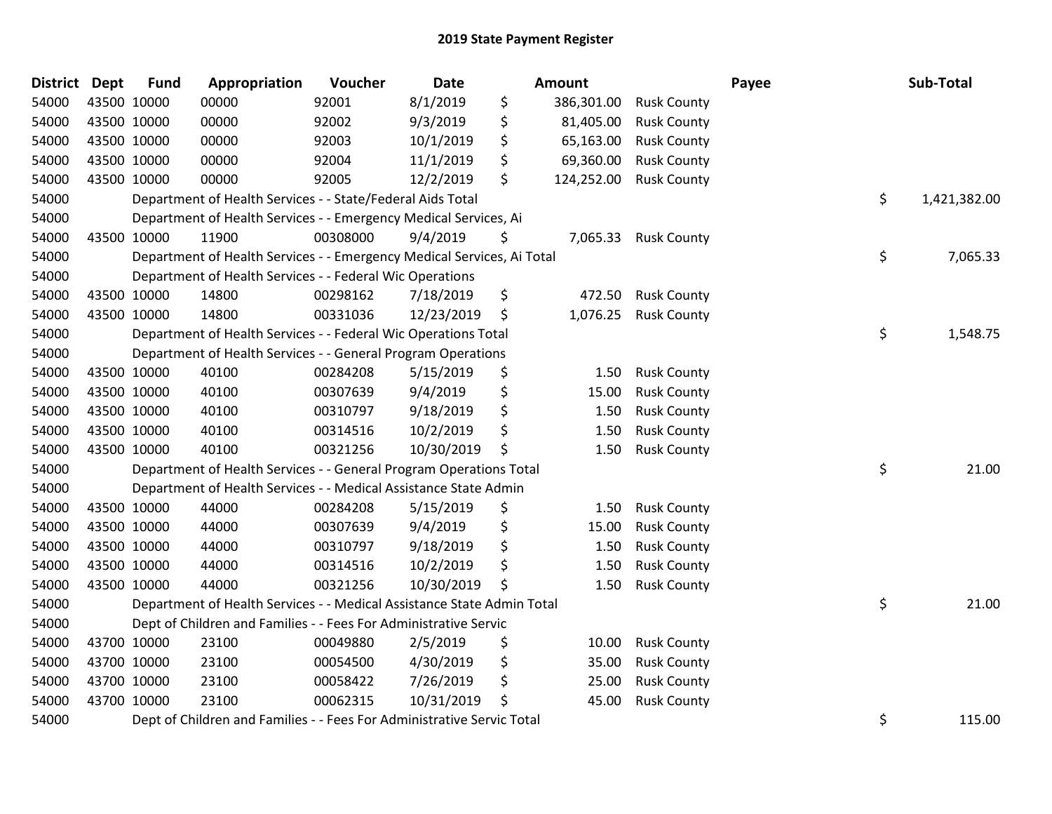# 2019 State Payment Register

| District | Dept | Fund | Appropriation | Voucher | Date | Amount | Payee | Sub-Total |
|---|---|---|---|---|---|---|---|---|
| 54000 | 43500 | 10000 | 00000 | 92001 | 8/1/2019 | $ 386,301.00 | Rusk County | |
| 54000 | 43500 | 10000 | 00000 | 92002 | 9/3/2019 | $ 81,405.00 | Rusk County | |
| 54000 | 43500 | 10000 | 00000 | 92003 | 10/1/2019 | $ 65,163.00 | Rusk County | |
| 54000 | 43500 | 10000 | 00000 | 92004 | 11/1/2019 | $ 69,360.00 | Rusk County | |
| 54000 | 43500 | 10000 | 00000 | 92005 | 12/2/2019 | $ 124,252.00 | Rusk County | |
| 54000 | | Department of Health Services - - State/Federal Aids Total | | | | | | $ 1,421,382.00 |
| 54000 | | Department of Health Services - - Emergency Medical Services, Ai | | | | | | |
| 54000 | 43500 | 10000 | 11900 | 00308000 | 9/4/2019 | $ 7,065.33 | Rusk County | |
| 54000 | | Department of Health Services - - Emergency Medical Services, Ai Total | | | | | | $ 7,065.33 |
| 54000 | | Department of Health Services - - Federal Wic Operations | | | | | | |
| 54000 | 43500 | 10000 | 14800 | 00298162 | 7/18/2019 | $ 472.50 | Rusk County | |
| 54000 | 43500 | 10000 | 14800 | 00331036 | 12/23/2019 | $ 1,076.25 | Rusk County | |
| 54000 | | Department of Health Services - - Federal Wic Operations Total | | | | | | $ 1,548.75 |
| 54000 | | Department of Health Services - - General Program Operations | | | | | | |
| 54000 | 43500 | 10000 | 40100 | 00284208 | 5/15/2019 | $ 1.50 | Rusk County | |
| 54000 | 43500 | 10000 | 40100 | 00307639 | 9/4/2019 | $ 15.00 | Rusk County | |
| 54000 | 43500 | 10000 | 40100 | 00310797 | 9/18/2019 | $ 1.50 | Rusk County | |
| 54000 | 43500 | 10000 | 40100 | 00314516 | 10/2/2019 | $ 1.50 | Rusk County | |
| 54000 | 43500 | 10000 | 40100 | 00321256 | 10/30/2019 | $ 1.50 | Rusk County | |
| 54000 | | Department of Health Services - - General Program Operations Total | | | | | | $ 21.00 |
| 54000 | | Department of Health Services - - Medical Assistance State Admin | | | | | | |
| 54000 | 43500 | 10000 | 44000 | 00284208 | 5/15/2019 | $ 1.50 | Rusk County | |
| 54000 | 43500 | 10000 | 44000 | 00307639 | 9/4/2019 | $ 15.00 | Rusk County | |
| 54000 | 43500 | 10000 | 44000 | 00310797 | 9/18/2019 | $ 1.50 | Rusk County | |
| 54000 | 43500 | 10000 | 44000 | 00314516 | 10/2/2019 | $ 1.50 | Rusk County | |
| 54000 | 43500 | 10000 | 44000 | 00321256 | 10/30/2019 | $ 1.50 | Rusk County | |
| 54000 | | Department of Health Services - - Medical Assistance State Admin Total | | | | | | $ 21.00 |
| 54000 | | Dept of Children and Families - - Fees For Administrative Servic | | | | | | |
| 54000 | 43700 | 10000 | 23100 | 00049880 | 2/5/2019 | $ 10.00 | Rusk County | |
| 54000 | 43700 | 10000 | 23100 | 00054500 | 4/30/2019 | $ 35.00 | Rusk County | |
| 54000 | 43700 | 10000 | 23100 | 00058422 | 7/26/2019 | $ 25.00 | Rusk County | |
| 54000 | 43700 | 10000 | 23100 | 00062315 | 10/31/2019 | $ 45.00 | Rusk County | |
| 54000 | | Dept of Children and Families - - Fees For Administrative Servic Total | | | | | | $ 115.00 |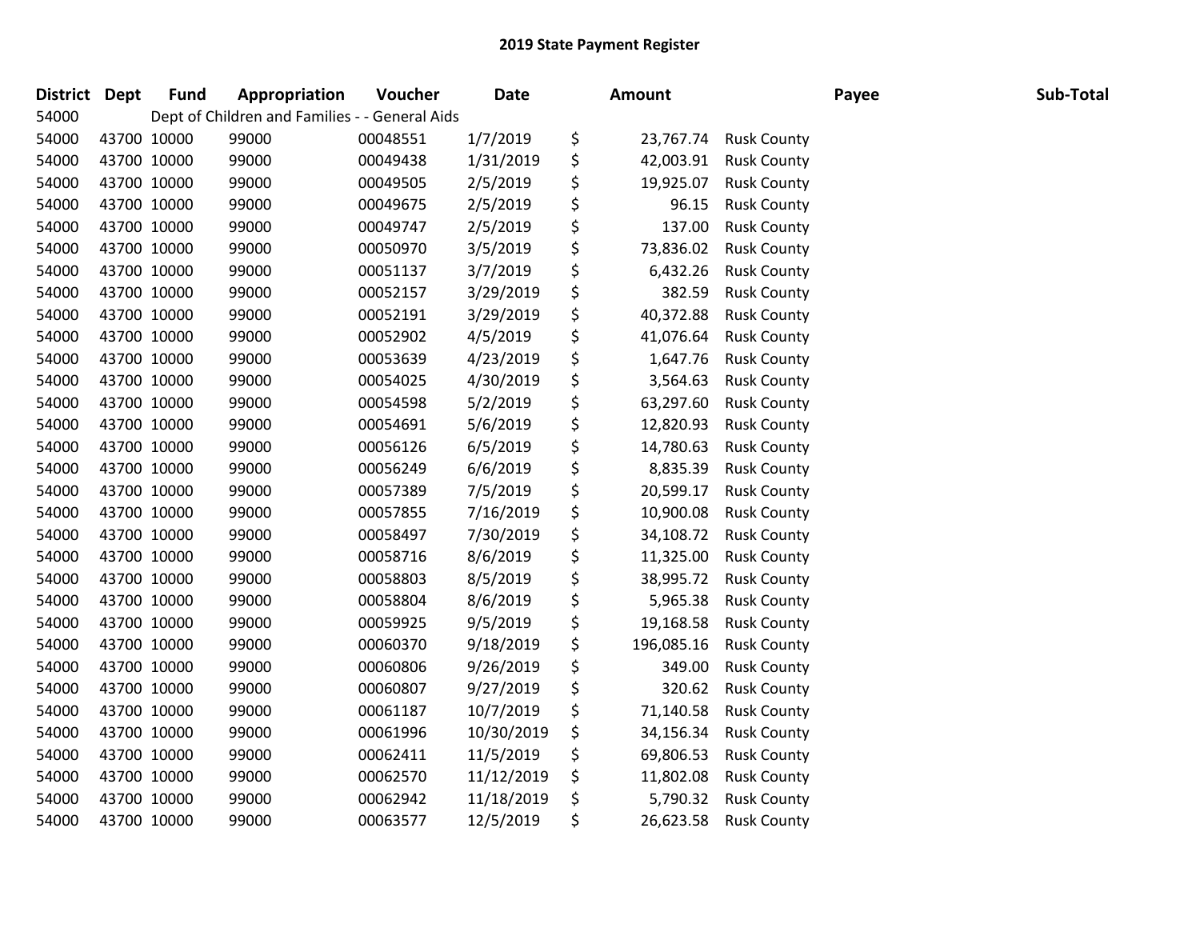## 2019 State Payment Register

| District | Dept | Fund | Appropriation | Voucher | Date | Amount | Payee | Sub-Total |
|---|---|---|---|---|---|---|---|---|
| 54000 | Dept of Children and Families - - General Aids | | | | | | | |
| 54000 | 43700 | 10000 | 99000 | 00048551 | 1/7/2019 | $ 23,767.74 | Rusk County | |
| 54000 | 43700 | 10000 | 99000 | 00049438 | 1/31/2019 | $ 42,003.91 | Rusk County | |
| 54000 | 43700 | 10000 | 99000 | 00049505 | 2/5/2019 | $ 19,925.07 | Rusk County | |
| 54000 | 43700 | 10000 | 99000 | 00049675 | 2/5/2019 | $ 96.15 | Rusk County | |
| 54000 | 43700 | 10000 | 99000 | 00049747 | 2/5/2019 | $ 137.00 | Rusk County | |
| 54000 | 43700 | 10000 | 99000 | 00050970 | 3/5/2019 | $ 73,836.02 | Rusk County | |
| 54000 | 43700 | 10000 | 99000 | 00051137 | 3/7/2019 | $ 6,432.26 | Rusk County | |
| 54000 | 43700 | 10000 | 99000 | 00052157 | 3/29/2019 | $ 382.59 | Rusk County | |
| 54000 | 43700 | 10000 | 99000 | 00052191 | 3/29/2019 | $ 40,372.88 | Rusk County | |
| 54000 | 43700 | 10000 | 99000 | 00052902 | 4/5/2019 | $ 41,076.64 | Rusk County | |
| 54000 | 43700 | 10000 | 99000 | 00053639 | 4/23/2019 | $ 1,647.76 | Rusk County | |
| 54000 | 43700 | 10000 | 99000 | 00054025 | 4/30/2019 | $ 3,564.63 | Rusk County | |
| 54000 | 43700 | 10000 | 99000 | 00054598 | 5/2/2019 | $ 63,297.60 | Rusk County | |
| 54000 | 43700 | 10000 | 99000 | 00054691 | 5/6/2019 | $ 12,820.93 | Rusk County | |
| 54000 | 43700 | 10000 | 99000 | 00056126 | 6/5/2019 | $ 14,780.63 | Rusk County | |
| 54000 | 43700 | 10000 | 99000 | 00056249 | 6/6/2019 | $ 8,835.39 | Rusk County | |
| 54000 | 43700 | 10000 | 99000 | 00057389 | 7/5/2019 | $ 20,599.17 | Rusk County | |
| 54000 | 43700 | 10000 | 99000 | 00057855 | 7/16/2019 | $ 10,900.08 | Rusk County | |
| 54000 | 43700 | 10000 | 99000 | 00058497 | 7/30/2019 | $ 34,108.72 | Rusk County | |
| 54000 | 43700 | 10000 | 99000 | 00058716 | 8/6/2019 | $ 11,325.00 | Rusk County | |
| 54000 | 43700 | 10000 | 99000 | 00058803 | 8/5/2019 | $ 38,995.72 | Rusk County | |
| 54000 | 43700 | 10000 | 99000 | 00058804 | 8/6/2019 | $ 5,965.38 | Rusk County | |
| 54000 | 43700 | 10000 | 99000 | 00059925 | 9/5/2019 | $ 19,168.58 | Rusk County | |
| 54000 | 43700 | 10000 | 99000 | 00060370 | 9/18/2019 | $ 196,085.16 | Rusk County | |
| 54000 | 43700 | 10000 | 99000 | 00060806 | 9/26/2019 | $ 349.00 | Rusk County | |
| 54000 | 43700 | 10000 | 99000 | 00060807 | 9/27/2019 | $ 320.62 | Rusk County | |
| 54000 | 43700 | 10000 | 99000 | 00061187 | 10/7/2019 | $ 71,140.58 | Rusk County | |
| 54000 | 43700 | 10000 | 99000 | 00061996 | 10/30/2019 | $ 34,156.34 | Rusk County | |
| 54000 | 43700 | 10000 | 99000 | 00062411 | 11/5/2019 | $ 69,806.53 | Rusk County | |
| 54000 | 43700 | 10000 | 99000 | 00062570 | 11/12/2019 | $ 11,802.08 | Rusk County | |
| 54000 | 43700 | 10000 | 99000 | 00062942 | 11/18/2019 | $ 5,790.32 | Rusk County | |
| 54000 | 43700 | 10000 | 99000 | 00063577 | 12/5/2019 | $ 26,623.58 | Rusk County | |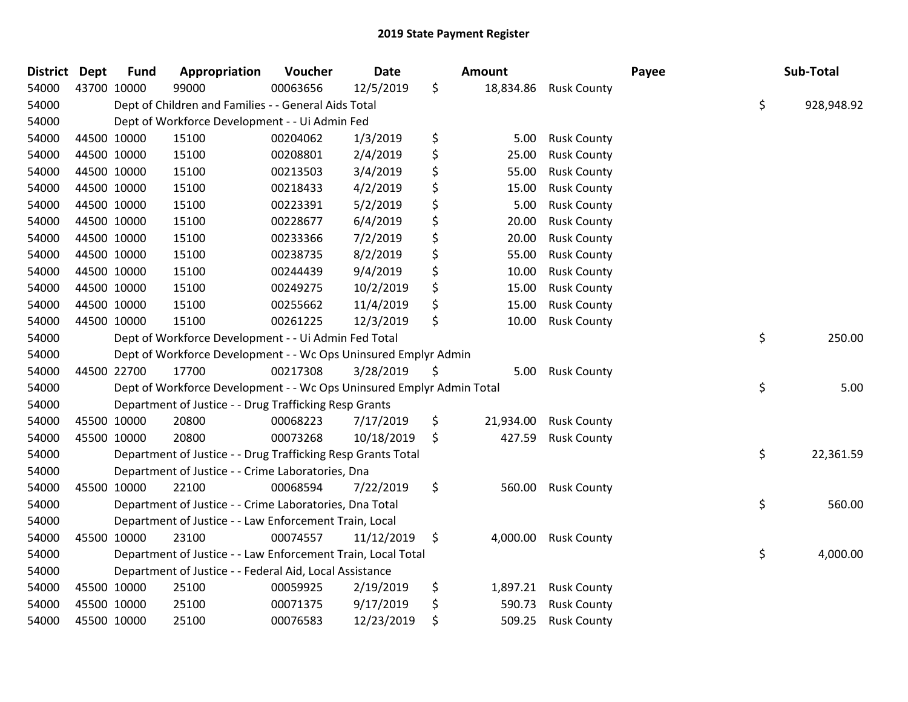# 2019 State Payment Register

| District | Dept | Fund | Appropriation | Voucher | Date | Amount | Payee | Sub-Total |
|---|---|---|---|---|---|---|---|---|
| 54000 | 43700 | 10000 | 99000 | 00063656 | 12/5/2019 | $ 18,834.86 | Rusk County | |
| 54000 | | Dept of Children and Families - - General Aids Total | | | | | | $ 928,948.92 |
| 54000 | | Dept of Workforce Development - - Ui Admin Fed | | | | | | |
| 54000 | 44500 | 10000 | 15100 | 00204062 | 1/3/2019 | $ 5.00 | Rusk County | |
| 54000 | 44500 | 10000 | 15100 | 00208801 | 2/4/2019 | $ 25.00 | Rusk County | |
| 54000 | 44500 | 10000 | 15100 | 00213503 | 3/4/2019 | $ 55.00 | Rusk County | |
| 54000 | 44500 | 10000 | 15100 | 00218433 | 4/2/2019 | $ 15.00 | Rusk County | |
| 54000 | 44500 | 10000 | 15100 | 00223391 | 5/2/2019 | $ 5.00 | Rusk County | |
| 54000 | 44500 | 10000 | 15100 | 00228677 | 6/4/2019 | $ 20.00 | Rusk County | |
| 54000 | 44500 | 10000 | 15100 | 00233366 | 7/2/2019 | $ 20.00 | Rusk County | |
| 54000 | 44500 | 10000 | 15100 | 00238735 | 8/2/2019 | $ 55.00 | Rusk County | |
| 54000 | 44500 | 10000 | 15100 | 00244439 | 9/4/2019 | $ 10.00 | Rusk County | |
| 54000 | 44500 | 10000 | 15100 | 00249275 | 10/2/2019 | $ 15.00 | Rusk County | |
| 54000 | 44500 | 10000 | 15100 | 00255662 | 11/4/2019 | $ 15.00 | Rusk County | |
| 54000 | 44500 | 10000 | 15100 | 00261225 | 12/3/2019 | $ 10.00 | Rusk County | |
| 54000 | | Dept of Workforce Development - - Ui Admin Fed Total | | | | | | $ 250.00 |
| 54000 | | Dept of Workforce Development - - Wc Ops Uninsured Emplyr Admin | | | | | | |
| 54000 | 44500 | 22700 | 17700 | 00217308 | 3/28/2019 | $ 5.00 | Rusk County | |
| 54000 | | Dept of Workforce Development - - Wc Ops Uninsured Emplyr Admin Total | | | | | | $ 5.00 |
| 54000 | | Department of Justice - - Drug Trafficking Resp Grants | | | | | | |
| 54000 | 45500 | 10000 | 20800 | 00068223 | 7/17/2019 | $ 21,934.00 | Rusk County | |
| 54000 | 45500 | 10000 | 20800 | 00073268 | 10/18/2019 | $ 427.59 | Rusk County | |
| 54000 | | Department of Justice - - Drug Trafficking Resp Grants Total | | | | | | $ 22,361.59 |
| 54000 | | Department of Justice - - Crime Laboratories, Dna | | | | | | |
| 54000 | 45500 | 10000 | 22100 | 00068594 | 7/22/2019 | $ 560.00 | Rusk County | |
| 54000 | | Department of Justice - - Crime Laboratories, Dna Total | | | | | | $ 560.00 |
| 54000 | | Department of Justice - - Law Enforcement Train, Local | | | | | | |
| 54000 | 45500 | 10000 | 23100 | 00074557 | 11/12/2019 | $ 4,000.00 | Rusk County | |
| 54000 | | Department of Justice - - Law Enforcement Train, Local Total | | | | | | $ 4,000.00 |
| 54000 | | Department of Justice - - Federal Aid, Local Assistance | | | | | | |
| 54000 | 45500 | 10000 | 25100 | 00059925 | 2/19/2019 | $ 1,897.21 | Rusk County | |
| 54000 | 45500 | 10000 | 25100 | 00071375 | 9/17/2019 | $ 590.73 | Rusk County | |
| 54000 | 45500 | 10000 | 25100 | 00076583 | 12/23/2019 | $ 509.25 | Rusk County | |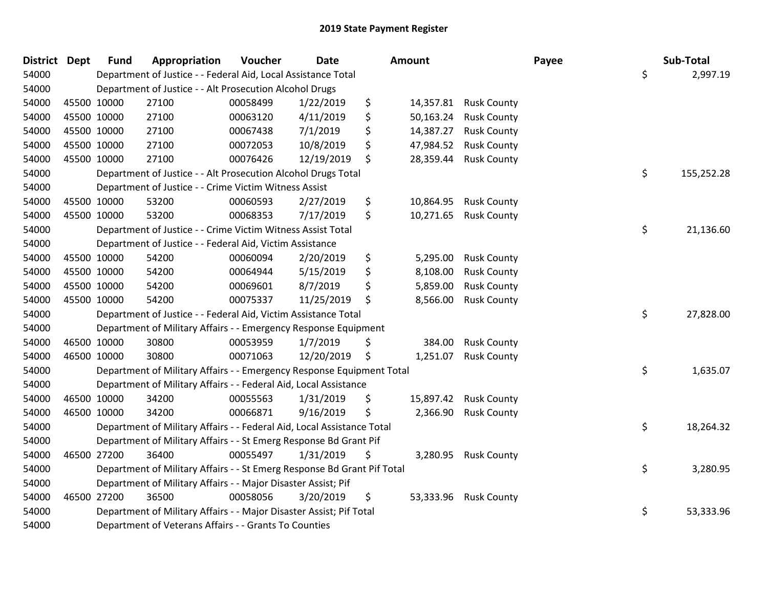# 2019 State Payment Register

| District | Dept | Fund | Appropriation | Voucher | Date | Amount | Payee | Sub-Total |
|---|---|---|---|---|---|---|---|---|
| 54000 | | Department of Justice - - Federal Aid, Local Assistance Total | | | | | | $ 2,997.19 |
| 54000 | | Department of Justice - - Alt Prosecution Alcohol Drugs | | | | | | |
| 54000 | 45500 | 10000 | 27100 | 00058499 | 1/22/2019 | $ 14,357.81 | Rusk County | |
| 54000 | 45500 | 10000 | 27100 | 00063120 | 4/11/2019 | $ 50,163.24 | Rusk County | |
| 54000 | 45500 | 10000 | 27100 | 00067438 | 7/1/2019 | $ 14,387.27 | Rusk County | |
| 54000 | 45500 | 10000 | 27100 | 00072053 | 10/8/2019 | $ 47,984.52 | Rusk County | |
| 54000 | 45500 | 10000 | 27100 | 00076426 | 12/19/2019 | $ 28,359.44 | Rusk County | |
| 54000 | | Department of Justice - - Alt Prosecution Alcohol Drugs Total | | | | | | $ 155,252.28 |
| 54000 | | Department of Justice - - Crime Victim Witness Assist | | | | | | |
| 54000 | 45500 | 10000 | 53200 | 00060593 | 2/27/2019 | $ 10,864.95 | Rusk County | |
| 54000 | 45500 | 10000 | 53200 | 00068353 | 7/17/2019 | $ 10,271.65 | Rusk County | |
| 54000 | | Department of Justice - - Crime Victim Witness Assist Total | | | | | | $ 21,136.60 |
| 54000 | | Department of Justice - - Federal Aid, Victim Assistance | | | | | | |
| 54000 | 45500 | 10000 | 54200 | 00060094 | 2/20/2019 | $ 5,295.00 | Rusk County | |
| 54000 | 45500 | 10000 | 54200 | 00064944 | 5/15/2019 | $ 8,108.00 | Rusk County | |
| 54000 | 45500 | 10000 | 54200 | 00069601 | 8/7/2019 | $ 5,859.00 | Rusk County | |
| 54000 | 45500 | 10000 | 54200 | 00075337 | 11/25/2019 | $ 8,566.00 | Rusk County | |
| 54000 | | Department of Justice - - Federal Aid, Victim Assistance Total | | | | | | $ 27,828.00 |
| 54000 | | Department of Military Affairs - - Emergency Response Equipment | | | | | | |
| 54000 | 46500 | 10000 | 30800 | 00053959 | 1/7/2019 | $ 384.00 | Rusk County | |
| 54000 | 46500 | 10000 | 30800 | 00071063 | 12/20/2019 | $ 1,251.07 | Rusk County | |
| 54000 | | Department of Military Affairs - - Emergency Response Equipment Total | | | | | | $ 1,635.07 |
| 54000 | | Department of Military Affairs - - Federal Aid, Local Assistance | | | | | | |
| 54000 | 46500 | 10000 | 34200 | 00055563 | 1/31/2019 | $ 15,897.42 | Rusk County | |
| 54000 | 46500 | 10000 | 34200 | 00066871 | 9/16/2019 | $ 2,366.90 | Rusk County | |
| 54000 | | Department of Military Affairs - - Federal Aid, Local Assistance Total | | | | | | $ 18,264.32 |
| 54000 | | Department of Military Affairs - - St Emerg Response Bd Grant Pif | | | | | | |
| 54000 | 46500 | 27200 | 36400 | 00055497 | 1/31/2019 | $ 3,280.95 | Rusk County | |
| 54000 | | Department of Military Affairs - - St Emerg Response Bd Grant Pif Total | | | | | | $ 3,280.95 |
| 54000 | | Department of Military Affairs - - Major Disaster Assist; Pif | | | | | | |
| 54000 | 46500 | 27200 | 36500 | 00058056 | 3/20/2019 | $ 53,333.96 | Rusk County | |
| 54000 | | Department of Military Affairs - - Major Disaster Assist; Pif Total | | | | | | $ 53,333.96 |
| 54000 | | Department of Veterans Affairs - - Grants To Counties | | | | | | |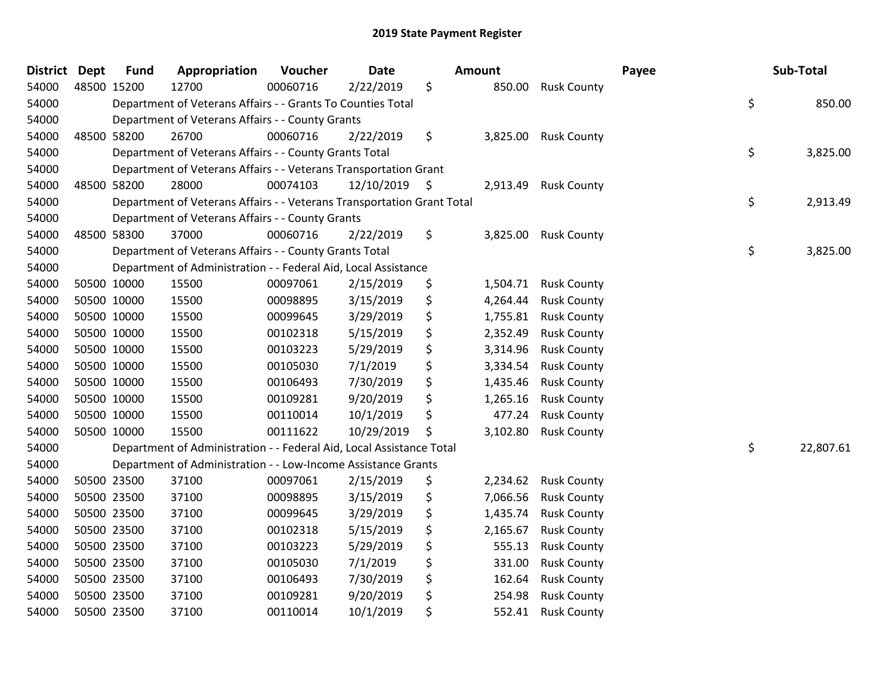# 2019 State Payment Register

| District | Dept | Fund | Appropriation | Voucher | Date | Amount | Payee | Sub-Total |
|---|---|---|---|---|---|---|---|---|
| 54000 | 48500 | 15200 | 12700 | 00060716 | 2/22/2019 | $ 850.00 | Rusk County | |
| 54000 | | Department of Veterans Affairs - - Grants To Counties Total | | | | | | $ 850.00 |
| 54000 | | Department of Veterans Affairs - - County Grants | | | | | | |
| 54000 | 48500 | 58200 | 26700 | 00060716 | 2/22/2019 | $ 3,825.00 | Rusk County | |
| 54000 | | Department of Veterans Affairs - - County Grants Total | | | | | | $ 3,825.00 |
| 54000 | | Department of Veterans Affairs - - Veterans Transportation Grant | | | | | | |
| 54000 | 48500 | 58200 | 28000 | 00074103 | 12/10/2019 | $ 2,913.49 | Rusk County | |
| 54000 | | Department of Veterans Affairs - - Veterans Transportation Grant Total | | | | | | $ 2,913.49 |
| 54000 | | Department of Veterans Affairs - - County Grants | | | | | | |
| 54000 | 48500 | 58300 | 37000 | 00060716 | 2/22/2019 | $ 3,825.00 | Rusk County | |
| 54000 | | Department of Veterans Affairs - - County Grants Total | | | | | | $ 3,825.00 |
| 54000 | | Department of Administration - - Federal Aid, Local Assistance | | | | | | |
| 54000 | 50500 | 10000 | 15500 | 00097061 | 2/15/2019 | $ 1,504.71 | Rusk County | |
| 54000 | 50500 | 10000 | 15500 | 00098895 | 3/15/2019 | $ 4,264.44 | Rusk County | |
| 54000 | 50500 | 10000 | 15500 | 00099645 | 3/29/2019 | $ 1,755.81 | Rusk County | |
| 54000 | 50500 | 10000 | 15500 | 00102318 | 5/15/2019 | $ 2,352.49 | Rusk County | |
| 54000 | 50500 | 10000 | 15500 | 00103223 | 5/29/2019 | $ 3,314.96 | Rusk County | |
| 54000 | 50500 | 10000 | 15500 | 00105030 | 7/1/2019 | $ 3,334.54 | Rusk County | |
| 54000 | 50500 | 10000 | 15500 | 00106493 | 7/30/2019 | $ 1,435.46 | Rusk County | |
| 54000 | 50500 | 10000 | 15500 | 00109281 | 9/20/2019 | $ 1,265.16 | Rusk County | |
| 54000 | 50500 | 10000 | 15500 | 00110014 | 10/1/2019 | $ 477.24 | Rusk County | |
| 54000 | 50500 | 10000 | 15500 | 00111622 | 10/29/2019 | $ 3,102.80 | Rusk County | |
| 54000 | | Department of Administration - - Federal Aid, Local Assistance Total | | | | | | $ 22,807.61 |
| 54000 | | Department of Administration - - Low-Income Assistance Grants | | | | | | |
| 54000 | 50500 | 23500 | 37100 | 00097061 | 2/15/2019 | $ 2,234.62 | Rusk County | |
| 54000 | 50500 | 23500 | 37100 | 00098895 | 3/15/2019 | $ 7,066.56 | Rusk County | |
| 54000 | 50500 | 23500 | 37100 | 00099645 | 3/29/2019 | $ 1,435.74 | Rusk County | |
| 54000 | 50500 | 23500 | 37100 | 00102318 | 5/15/2019 | $ 2,165.67 | Rusk County | |
| 54000 | 50500 | 23500 | 37100 | 00103223 | 5/29/2019 | $ 555.13 | Rusk County | |
| 54000 | 50500 | 23500 | 37100 | 00105030 | 7/1/2019 | $ 331.00 | Rusk County | |
| 54000 | 50500 | 23500 | 37100 | 00106493 | 7/30/2019 | $ 162.64 | Rusk County | |
| 54000 | 50500 | 23500 | 37100 | 00109281 | 9/20/2019 | $ 254.98 | Rusk County | |
| 54000 | 50500 | 23500 | 37100 | 00110014 | 10/1/2019 | $ 552.41 | Rusk County | |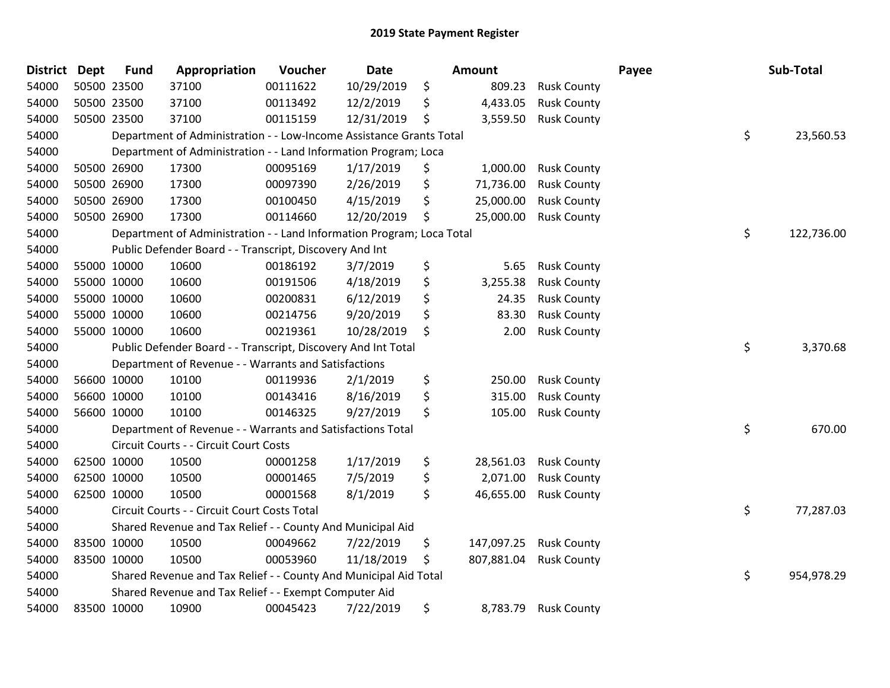## 2019 State Payment Register

| District | Dept | Fund | Appropriation | Voucher | Date | Amount | Payee | Sub-Total |
|---|---|---|---|---|---|---|---|---|
| 54000 | 50500 | 23500 | 37100 | 00111622 | 10/29/2019 | $ 809.23 | Rusk County | |
| 54000 | 50500 | 23500 | 37100 | 00113492 | 12/2/2019 | $ 4,433.05 | Rusk County | |
| 54000 | 50500 | 23500 | 37100 | 00115159 | 12/31/2019 | $ 3,559.50 | Rusk County | |
| 54000 | | Department of Administration - - Low-Income Assistance Grants Total | | | | | | $ 23,560.53 |
| 54000 | | Department of Administration - - Land Information Program; Loca | | | | | | |
| 54000 | 50500 | 26900 | 17300 | 00095169 | 1/17/2019 | $ 1,000.00 | Rusk County | |
| 54000 | 50500 | 26900 | 17300 | 00097390 | 2/26/2019 | $ 71,736.00 | Rusk County | |
| 54000 | 50500 | 26900 | 17300 | 00100450 | 4/15/2019 | $ 25,000.00 | Rusk County | |
| 54000 | 50500 | 26900 | 17300 | 00114660 | 12/20/2019 | $ 25,000.00 | Rusk County | |
| 54000 | | Department of Administration - - Land Information Program; Loca Total | | | | | | $ 122,736.00 |
| 54000 | | Public Defender Board - - Transcript, Discovery And Int | | | | | | |
| 54000 | 55000 | 10000 | 10600 | 00186192 | 3/7/2019 | $ 5.65 | Rusk County | |
| 54000 | 55000 | 10000 | 10600 | 00191506 | 4/18/2019 | $ 3,255.38 | Rusk County | |
| 54000 | 55000 | 10000 | 10600 | 00200831 | 6/12/2019 | $ 24.35 | Rusk County | |
| 54000 | 55000 | 10000 | 10600 | 00214756 | 9/20/2019 | $ 83.30 | Rusk County | |
| 54000 | 55000 | 10000 | 10600 | 00219361 | 10/28/2019 | $ 2.00 | Rusk County | |
| 54000 | | Public Defender Board - - Transcript, Discovery And Int Total | | | | | | $ 3,370.68 |
| 54000 | | Department of Revenue - - Warrants and Satisfactions | | | | | | |
| 54000 | 56600 | 10000 | 10100 | 00119936 | 2/1/2019 | $ 250.00 | Rusk County | |
| 54000 | 56600 | 10000 | 10100 | 00143416 | 8/16/2019 | $ 315.00 | Rusk County | |
| 54000 | 56600 | 10000 | 10100 | 00146325 | 9/27/2019 | $ 105.00 | Rusk County | |
| 54000 | | Department of Revenue - - Warrants and Satisfactions Total | | | | | | $ 670.00 |
| 54000 | | Circuit Courts - - Circuit Court Costs | | | | | | |
| 54000 | 62500 | 10000 | 10500 | 00001258 | 1/17/2019 | $ 28,561.03 | Rusk County | |
| 54000 | 62500 | 10000 | 10500 | 00001465 | 7/5/2019 | $ 2,071.00 | Rusk County | |
| 54000 | 62500 | 10000 | 10500 | 00001568 | 8/1/2019 | $ 46,655.00 | Rusk County | |
| 54000 | | Circuit Courts - - Circuit Court Costs Total | | | | | | $ 77,287.03 |
| 54000 | | Shared Revenue and Tax Relief - - County And Municipal Aid | | | | | | |
| 54000 | 83500 | 10000 | 10500 | 00049662 | 7/22/2019 | $ 147,097.25 | Rusk County | |
| 54000 | 83500 | 10000 | 10500 | 00053960 | 11/18/2019 | $ 807,881.04 | Rusk County | |
| 54000 | | Shared Revenue and Tax Relief - - County And Municipal Aid Total | | | | | | $ 954,978.29 |
| 54000 | | Shared Revenue and Tax Relief - - Exempt Computer Aid | | | | | | |
| 54000 | 83500 | 10000 | 10900 | 00045423 | 7/22/2019 | $ 8,783.79 | Rusk County | |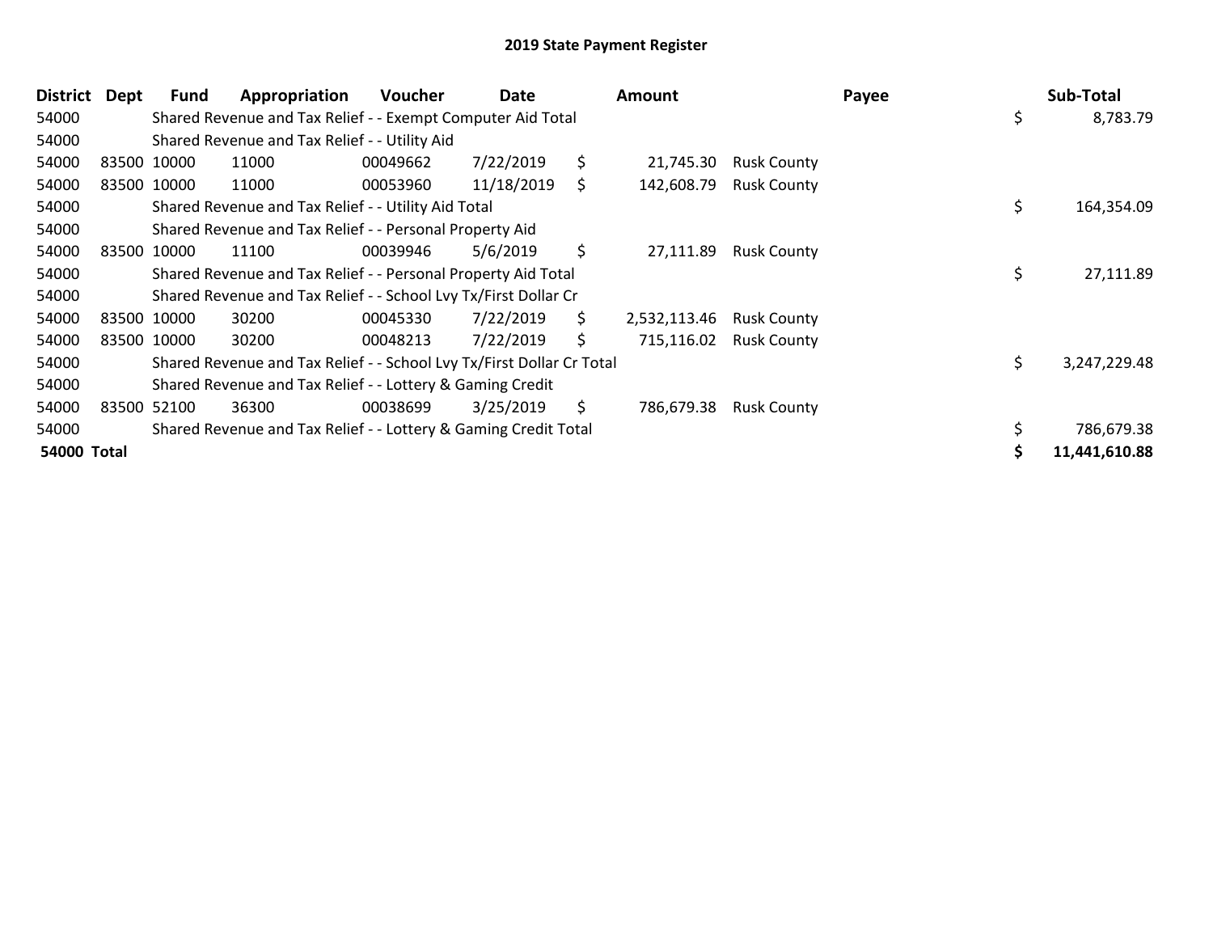# 2019 State Payment Register

| District | Dept | Fund | Appropriation | Voucher | Date | Amount | Payee | Sub-Total |
|---|---|---|---|---|---|---|---|---|
| 54000 | | Shared Revenue and Tax Relief - - Exempt Computer Aid Total | | | | | | $ 8,783.79 |
| 54000 | | Shared Revenue and Tax Relief - - Utility Aid | | | | | | |
| 54000 | 83500 | 10000 | 11000 | 00049662 | 7/22/2019 | $ 21,745.30 | Rusk County | |
| 54000 | 83500 | 10000 | 11000 | 00053960 | 11/18/2019 | $ 142,608.79 | Rusk County | |
| 54000 | | Shared Revenue and Tax Relief - - Utility Aid Total | | | | | | $ 164,354.09 |
| 54000 | | Shared Revenue and Tax Relief - - Personal Property Aid | | | | | | |
| 54000 | 83500 | 10000 | 11100 | 00039946 | 5/6/2019 | $ 27,111.89 | Rusk County | |
| 54000 | | Shared Revenue and Tax Relief - - Personal Property Aid Total | | | | | | $ 27,111.89 |
| 54000 | | Shared Revenue and Tax Relief - - School Lvy Tx/First Dollar Cr | | | | | | |
| 54000 | 83500 | 10000 | 30200 | 00045330 | 7/22/2019 | $ 2,532,113.46 | Rusk County | |
| 54000 | 83500 | 10000 | 30200 | 00048213 | 7/22/2019 | $ 715,116.02 | Rusk County | |
| 54000 | | Shared Revenue and Tax Relief - - School Lvy Tx/First Dollar Cr Total | | | | | | $ 3,247,229.48 |
| 54000 | | Shared Revenue and Tax Relief - - Lottery & Gaming Credit | | | | | | |
| 54000 | 83500 | 52100 | 36300 | 00038699 | 3/25/2019 | $ 786,679.38 | Rusk County | |
| 54000 | | Shared Revenue and Tax Relief - - Lottery & Gaming Credit Total | | | | | | $ 786,679.38 |
| **54000 Total** | | | | | | | | **$ 11,441,610.88** |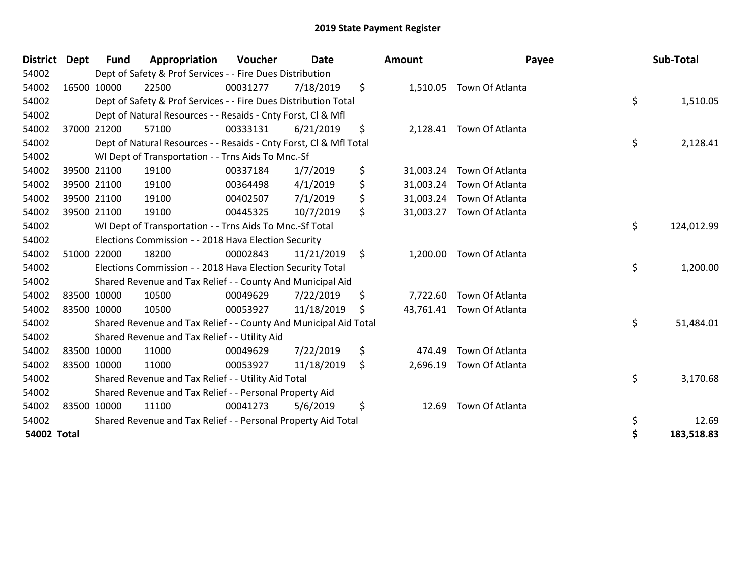# 2019 State Payment Register

| District | Dept | Fund | Appropriation | Voucher | Date | Amount | Payee | Sub-Total |
|---|---|---|---|---|---|---|---|---|
| 54002 | | Dept of Safety & Prof Services - - Fire Dues Distribution | | | | | | |
| 54002 | 16500 | 10000 | 22500 | 00031277 | 7/18/2019 | $ 1,510.05 | Town Of Atlanta | |
| 54002 | | Dept of Safety & Prof Services - - Fire Dues Distribution Total | | | | | | $ 1,510.05 |
| 54002 | | Dept of Natural Resources - - Resaids - Cnty Forst, Cl & Mfl | | | | | | |
| 54002 | 37000 | 21200 | 57100 | 00333131 | 6/21/2019 | $ 2,128.41 | Town Of Atlanta | |
| 54002 | | Dept of Natural Resources - - Resaids - Cnty Forst, Cl & Mfl Total | | | | | | $ 2,128.41 |
| 54002 | | WI Dept of Transportation - - Trns Aids To Mnc.-Sf | | | | | | |
| 54002 | 39500 | 21100 | 19100 | 00337184 | 1/7/2019 | $ 31,003.24 | Town Of Atlanta | |
| 54002 | 39500 | 21100 | 19100 | 00364498 | 4/1/2019 | $ 31,003.24 | Town Of Atlanta | |
| 54002 | 39500 | 21100 | 19100 | 00402507 | 7/1/2019 | $ 31,003.24 | Town Of Atlanta | |
| 54002 | 39500 | 21100 | 19100 | 00445325 | 10/7/2019 | $ 31,003.27 | Town Of Atlanta | |
| 54002 | | WI Dept of Transportation - - Trns Aids To Mnc.-Sf Total | | | | | | $ 124,012.99 |
| 54002 | | Elections Commission - - 2018 Hava Election Security | | | | | | |
| 54002 | 51000 | 22000 | 18200 | 00002843 | 11/21/2019 | $ 1,200.00 | Town Of Atlanta | |
| 54002 | | Elections Commission - - 2018 Hava Election Security Total | | | | | | $ 1,200.00 |
| 54002 | | Shared Revenue and Tax Relief - - County And Municipal Aid | | | | | | |
| 54002 | 83500 | 10000 | 10500 | 00049629 | 7/22/2019 | $ 7,722.60 | Town Of Atlanta | |
| 54002 | 83500 | 10000 | 10500 | 00053927 | 11/18/2019 | $ 43,761.41 | Town Of Atlanta | |
| 54002 | | Shared Revenue and Tax Relief - - County And Municipal Aid Total | | | | | | $ 51,484.01 |
| 54002 | | Shared Revenue and Tax Relief - - Utility Aid | | | | | | |
| 54002 | 83500 | 10000 | 11000 | 00049629 | 7/22/2019 | $ 474.49 | Town Of Atlanta | |
| 54002 | 83500 | 10000 | 11000 | 00053927 | 11/18/2019 | $ 2,696.19 | Town Of Atlanta | |
| 54002 | | Shared Revenue and Tax Relief - - Utility Aid Total | | | | | | $ 3,170.68 |
| 54002 | | Shared Revenue and Tax Relief - - Personal Property Aid | | | | | | |
| 54002 | 83500 | 10000 | 11100 | 00041273 | 5/6/2019 | $ 12.69 | Town Of Atlanta | |
| 54002 | | Shared Revenue and Tax Relief - - Personal Property Aid Total | | | | | | $ 12.69 |
| **54002 Total** | | | | | | | | **$ 183,518.83** |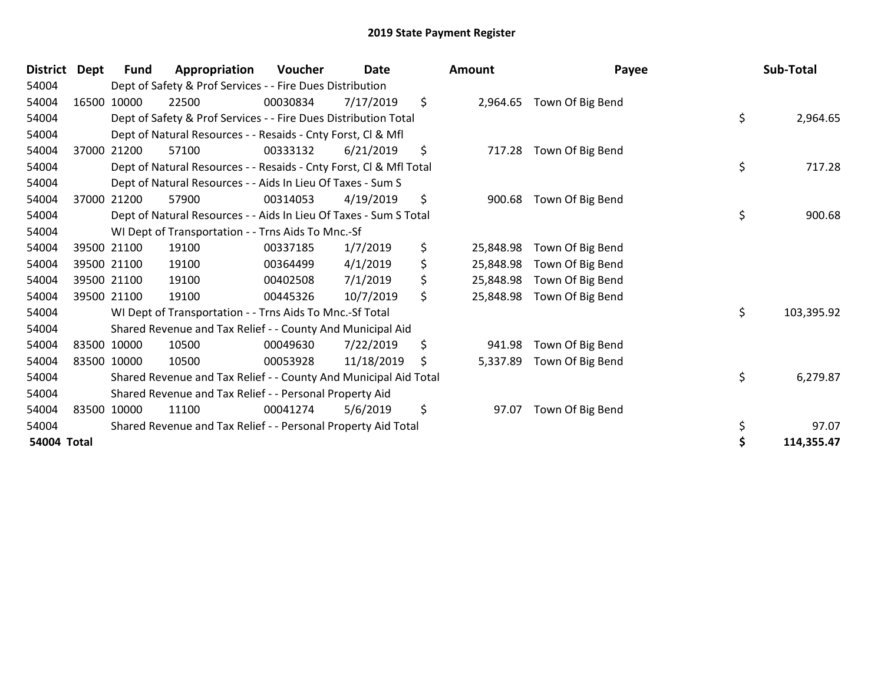# 2019 State Payment Register

| District | Dept | Fund | Appropriation | Voucher | Date | Amount | Payee | Sub-Total |
|---|---|---|---|---|---|---|---|---|
| 54004 | | Dept of Safety & Prof Services - - Fire Dues Distribution | | | | | | |
| 54004 | 16500 | 10000 | 22500 | 00030834 | 7/17/2019 | $ 2,964.65 | Town Of Big Bend | |
| 54004 | | Dept of Safety & Prof Services - - Fire Dues Distribution Total | | | | | | $ 2,964.65 |
| 54004 | | Dept of Natural Resources - - Resaids - Cnty Forst, Cl & Mfl | | | | | | |
| 54004 | 37000 | 21200 | 57100 | 00333132 | 6/21/2019 | $ 717.28 | Town Of Big Bend | |
| 54004 | | Dept of Natural Resources - - Resaids - Cnty Forst, Cl & Mfl Total | | | | | | $ 717.28 |
| 54004 | | Dept of Natural Resources - - Aids In Lieu Of Taxes - Sum S | | | | | | |
| 54004 | 37000 | 21200 | 57900 | 00314053 | 4/19/2019 | $ 900.68 | Town Of Big Bend | |
| 54004 | | Dept of Natural Resources - - Aids In Lieu Of Taxes - Sum S Total | | | | | | $ 900.68 |
| 54004 | | WI Dept of Transportation - - Trns Aids To Mnc.-Sf | | | | | | |
| 54004 | 39500 | 21100 | 19100 | 00337185 | 1/7/2019 | $ 25,848.98 | Town Of Big Bend | |
| 54004 | 39500 | 21100 | 19100 | 00364499 | 4/1/2019 | $ 25,848.98 | Town Of Big Bend | |
| 54004 | 39500 | 21100 | 19100 | 00402508 | 7/1/2019 | $ 25,848.98 | Town Of Big Bend | |
| 54004 | 39500 | 21100 | 19100 | 00445326 | 10/7/2019 | $ 25,848.98 | Town Of Big Bend | |
| 54004 | | WI Dept of Transportation - - Trns Aids To Mnc.-Sf Total | | | | | | $ 103,395.92 |
| 54004 | | Shared Revenue and Tax Relief - - County And Municipal Aid | | | | | | |
| 54004 | 83500 | 10000 | 10500 | 00049630 | 7/22/2019 | $ 941.98 | Town Of Big Bend | |
| 54004 | 83500 | 10000 | 10500 | 00053928 | 11/18/2019 | $ 5,337.89 | Town Of Big Bend | |
| 54004 | | Shared Revenue and Tax Relief - - County And Municipal Aid Total | | | | | | $ 6,279.87 |
| 54004 | | Shared Revenue and Tax Relief - - Personal Property Aid | | | | | | |
| 54004 | 83500 | 10000 | 11100 | 00041274 | 5/6/2019 | $ 97.07 | Town Of Big Bend | |
| 54004 | | Shared Revenue and Tax Relief - - Personal Property Aid Total | | | | | | $ 97.07 |
| **54004 Total** | | | | | | | | **$ 114,355.47** |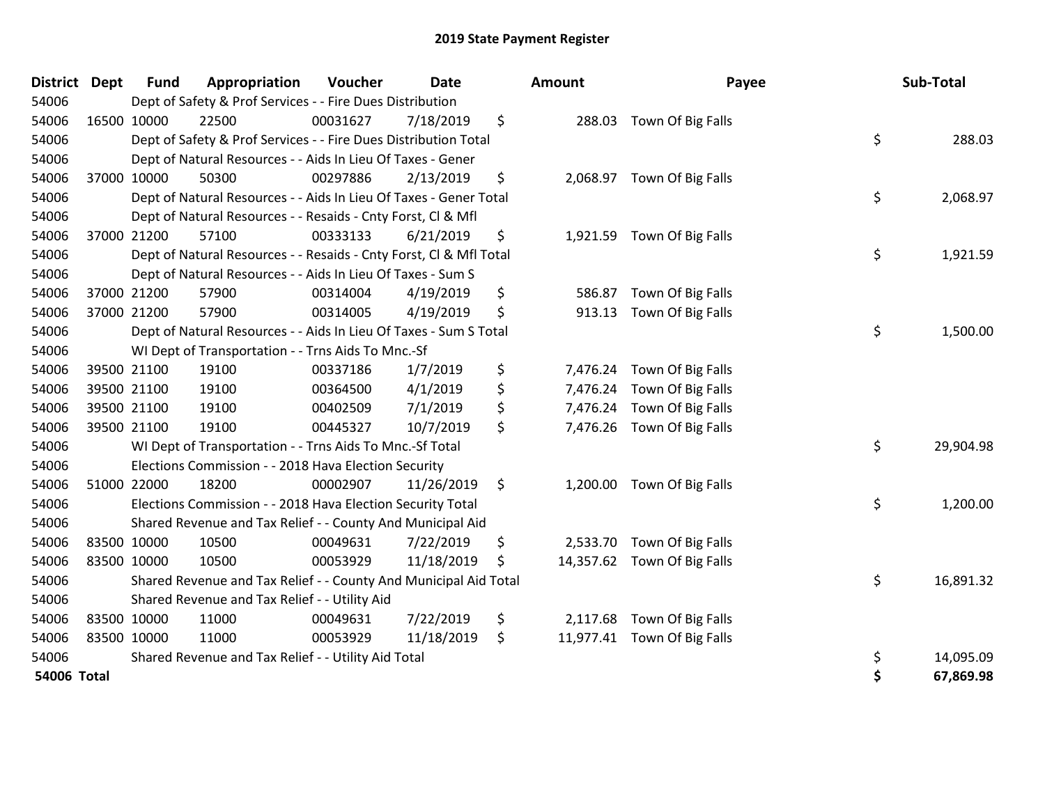## 2019 State Payment Register

| District | Dept | Fund | Appropriation | Voucher | Date | Amount | Payee | Sub-Total |
|---|---|---|---|---|---|---|---|---|
| 54006 | | Dept of Safety & Prof Services - - Fire Dues Distribution | | | | | | |
| 54006 | 16500 | 10000 | 22500 | 00031627 | 7/18/2019 | $ 288.03 | Town Of Big Falls | |
| 54006 | | Dept of Safety & Prof Services - - Fire Dues Distribution Total | | | | | | $ 288.03 |
| 54006 | | Dept of Natural Resources - - Aids In Lieu Of Taxes - Gener | | | | | | |
| 54006 | 37000 | 10000 | 50300 | 00297886 | 2/13/2019 | $ 2,068.97 | Town Of Big Falls | |
| 54006 | | Dept of Natural Resources - - Aids In Lieu Of Taxes - Gener Total | | | | | | $ 2,068.97 |
| 54006 | | Dept of Natural Resources - - Resaids - Cnty Forst, Cl & Mfl | | | | | | |
| 54006 | 37000 | 21200 | 57100 | 00333133 | 6/21/2019 | $ 1,921.59 | Town Of Big Falls | |
| 54006 | | Dept of Natural Resources - - Resaids - Cnty Forst, Cl & Mfl Total | | | | | | $ 1,921.59 |
| 54006 | | Dept of Natural Resources - - Aids In Lieu Of Taxes - Sum S | | | | | | |
| 54006 | 37000 | 21200 | 57900 | 00314004 | 4/19/2019 | $ 586.87 | Town Of Big Falls | |
| 54006 | 37000 | 21200 | 57900 | 00314005 | 4/19/2019 | $ 913.13 | Town Of Big Falls | |
| 54006 | | Dept of Natural Resources - - Aids In Lieu Of Taxes - Sum S Total | | | | | | $ 1,500.00 |
| 54006 | | WI Dept of Transportation - - Trns Aids To Mnc.-Sf | | | | | | |
| 54006 | 39500 | 21100 | 19100 | 00337186 | 1/7/2019 | $ 7,476.24 | Town Of Big Falls | |
| 54006 | 39500 | 21100 | 19100 | 00364500 | 4/1/2019 | $ 7,476.24 | Town Of Big Falls | |
| 54006 | 39500 | 21100 | 19100 | 00402509 | 7/1/2019 | $ 7,476.24 | Town Of Big Falls | |
| 54006 | 39500 | 21100 | 19100 | 00445327 | 10/7/2019 | $ 7,476.26 | Town Of Big Falls | |
| 54006 | | WI Dept of Transportation - - Trns Aids To Mnc.-Sf Total | | | | | | $ 29,904.98 |
| 54006 | | Elections Commission - - 2018 Hava Election Security | | | | | | |
| 54006 | 51000 | 22000 | 18200 | 00002907 | 11/26/2019 | $ 1,200.00 | Town Of Big Falls | |
| 54006 | | Elections Commission - - 2018 Hava Election Security Total | | | | | | $ 1,200.00 |
| 54006 | | Shared Revenue and Tax Relief - - County And Municipal Aid | | | | | | |
| 54006 | 83500 | 10000 | 10500 | 00049631 | 7/22/2019 | $ 2,533.70 | Town Of Big Falls | |
| 54006 | 83500 | 10000 | 10500 | 00053929 | 11/18/2019 | $ 14,357.62 | Town Of Big Falls | |
| 54006 | | Shared Revenue and Tax Relief - - County And Municipal Aid Total | | | | | | $ 16,891.32 |
| 54006 | | Shared Revenue and Tax Relief - - Utility Aid | | | | | | |
| 54006 | 83500 | 10000 | 11000 | 00049631 | 7/22/2019 | $ 2,117.68 | Town Of Big Falls | |
| 54006 | 83500 | 10000 | 11000 | 00053929 | 11/18/2019 | $ 11,977.41 | Town Of Big Falls | |
| 54006 | | Shared Revenue and Tax Relief - - Utility Aid Total | | | | | | $ 14,095.09 |
| **54006 Total** | | | | | | | | **$ 67,869.98** |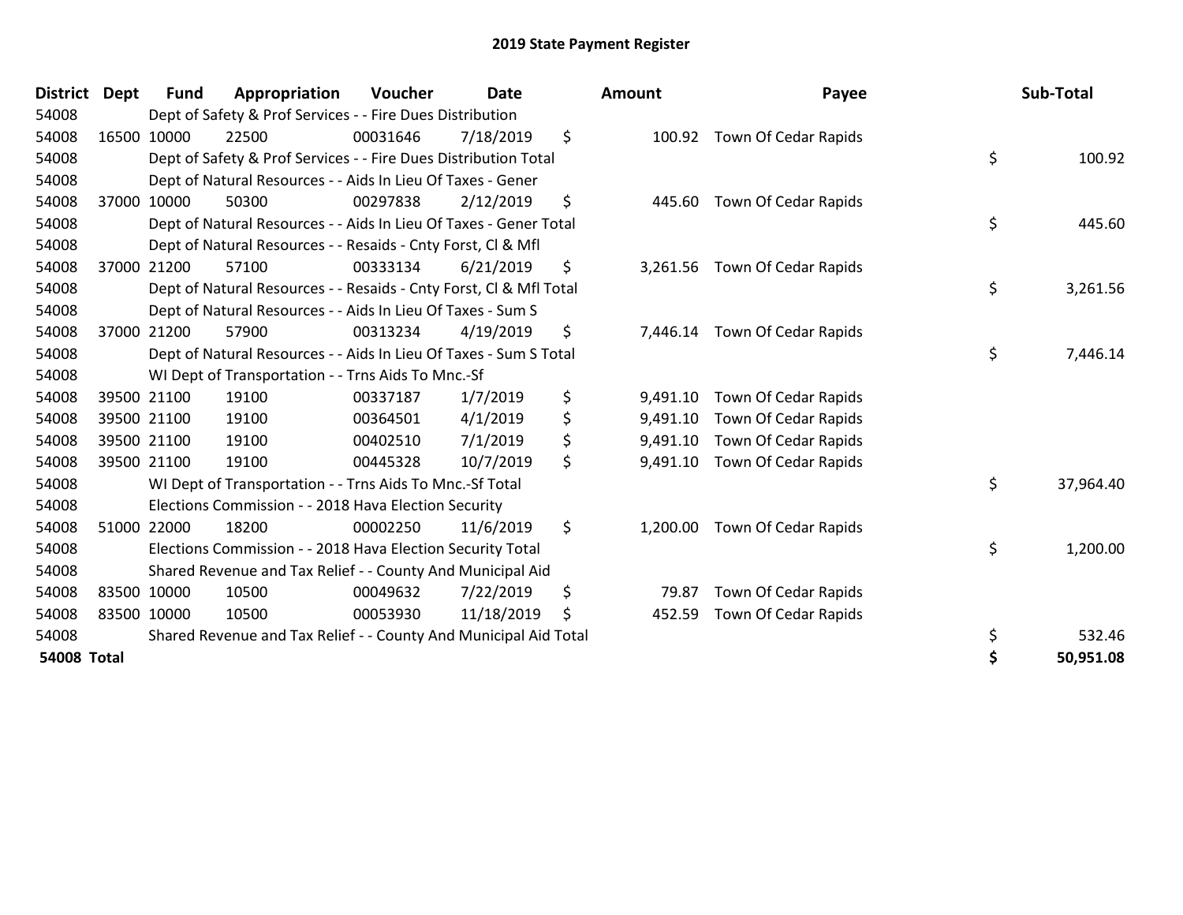# 2019 State Payment Register

| District | Dept | Fund | Appropriation | Voucher | Date | Amount | Payee | Sub-Total |
|---|---|---|---|---|---|---|---|---|
| 54008 | | Dept of Safety & Prof Services - - Fire Dues Distribution | | | | | | |
| 54008 | 16500 | 10000 | 22500 | 00031646 | 7/18/2019 | $ 100.92 | Town Of Cedar Rapids | |
| 54008 | | Dept of Safety & Prof Services - - Fire Dues Distribution Total | | | | | | $ 100.92 |
| 54008 | | Dept of Natural Resources - - Aids In Lieu Of Taxes - Gener | | | | | | |
| 54008 | 37000 | 10000 | 50300 | 00297838 | 2/12/2019 | $ 445.60 | Town Of Cedar Rapids | |
| 54008 | | Dept of Natural Resources - - Aids In Lieu Of Taxes - Gener Total | | | | | | $ 445.60 |
| 54008 | | Dept of Natural Resources - - Resaids - Cnty Forst, Cl & Mfl | | | | | | |
| 54008 | 37000 | 21200 | 57100 | 00333134 | 6/21/2019 | $ 3,261.56 | Town Of Cedar Rapids | |
| 54008 | | Dept of Natural Resources - - Resaids - Cnty Forst, Cl & Mfl Total | | | | | | $ 3,261.56 |
| 54008 | | Dept of Natural Resources - - Aids In Lieu Of Taxes - Sum S | | | | | | |
| 54008 | 37000 | 21200 | 57900 | 00313234 | 4/19/2019 | $ 7,446.14 | Town Of Cedar Rapids | |
| 54008 | | Dept of Natural Resources - - Aids In Lieu Of Taxes - Sum S Total | | | | | | $ 7,446.14 |
| 54008 | | WI Dept of Transportation - - Trns Aids To Mnc.-Sf | | | | | | |
| 54008 | 39500 | 21100 | 19100 | 00337187 | 1/7/2019 | $ 9,491.10 | Town Of Cedar Rapids | |
| 54008 | 39500 | 21100 | 19100 | 00364501 | 4/1/2019 | $ 9,491.10 | Town Of Cedar Rapids | |
| 54008 | 39500 | 21100 | 19100 | 00402510 | 7/1/2019 | $ 9,491.10 | Town Of Cedar Rapids | |
| 54008 | 39500 | 21100 | 19100 | 00445328 | 10/7/2019 | $ 9,491.10 | Town Of Cedar Rapids | |
| 54008 | | WI Dept of Transportation - - Trns Aids To Mnc.-Sf Total | | | | | | $ 37,964.40 |
| 54008 | | Elections Commission - - 2018 Hava Election Security | | | | | | |
| 54008 | 51000 | 22000 | 18200 | 00002250 | 11/6/2019 | $ 1,200.00 | Town Of Cedar Rapids | |
| 54008 | | Elections Commission - - 2018 Hava Election Security Total | | | | | | $ 1,200.00 |
| 54008 | | Shared Revenue and Tax Relief - - County And Municipal Aid | | | | | | |
| 54008 | 83500 | 10000 | 10500 | 00049632 | 7/22/2019 | $ 79.87 | Town Of Cedar Rapids | |
| 54008 | 83500 | 10000 | 10500 | 00053930 | 11/18/2019 | $ 452.59 | Town Of Cedar Rapids | |
| 54008 | | Shared Revenue and Tax Relief - - County And Municipal Aid Total | | | | | | $ 532.46 |
| **54008 Total** | | | | | | | | **$ 50,951.08** |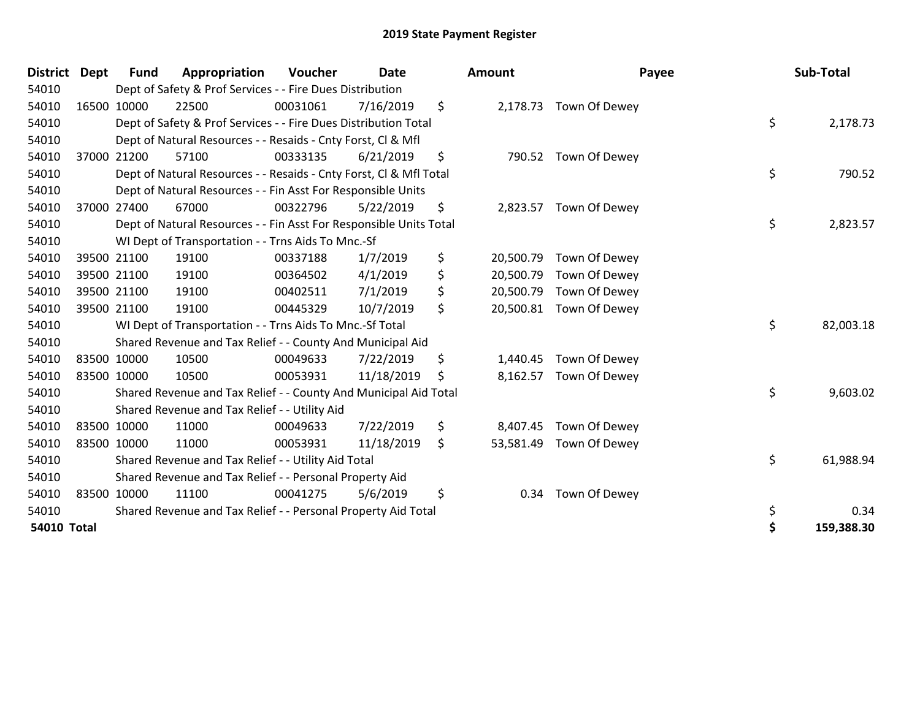# 2019 State Payment Register

| District | Dept | Fund | Appropriation | Voucher | Date | Amount | Payee | Sub-Total |
|---|---|---|---|---|---|---|---|---|
| 54010 | | Dept of Safety & Prof Services - - Fire Dues Distribution | | | | | | |
| 54010 | 16500 | 10000 | 22500 | 00031061 | 7/16/2019 | $ 2,178.73 | Town Of Dewey | |
| 54010 | | Dept of Safety & Prof Services - - Fire Dues Distribution Total | | | | | | $ 2,178.73 |
| 54010 | | Dept of Natural Resources - - Resaids - Cnty Forst, Cl & Mfl | | | | | | |
| 54010 | 37000 | 21200 | 57100 | 00333135 | 6/21/2019 | $ 790.52 | Town Of Dewey | |
| 54010 | | Dept of Natural Resources - - Resaids - Cnty Forst, Cl & Mfl Total | | | | | | $ 790.52 |
| 54010 | | Dept of Natural Resources - - Fin Asst For Responsible Units | | | | | | |
| 54010 | 37000 | 27400 | 67000 | 00322796 | 5/22/2019 | $ 2,823.57 | Town Of Dewey | |
| 54010 | | Dept of Natural Resources - - Fin Asst For Responsible Units Total | | | | | | $ 2,823.57 |
| 54010 | | WI Dept of Transportation - - Trns Aids To Mnc.-Sf | | | | | | |
| 54010 | 39500 | 21100 | 19100 | 00337188 | 1/7/2019 | $ 20,500.79 | Town Of Dewey | |
| 54010 | 39500 | 21100 | 19100 | 00364502 | 4/1/2019 | $ 20,500.79 | Town Of Dewey | |
| 54010 | 39500 | 21100 | 19100 | 00402511 | 7/1/2019 | $ 20,500.79 | Town Of Dewey | |
| 54010 | 39500 | 21100 | 19100 | 00445329 | 10/7/2019 | $ 20,500.81 | Town Of Dewey | |
| 54010 | | WI Dept of Transportation - - Trns Aids To Mnc.-Sf Total | | | | | | $ 82,003.18 |
| 54010 | | Shared Revenue and Tax Relief - - County And Municipal Aid | | | | | | |
| 54010 | 83500 | 10000 | 10500 | 00049633 | 7/22/2019 | $ 1,440.45 | Town Of Dewey | |
| 54010 | 83500 | 10000 | 10500 | 00053931 | 11/18/2019 | $ 8,162.57 | Town Of Dewey | |
| 54010 | | Shared Revenue and Tax Relief - - County And Municipal Aid Total | | | | | | $ 9,603.02 |
| 54010 | | Shared Revenue and Tax Relief - - Utility Aid | | | | | | |
| 54010 | 83500 | 10000 | 11000 | 00049633 | 7/22/2019 | $ 8,407.45 | Town Of Dewey | |
| 54010 | 83500 | 10000 | 11000 | 00053931 | 11/18/2019 | $ 53,581.49 | Town Of Dewey | |
| 54010 | | Shared Revenue and Tax Relief - - Utility Aid Total | | | | | | $ 61,988.94 |
| 54010 | | Shared Revenue and Tax Relief - - Personal Property Aid | | | | | | |
| 54010 | 83500 | 10000 | 11100 | 00041275 | 5/6/2019 | $ 0.34 | Town Of Dewey | |
| 54010 | | Shared Revenue and Tax Relief - - Personal Property Aid Total | | | | | | $ 0.34 |
| **54010 Total** | | | | | | | | **$ 159,388.30** |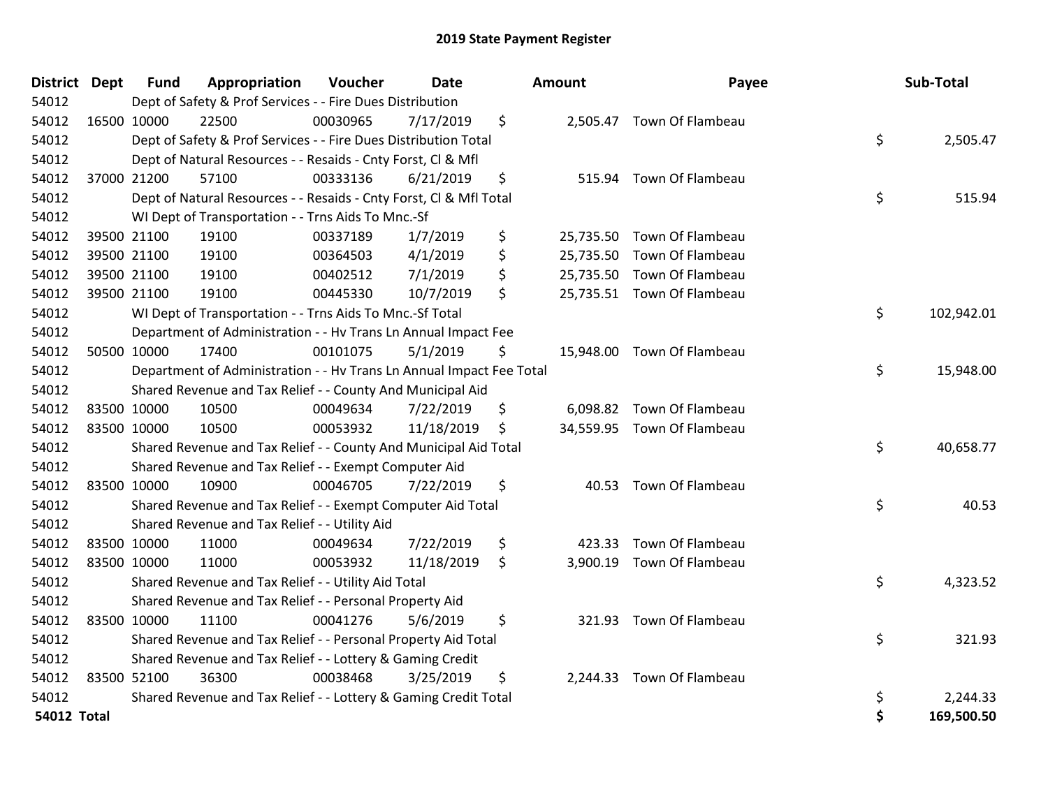# 2019 State Payment Register

| District | Dept | Fund | Appropriation | Voucher | Date | Amount | Payee | Sub-Total |
|---|---|---|---|---|---|---|---|---|
| 54012 | | Dept of Safety & Prof Services - - Fire Dues Distribution | | | | | | |
| 54012 | 16500 | 10000 | 22500 | 00030965 | 7/17/2019 | $ 2,505.47 | Town Of Flambeau | |
| 54012 | | Dept of Safety & Prof Services - - Fire Dues Distribution Total | | | | | | $ 2,505.47 |
| 54012 | | Dept of Natural Resources - - Resaids - Cnty Forst, Cl & Mfl | | | | | | |
| 54012 | 37000 | 21200 | 57100 | 00333136 | 6/21/2019 | $ 515.94 | Town Of Flambeau | |
| 54012 | | Dept of Natural Resources - - Resaids - Cnty Forst, Cl & Mfl Total | | | | | | $ 515.94 |
| 54012 | | WI Dept of Transportation - - Trns Aids To Mnc.-Sf | | | | | | |
| 54012 | 39500 | 21100 | 19100 | 00337189 | 1/7/2019 | $ 25,735.50 | Town Of Flambeau | |
| 54012 | 39500 | 21100 | 19100 | 00364503 | 4/1/2019 | $ 25,735.50 | Town Of Flambeau | |
| 54012 | 39500 | 21100 | 19100 | 00402512 | 7/1/2019 | $ 25,735.50 | Town Of Flambeau | |
| 54012 | 39500 | 21100 | 19100 | 00445330 | 10/7/2019 | $ 25,735.51 | Town Of Flambeau | |
| 54012 | | WI Dept of Transportation - - Trns Aids To Mnc.-Sf Total | | | | | | $ 102,942.01 |
| 54012 | | Department of Administration - - Hv Trans Ln Annual Impact Fee | | | | | | |
| 54012 | 50500 | 10000 | 17400 | 00101075 | 5/1/2019 | $ 15,948.00 | Town Of Flambeau | |
| 54012 | | Department of Administration - - Hv Trans Ln Annual Impact Fee Total | | | | | | $ 15,948.00 |
| 54012 | | Shared Revenue and Tax Relief - - County And Municipal Aid | | | | | | |
| 54012 | 83500 | 10000 | 10500 | 00049634 | 7/22/2019 | $ 6,098.82 | Town Of Flambeau | |
| 54012 | 83500 | 10000 | 10500 | 00053932 | 11/18/2019 | $ 34,559.95 | Town Of Flambeau | |
| 54012 | | Shared Revenue and Tax Relief - - County And Municipal Aid Total | | | | | | $ 40,658.77 |
| 54012 | | Shared Revenue and Tax Relief - - Exempt Computer Aid | | | | | | |
| 54012 | 83500 | 10000 | 10900 | 00046705 | 7/22/2019 | $ 40.53 | Town Of Flambeau | |
| 54012 | | Shared Revenue and Tax Relief - - Exempt Computer Aid Total | | | | | | $ 40.53 |
| 54012 | | Shared Revenue and Tax Relief - - Utility Aid | | | | | | |
| 54012 | 83500 | 10000 | 11000 | 00049634 | 7/22/2019 | $ 423.33 | Town Of Flambeau | |
| 54012 | 83500 | 10000 | 11000 | 00053932 | 11/18/2019 | $ 3,900.19 | Town Of Flambeau | |
| 54012 | | Shared Revenue and Tax Relief - - Utility Aid Total | | | | | | $ 4,323.52 |
| 54012 | | Shared Revenue and Tax Relief - - Personal Property Aid | | | | | | |
| 54012 | 83500 | 10000 | 11100 | 00041276 | 5/6/2019 | $ 321.93 | Town Of Flambeau | |
| 54012 | | Shared Revenue and Tax Relief - - Personal Property Aid Total | | | | | | $ 321.93 |
| 54012 | | Shared Revenue and Tax Relief - - Lottery & Gaming Credit | | | | | | |
| 54012 | 83500 | 52100 | 36300 | 00038468 | 3/25/2019 | $ 2,244.33 | Town Of Flambeau | |
| 54012 | | Shared Revenue and Tax Relief - - Lottery & Gaming Credit Total | | | | | | $ 2,244.33 |
| **54012 Total** | | | | | | | | **$ 169,500.50** |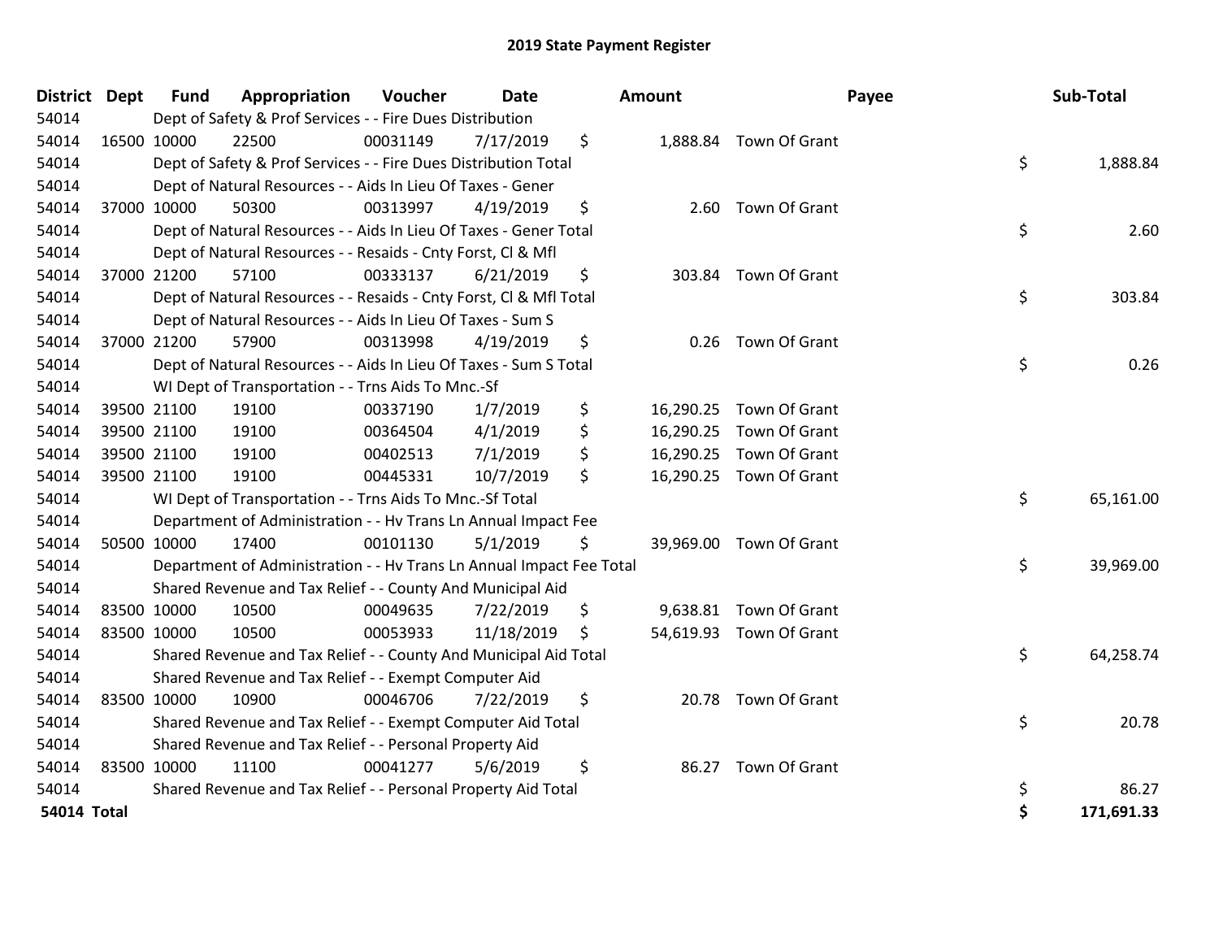# 2019 State Payment Register

| District | Dept | Fund | Appropriation | Voucher | Date | Amount | Payee | Sub-Total |
|---|---|---|---|---|---|---|---|---|
| 54014 | Dept of Safety & Prof Services - - Fire Dues Distribution | | | | | | | |
| 54014 | 16500 | 10000 | 22500 | 00031149 | 7/17/2019 | $ 1,888.84 | Town Of Grant | |
| 54014 | Dept of Safety & Prof Services - - Fire Dues Distribution Total | | | | | | | $ 1,888.84 |
| 54014 | Dept of Natural Resources - - Aids In Lieu Of Taxes - Gener | | | | | | | |
| 54014 | 37000 | 10000 | 50300 | 00313997 | 4/19/2019 | $ 2.60 | Town Of Grant | |
| 54014 | Dept of Natural Resources - - Aids In Lieu Of Taxes - Gener Total | | | | | | | $ 2.60 |
| 54014 | Dept of Natural Resources - - Resaids - Cnty Forst, Cl & Mfl | | | | | | | |
| 54014 | 37000 | 21200 | 57100 | 00333137 | 6/21/2019 | $ 303.84 | Town Of Grant | |
| 54014 | Dept of Natural Resources - - Resaids - Cnty Forst, Cl & Mfl Total | | | | | | | $ 303.84 |
| 54014 | Dept of Natural Resources - - Aids In Lieu Of Taxes - Sum S | | | | | | | |
| 54014 | 37000 | 21200 | 57900 | 00313998 | 4/19/2019 | $ 0.26 | Town Of Grant | |
| 54014 | Dept of Natural Resources - - Aids In Lieu Of Taxes - Sum S Total | | | | | | | $ 0.26 |
| 54014 | WI Dept of Transportation - - Trns Aids To Mnc.-Sf | | | | | | | |
| 54014 | 39500 | 21100 | 19100 | 00337190 | 1/7/2019 | $ 16,290.25 | Town Of Grant | |
| 54014 | 39500 | 21100 | 19100 | 00364504 | 4/1/2019 | $ 16,290.25 | Town Of Grant | |
| 54014 | 39500 | 21100 | 19100 | 00402513 | 7/1/2019 | $ 16,290.25 | Town Of Grant | |
| 54014 | 39500 | 21100 | 19100 | 00445331 | 10/7/2019 | $ 16,290.25 | Town Of Grant | |
| 54014 | WI Dept of Transportation - - Trns Aids To Mnc.-Sf Total | | | | | | | $ 65,161.00 |
| 54014 | Department of Administration - - Hv Trans Ln Annual Impact Fee | | | | | | | |
| 54014 | 50500 | 10000 | 17400 | 00101130 | 5/1/2019 | $ 39,969.00 | Town Of Grant | |
| 54014 | Department of Administration - - Hv Trans Ln Annual Impact Fee Total | | | | | | | $ 39,969.00 |
| 54014 | Shared Revenue and Tax Relief - - County And Municipal Aid | | | | | | | |
| 54014 | 83500 | 10000 | 10500 | 00049635 | 7/22/2019 | $ 9,638.81 | Town Of Grant | |
| 54014 | 83500 | 10000 | 10500 | 00053933 | 11/18/2019 | $ 54,619.93 | Town Of Grant | |
| 54014 | Shared Revenue and Tax Relief - - County And Municipal Aid Total | | | | | | | $ 64,258.74 |
| 54014 | Shared Revenue and Tax Relief - - Exempt Computer Aid | | | | | | | |
| 54014 | 83500 | 10000 | 10900 | 00046706 | 7/22/2019 | $ 20.78 | Town Of Grant | |
| 54014 | Shared Revenue and Tax Relief - - Exempt Computer Aid Total | | | | | | | $ 20.78 |
| 54014 | Shared Revenue and Tax Relief - - Personal Property Aid | | | | | | | |
| 54014 | 83500 | 10000 | 11100 | 00041277 | 5/6/2019 | $ 86.27 | Town Of Grant | |
| 54014 | Shared Revenue and Tax Relief - - Personal Property Aid Total | | | | | | | $ 86.27 |
| **54014 Total** | | | | | | | | **$ 171,691.33** |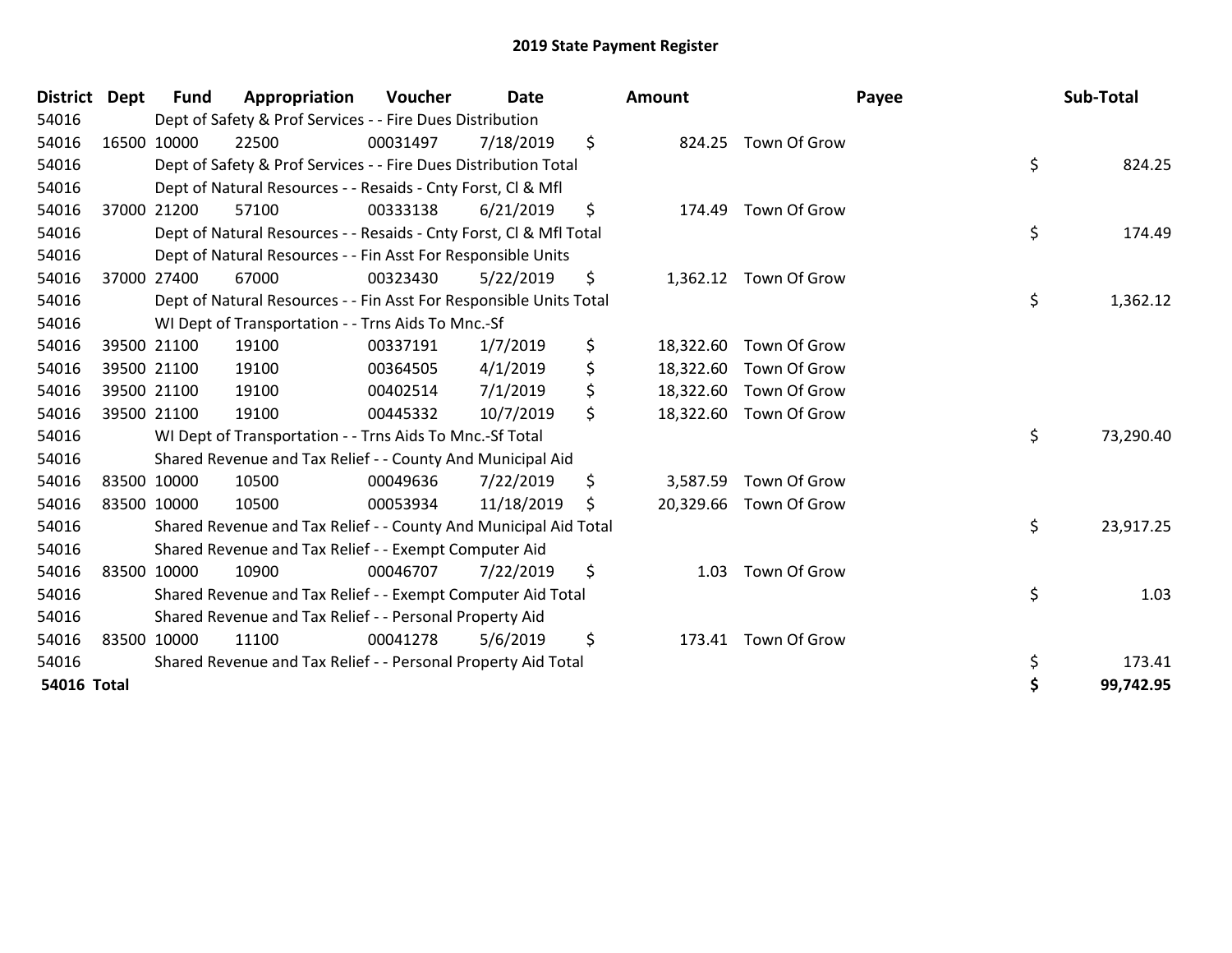# 2019 State Payment Register

| District | Dept | Fund | Appropriation | Voucher | Date | Amount | Payee | Sub-Total |
|---|---|---|---|---|---|---|---|---|
| 54016 | | Dept of Safety & Prof Services - - Fire Dues Distribution | | | | | | |
| 54016 | 16500 | 10000 | 22500 | 00031497 | 7/18/2019 | $ 824.25 | Town Of Grow | |
| 54016 | | Dept of Safety & Prof Services - - Fire Dues Distribution Total | | | | | | $ 824.25 |
| 54016 | | Dept of Natural Resources - - Resaids - Cnty Forst, Cl & Mfl | | | | | | |
| 54016 | 37000 | 21200 | 57100 | 00333138 | 6/21/2019 | $ 174.49 | Town Of Grow | |
| 54016 | | Dept of Natural Resources - - Resaids - Cnty Forst, Cl & Mfl Total | | | | | | $ 174.49 |
| 54016 | | Dept of Natural Resources - - Fin Asst For Responsible Units | | | | | | |
| 54016 | 37000 | 27400 | 67000 | 00323430 | 5/22/2019 | $ 1,362.12 | Town Of Grow | |
| 54016 | | Dept of Natural Resources - - Fin Asst For Responsible Units Total | | | | | | $ 1,362.12 |
| 54016 | | WI Dept of Transportation - - Trns Aids To Mnc.-Sf | | | | | | |
| 54016 | 39500 | 21100 | 19100 | 00337191 | 1/7/2019 | $ 18,322.60 | Town Of Grow | |
| 54016 | 39500 | 21100 | 19100 | 00364505 | 4/1/2019 | $ 18,322.60 | Town Of Grow | |
| 54016 | 39500 | 21100 | 19100 | 00402514 | 7/1/2019 | $ 18,322.60 | Town Of Grow | |
| 54016 | 39500 | 21100 | 19100 | 00445332 | 10/7/2019 | $ 18,322.60 | Town Of Grow | |
| 54016 | | WI Dept of Transportation - - Trns Aids To Mnc.-Sf Total | | | | | | $ 73,290.40 |
| 54016 | | Shared Revenue and Tax Relief - - County And Municipal Aid | | | | | | |
| 54016 | 83500 | 10000 | 10500 | 00049636 | 7/22/2019 | $ 3,587.59 | Town Of Grow | |
| 54016 | 83500 | 10000 | 10500 | 00053934 | 11/18/2019 | $ 20,329.66 | Town Of Grow | |
| 54016 | | Shared Revenue and Tax Relief - - County And Municipal Aid Total | | | | | | $ 23,917.25 |
| 54016 | | Shared Revenue and Tax Relief - - Exempt Computer Aid | | | | | | |
| 54016 | 83500 | 10000 | 10900 | 00046707 | 7/22/2019 | $ 1.03 | Town Of Grow | |
| 54016 | | Shared Revenue and Tax Relief - - Exempt Computer Aid Total | | | | | | $ 1.03 |
| 54016 | | Shared Revenue and Tax Relief - - Personal Property Aid | | | | | | |
| 54016 | 83500 | 10000 | 11100 | 00041278 | 5/6/2019 | $ 173.41 | Town Of Grow | |
| 54016 | | Shared Revenue and Tax Relief - - Personal Property Aid Total | | | | | | $ 173.41 |
| **54016 Total** | | | | | | | | **$ 99,742.95** |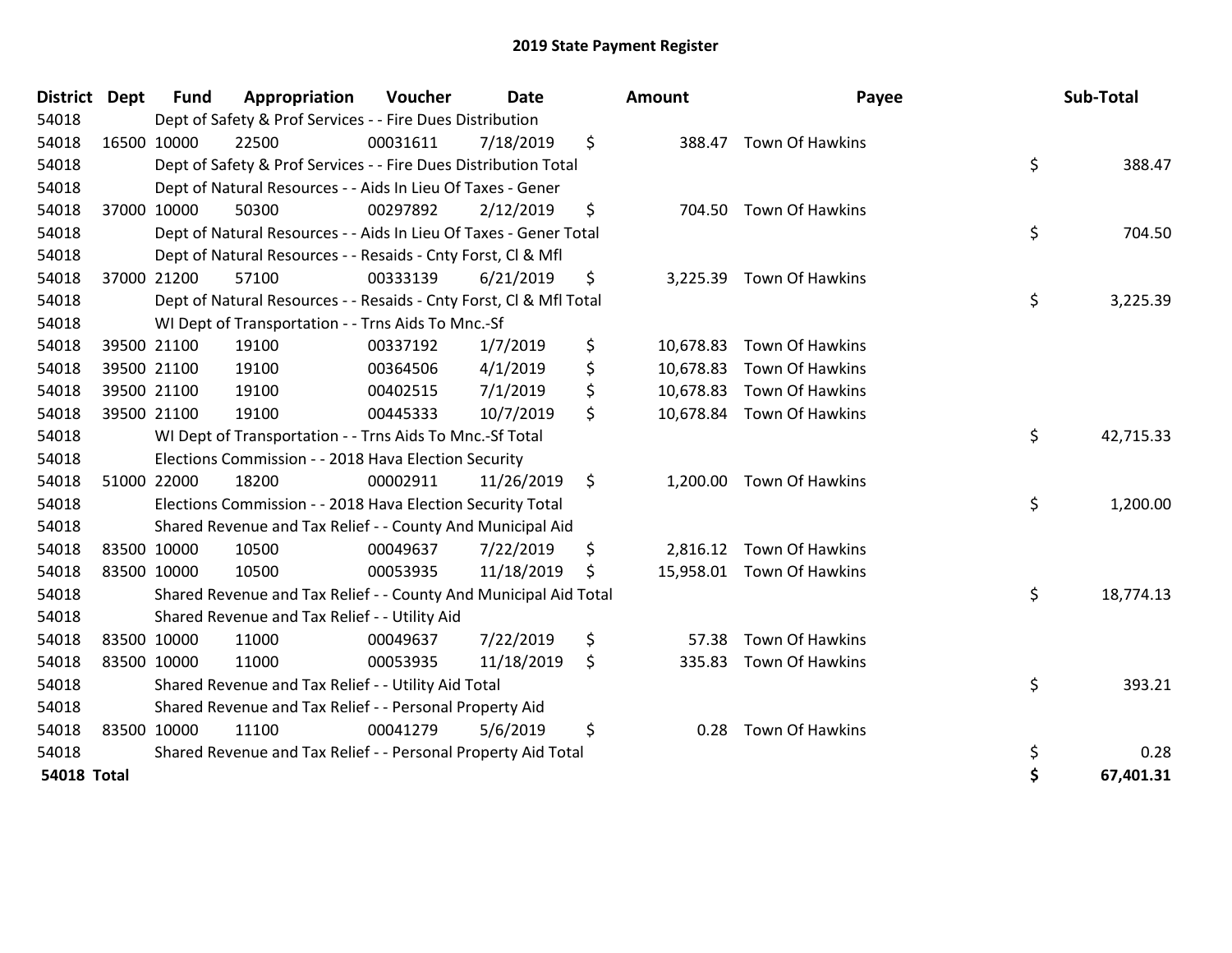# 2019 State Payment Register

| District | Dept | Fund | Appropriation | Voucher | Date | Amount | Payee | Sub-Total |
|---|---|---|---|---|---|---|---|---|
| 54018 | Dept of Safety & Prof Services - - Fire Dues Distribution | | | | | | | |
| 54018 | 16500 | 10000 | 22500 | 00031611 | 7/18/2019 | $ 388.47 | Town Of Hawkins | |
| 54018 | Dept of Safety & Prof Services - - Fire Dues Distribution Total | | | | | | | $ 388.47 |
| 54018 | Dept of Natural Resources - - Aids In Lieu Of Taxes - Gener | | | | | | | |
| 54018 | 37000 | 10000 | 50300 | 00297892 | 2/12/2019 | $ 704.50 | Town Of Hawkins | |
| 54018 | Dept of Natural Resources - - Aids In Lieu Of Taxes - Gener Total | | | | | | | $ 704.50 |
| 54018 | Dept of Natural Resources - - Resaids - Cnty Forst, Cl & Mfl | | | | | | | |
| 54018 | 37000 | 21200 | 57100 | 00333139 | 6/21/2019 | $ 3,225.39 | Town Of Hawkins | |
| 54018 | Dept of Natural Resources - - Resaids - Cnty Forst, Cl & Mfl Total | | | | | | | $ 3,225.39 |
| 54018 | WI Dept of Transportation - - Trns Aids To Mnc.-Sf | | | | | | | |
| 54018 | 39500 | 21100 | 19100 | 00337192 | 1/7/2019 | $ 10,678.83 | Town Of Hawkins | |
| 54018 | 39500 | 21100 | 19100 | 00364506 | 4/1/2019 | $ 10,678.83 | Town Of Hawkins | |
| 54018 | 39500 | 21100 | 19100 | 00402515 | 7/1/2019 | $ 10,678.83 | Town Of Hawkins | |
| 54018 | 39500 | 21100 | 19100 | 00445333 | 10/7/2019 | $ 10,678.84 | Town Of Hawkins | |
| 54018 | WI Dept of Transportation - - Trns Aids To Mnc.-Sf Total | | | | | | | $ 42,715.33 |
| 54018 | Elections Commission - - 2018 Hava Election Security | | | | | | | |
| 54018 | 51000 | 22000 | 18200 | 00002911 | 11/26/2019 | $ 1,200.00 | Town Of Hawkins | |
| 54018 | Elections Commission - - 2018 Hava Election Security Total | | | | | | | $ 1,200.00 |
| 54018 | Shared Revenue and Tax Relief - - County And Municipal Aid | | | | | | | |
| 54018 | 83500 | 10000 | 10500 | 00049637 | 7/22/2019 | $ 2,816.12 | Town Of Hawkins | |
| 54018 | 83500 | 10000 | 10500 | 00053935 | 11/18/2019 | $ 15,958.01 | Town Of Hawkins | |
| 54018 | Shared Revenue and Tax Relief - - County And Municipal Aid Total | | | | | | | $ 18,774.13 |
| 54018 | Shared Revenue and Tax Relief - - Utility Aid | | | | | | | |
| 54018 | 83500 | 10000 | 11000 | 00049637 | 7/22/2019 | $ 57.38 | Town Of Hawkins | |
| 54018 | 83500 | 10000 | 11000 | 00053935 | 11/18/2019 | $ 335.83 | Town Of Hawkins | |
| 54018 | Shared Revenue and Tax Relief - - Utility Aid Total | | | | | | | $ 393.21 |
| 54018 | Shared Revenue and Tax Relief - - Personal Property Aid | | | | | | | |
| 54018 | 83500 | 10000 | 11100 | 00041279 | 5/6/2019 | $ 0.28 | Town Of Hawkins | |
| 54018 | Shared Revenue and Tax Relief - - Personal Property Aid Total | | | | | | | $ 0.28 |
| **54018 Total** | | | | | | | | **$ 67,401.31** |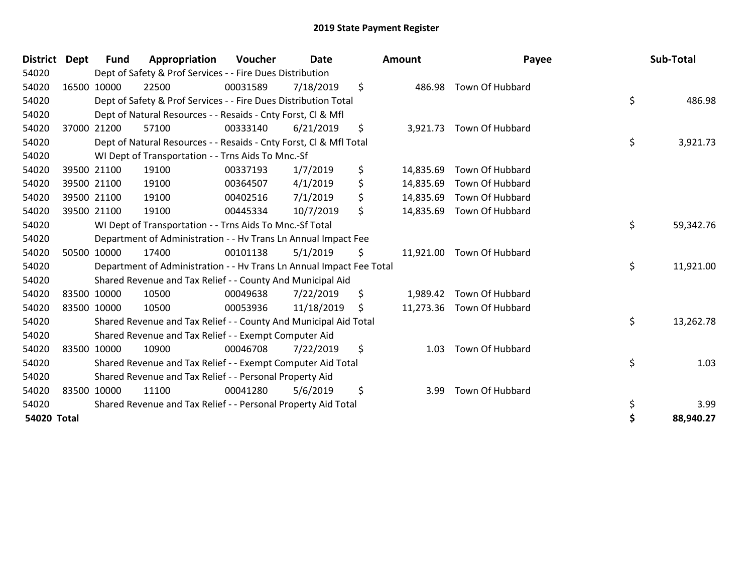# 2019 State Payment Register

| District | Dept | Fund | Appropriation | Voucher | Date | Amount | Payee | Sub-Total |
|---|---|---|---|---|---|---|---|---|
| 54020 | | Dept of Safety & Prof Services - - Fire Dues Distribution | | | | | | |
| 54020 | 16500 | 10000 | 22500 | 00031589 | 7/18/2019 | $ 486.98 | Town Of Hubbard | |
| 54020 | | Dept of Safety & Prof Services - - Fire Dues Distribution Total | | | | | | $ 486.98 |
| 54020 | | Dept of Natural Resources - - Resaids - Cnty Forst, Cl & Mfl | | | | | | |
| 54020 | 37000 | 21200 | 57100 | 00333140 | 6/21/2019 | $ 3,921.73 | Town Of Hubbard | |
| 54020 | | Dept of Natural Resources - - Resaids - Cnty Forst, Cl & Mfl Total | | | | | | $ 3,921.73 |
| 54020 | | WI Dept of Transportation - - Trns Aids To Mnc.-Sf | | | | | | |
| 54020 | 39500 | 21100 | 19100 | 00337193 | 1/7/2019 | $ 14,835.69 | Town Of Hubbard | |
| 54020 | 39500 | 21100 | 19100 | 00364507 | 4/1/2019 | $ 14,835.69 | Town Of Hubbard | |
| 54020 | 39500 | 21100 | 19100 | 00402516 | 7/1/2019 | $ 14,835.69 | Town Of Hubbard | |
| 54020 | 39500 | 21100 | 19100 | 00445334 | 10/7/2019 | $ 14,835.69 | Town Of Hubbard | |
| 54020 | | WI Dept of Transportation - - Trns Aids To Mnc.-Sf Total | | | | | | $ 59,342.76 |
| 54020 | | Department of Administration - - Hv Trans Ln Annual Impact Fee | | | | | | |
| 54020 | 50500 | 10000 | 17400 | 00101138 | 5/1/2019 | $ 11,921.00 | Town Of Hubbard | |
| 54020 | | Department of Administration - - Hv Trans Ln Annual Impact Fee Total | | | | | | $ 11,921.00 |
| 54020 | | Shared Revenue and Tax Relief - - County And Municipal Aid | | | | | | |
| 54020 | 83500 | 10000 | 10500 | 00049638 | 7/22/2019 | $ 1,989.42 | Town Of Hubbard | |
| 54020 | 83500 | 10000 | 10500 | 00053936 | 11/18/2019 | $ 11,273.36 | Town Of Hubbard | |
| 54020 | | Shared Revenue and Tax Relief - - County And Municipal Aid Total | | | | | | $ 13,262.78 |
| 54020 | | Shared Revenue and Tax Relief - - Exempt Computer Aid | | | | | | |
| 54020 | 83500 | 10000 | 10900 | 00046708 | 7/22/2019 | $ 1.03 | Town Of Hubbard | |
| 54020 | | Shared Revenue and Tax Relief - - Exempt Computer Aid Total | | | | | | $ 1.03 |
| 54020 | | Shared Revenue and Tax Relief - - Personal Property Aid | | | | | | |
| 54020 | 83500 | 10000 | 11100 | 00041280 | 5/6/2019 | $ 3.99 | Town Of Hubbard | |
| 54020 | | Shared Revenue and Tax Relief - - Personal Property Aid Total | | | | | | $ 3.99 |
| **54020 Total** | | | | | | | | **$ 88,940.27** |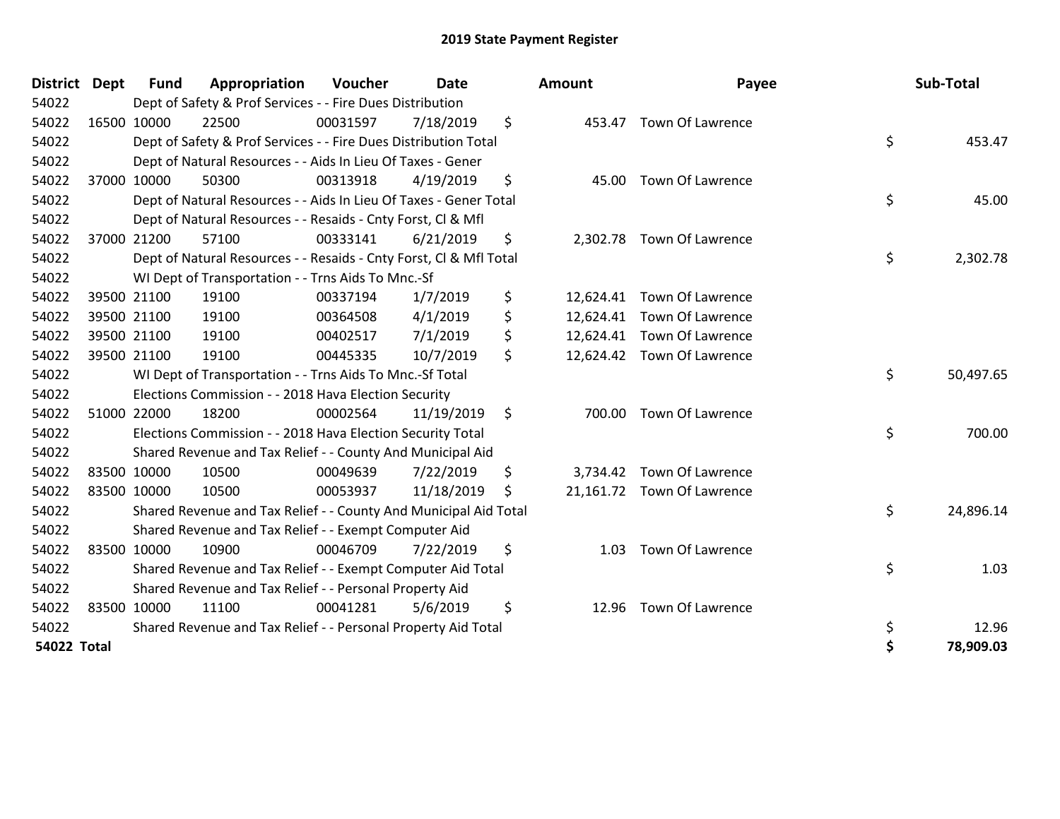# 2019 State Payment Register

| District | Dept | Fund | Appropriation | Voucher | Date | Amount | Payee | Sub-Total |
|---|---|---|---|---|---|---|---|---|
| 54022 | | Dept of Safety & Prof Services - - Fire Dues Distribution | | | | | | |
| 54022 | 16500 | 10000 | 22500 | 00031597 | 7/18/2019 | $ 453.47 | Town Of Lawrence | |
| 54022 | | Dept of Safety & Prof Services - - Fire Dues Distribution Total | | | | | | $ 453.47 |
| 54022 | | Dept of Natural Resources - - Aids In Lieu Of Taxes - Gener | | | | | | |
| 54022 | 37000 | 10000 | 50300 | 00313918 | 4/19/2019 | $ 45.00 | Town Of Lawrence | |
| 54022 | | Dept of Natural Resources - - Aids In Lieu Of Taxes - Gener Total | | | | | | $ 45.00 |
| 54022 | | Dept of Natural Resources - - Resaids - Cnty Forst, Cl & Mfl | | | | | | |
| 54022 | 37000 | 21200 | 57100 | 00333141 | 6/21/2019 | $ 2,302.78 | Town Of Lawrence | |
| 54022 | | Dept of Natural Resources - - Resaids - Cnty Forst, Cl & Mfl Total | | | | | | $ 2,302.78 |
| 54022 | | WI Dept of Transportation - - Trns Aids To Mnc.-Sf | | | | | | |
| 54022 | 39500 | 21100 | 19100 | 00337194 | 1/7/2019 | $ 12,624.41 | Town Of Lawrence | |
| 54022 | 39500 | 21100 | 19100 | 00364508 | 4/1/2019 | $ 12,624.41 | Town Of Lawrence | |
| 54022 | 39500 | 21100 | 19100 | 00402517 | 7/1/2019 | $ 12,624.41 | Town Of Lawrence | |
| 54022 | 39500 | 21100 | 19100 | 00445335 | 10/7/2019 | $ 12,624.42 | Town Of Lawrence | |
| 54022 | | WI Dept of Transportation - - Trns Aids To Mnc.-Sf Total | | | | | | $ 50,497.65 |
| 54022 | | Elections Commission - - 2018 Hava Election Security | | | | | | |
| 54022 | 51000 | 22000 | 18200 | 00002564 | 11/19/2019 | $ 700.00 | Town Of Lawrence | |
| 54022 | | Elections Commission - - 2018 Hava Election Security Total | | | | | | $ 700.00 |
| 54022 | | Shared Revenue and Tax Relief - - County And Municipal Aid | | | | | | |
| 54022 | 83500 | 10000 | 10500 | 00049639 | 7/22/2019 | $ 3,734.42 | Town Of Lawrence | |
| 54022 | 83500 | 10000 | 10500 | 00053937 | 11/18/2019 | $ 21,161.72 | Town Of Lawrence | |
| 54022 | | Shared Revenue and Tax Relief - - County And Municipal Aid Total | | | | | | $ 24,896.14 |
| 54022 | | Shared Revenue and Tax Relief - - Exempt Computer Aid | | | | | | |
| 54022 | 83500 | 10000 | 10900 | 00046709 | 7/22/2019 | $ 1.03 | Town Of Lawrence | |
| 54022 | | Shared Revenue and Tax Relief - - Exempt Computer Aid Total | | | | | | $ 1.03 |
| 54022 | | Shared Revenue and Tax Relief - - Personal Property Aid | | | | | | |
| 54022 | 83500 | 10000 | 11100 | 00041281 | 5/6/2019 | $ 12.96 | Town Of Lawrence | |
| 54022 | | Shared Revenue and Tax Relief - - Personal Property Aid Total | | | | | | $ 12.96 |
| **54022 Total** | | | | | | | | **$ 78,909.03** |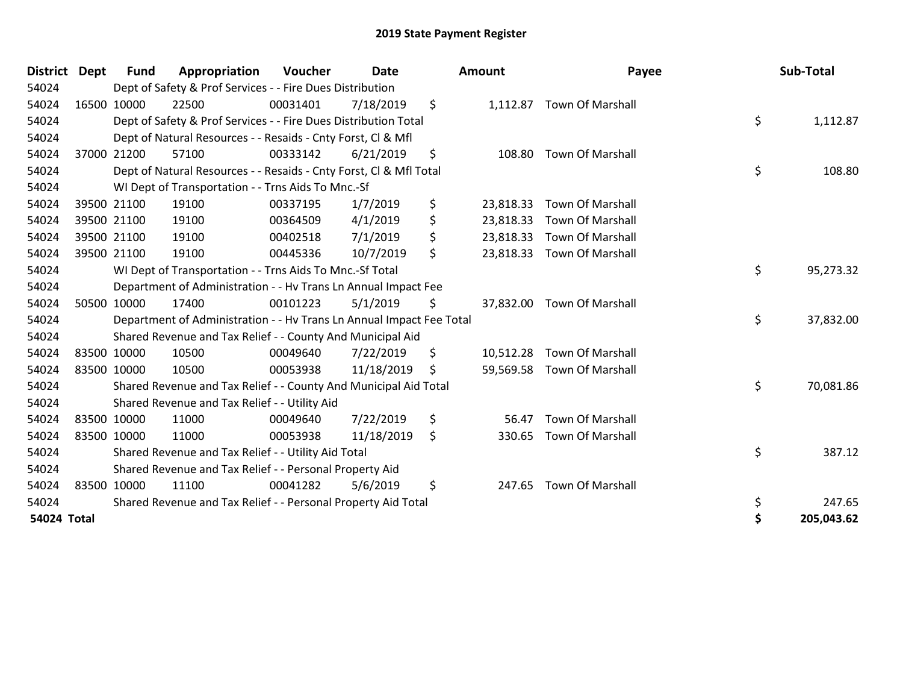# 2019 State Payment Register

| District | Dept | Fund | Appropriation | Voucher | Date | Amount | Payee | Sub-Total |
|---|---|---|---|---|---|---|---|---|
| 54024 | | Dept of Safety & Prof Services - - Fire Dues Distribution | | | | | | |
| 54024 | 16500 | 10000 | 22500 | 00031401 | 7/18/2019 | $ 1,112.87 | Town Of Marshall | |
| 54024 | | Dept of Safety & Prof Services - - Fire Dues Distribution Total | | | | | | $ 1,112.87 |
| 54024 | | Dept of Natural Resources - - Resaids - Cnty Forst, Cl & Mfl | | | | | | |
| 54024 | 37000 | 21200 | 57100 | 00333142 | 6/21/2019 | $ 108.80 | Town Of Marshall | |
| 54024 | | Dept of Natural Resources - - Resaids - Cnty Forst, Cl & Mfl Total | | | | | | $ 108.80 |
| 54024 | | WI Dept of Transportation - - Trns Aids To Mnc.-Sf | | | | | | |
| 54024 | 39500 | 21100 | 19100 | 00337195 | 1/7/2019 | $ 23,818.33 | Town Of Marshall | |
| 54024 | 39500 | 21100 | 19100 | 00364509 | 4/1/2019 | $ 23,818.33 | Town Of Marshall | |
| 54024 | 39500 | 21100 | 19100 | 00402518 | 7/1/2019 | $ 23,818.33 | Town Of Marshall | |
| 54024 | 39500 | 21100 | 19100 | 00445336 | 10/7/2019 | $ 23,818.33 | Town Of Marshall | |
| 54024 | | WI Dept of Transportation - - Trns Aids To Mnc.-Sf Total | | | | | | $ 95,273.32 |
| 54024 | | Department of Administration - - Hv Trans Ln Annual Impact Fee | | | | | | |
| 54024 | 50500 | 10000 | 17400 | 00101223 | 5/1/2019 | $ 37,832.00 | Town Of Marshall | |
| 54024 | | Department of Administration - - Hv Trans Ln Annual Impact Fee Total | | | | | | $ 37,832.00 |
| 54024 | | Shared Revenue and Tax Relief - - County And Municipal Aid | | | | | | |
| 54024 | 83500 | 10000 | 10500 | 00049640 | 7/22/2019 | $ 10,512.28 | Town Of Marshall | |
| 54024 | 83500 | 10000 | 10500 | 00053938 | 11/18/2019 | $ 59,569.58 | Town Of Marshall | |
| 54024 | | Shared Revenue and Tax Relief - - County And Municipal Aid Total | | | | | | $ 70,081.86 |
| 54024 | | Shared Revenue and Tax Relief - - Utility Aid | | | | | | |
| 54024 | 83500 | 10000 | 11000 | 00049640 | 7/22/2019 | $ 56.47 | Town Of Marshall | |
| 54024 | 83500 | 10000 | 11000 | 00053938 | 11/18/2019 | $ 330.65 | Town Of Marshall | |
| 54024 | | Shared Revenue and Tax Relief - - Utility Aid Total | | | | | | $ 387.12 |
| 54024 | | Shared Revenue and Tax Relief - - Personal Property Aid | | | | | | |
| 54024 | 83500 | 10000 | 11100 | 00041282 | 5/6/2019 | $ 247.65 | Town Of Marshall | |
| 54024 | | Shared Revenue and Tax Relief - - Personal Property Aid Total | | | | | | $ 247.65 |
| **54024 Total** | | | | | | | | **$ 205,043.62** |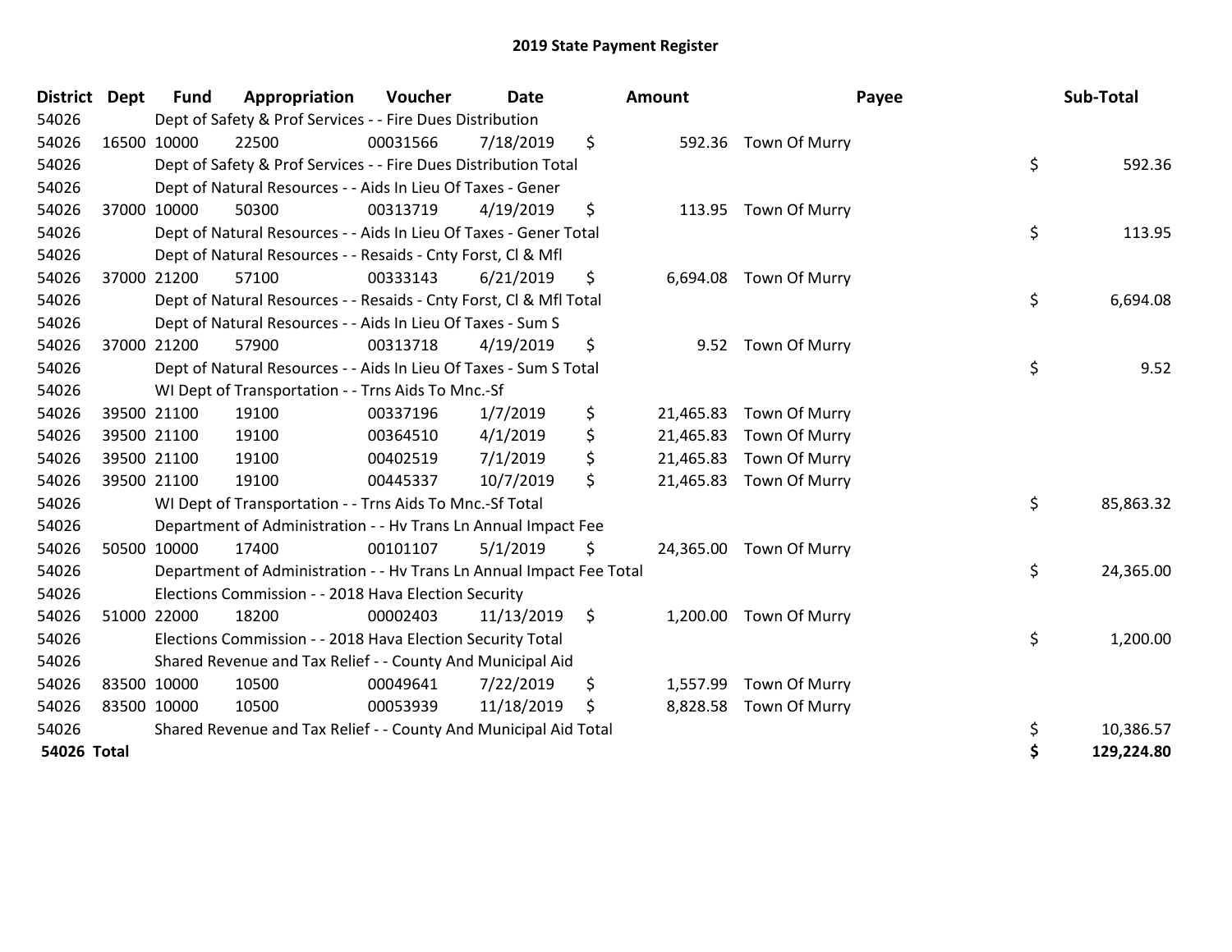# 2019 State Payment Register

| District | Dept | Fund | Appropriation | Voucher | Date | Amount | Payee | Sub-Total |
|---|---|---|---|---|---|---|---|---|
| 54026 | | Dept of Safety & Prof Services - - Fire Dues Distribution | | | | | | |
| 54026 | 16500 | 10000 | 22500 | 00031566 | 7/18/2019 | $ 592.36 | Town Of Murry | |
| 54026 | | Dept of Safety & Prof Services - - Fire Dues Distribution Total | | | | | | $ 592.36 |
| 54026 | | Dept of Natural Resources - - Aids In Lieu Of Taxes - Gener | | | | | | |
| 54026 | 37000 | 10000 | 50300 | 00313719 | 4/19/2019 | $ 113.95 | Town Of Murry | |
| 54026 | | Dept of Natural Resources - - Aids In Lieu Of Taxes - Gener Total | | | | | | $ 113.95 |
| 54026 | | Dept of Natural Resources - - Resaids - Cnty Forst, Cl & Mfl | | | | | | |
| 54026 | 37000 | 21200 | 57100 | 00333143 | 6/21/2019 | $ 6,694.08 | Town Of Murry | |
| 54026 | | Dept of Natural Resources - - Resaids - Cnty Forst, Cl & Mfl Total | | | | | | $ 6,694.08 |
| 54026 | | Dept of Natural Resources - - Aids In Lieu Of Taxes - Sum S | | | | | | |
| 54026 | 37000 | 21200 | 57900 | 00313718 | 4/19/2019 | $ 9.52 | Town Of Murry | |
| 54026 | | Dept of Natural Resources - - Aids In Lieu Of Taxes - Sum S Total | | | | | | $ 9.52 |
| 54026 | | WI Dept of Transportation - - Trns Aids To Mnc.-Sf | | | | | | |
| 54026 | 39500 | 21100 | 19100 | 00337196 | 1/7/2019 | $ 21,465.83 | Town Of Murry | |
| 54026 | 39500 | 21100 | 19100 | 00364510 | 4/1/2019 | $ 21,465.83 | Town Of Murry | |
| 54026 | 39500 | 21100 | 19100 | 00402519 | 7/1/2019 | $ 21,465.83 | Town Of Murry | |
| 54026 | 39500 | 21100 | 19100 | 00445337 | 10/7/2019 | $ 21,465.83 | Town Of Murry | |
| 54026 | | WI Dept of Transportation - - Trns Aids To Mnc.-Sf Total | | | | | | $ 85,863.32 |
| 54026 | | Department of Administration - - Hv Trans Ln Annual Impact Fee | | | | | | |
| 54026 | 50500 | 10000 | 17400 | 00101107 | 5/1/2019 | $ 24,365.00 | Town Of Murry | |
| 54026 | | Department of Administration - - Hv Trans Ln Annual Impact Fee Total | | | | | | $ 24,365.00 |
| 54026 | | Elections Commission - - 2018 Hava Election Security | | | | | | |
| 54026 | 51000 | 22000 | 18200 | 00002403 | 11/13/2019 | $ 1,200.00 | Town Of Murry | |
| 54026 | | Elections Commission - - 2018 Hava Election Security Total | | | | | | $ 1,200.00 |
| 54026 | | Shared Revenue and Tax Relief - - County And Municipal Aid | | | | | | |
| 54026 | 83500 | 10000 | 10500 | 00049641 | 7/22/2019 | $ 1,557.99 | Town Of Murry | |
| 54026 | 83500 | 10000 | 10500 | 00053939 | 11/18/2019 | $ 8,828.58 | Town Of Murry | |
| 54026 | | Shared Revenue and Tax Relief - - County And Municipal Aid Total | | | | | | $ 10,386.57 |
| **54026 Total** | | | | | | | | **$ 129,224.80** |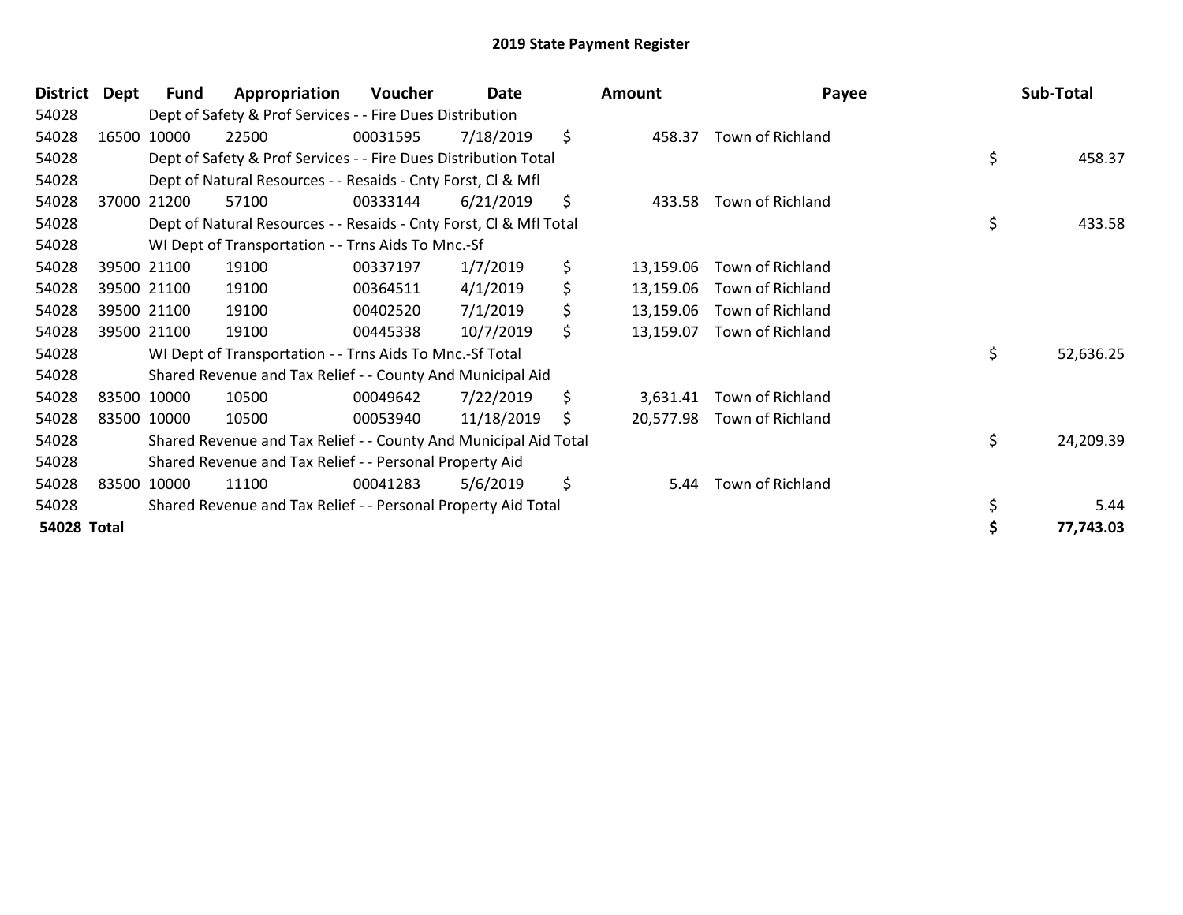# 2019 State Payment Register

| District | Dept | Fund | Appropriation | Voucher | Date | Amount | Payee | Sub-Total |
|---|---|---|---|---|---|---|---|---|
| 54028 | | Dept of Safety & Prof Services - - Fire Dues Distribution | | | | | | |
| 54028 | 16500 | 10000 | 22500 | 00031595 | 7/18/2019 | $ 458.37 | Town of Richland | |
| 54028 | | Dept of Safety & Prof Services - - Fire Dues Distribution Total | | | | | | $ 458.37 |
| 54028 | | Dept of Natural Resources - - Resaids - Cnty Forst, Cl & Mfl | | | | | | |
| 54028 | 37000 | 21200 | 57100 | 00333144 | 6/21/2019 | $ 433.58 | Town of Richland | |
| 54028 | | Dept of Natural Resources - - Resaids - Cnty Forst, Cl & Mfl Total | | | | | | $ 433.58 |
| 54028 | | WI Dept of Transportation - - Trns Aids To Mnc.-Sf | | | | | | |
| 54028 | 39500 | 21100 | 19100 | 00337197 | 1/7/2019 | $ 13,159.06 | Town of Richland | |
| 54028 | 39500 | 21100 | 19100 | 00364511 | 4/1/2019 | $ 13,159.06 | Town of Richland | |
| 54028 | 39500 | 21100 | 19100 | 00402520 | 7/1/2019 | $ 13,159.06 | Town of Richland | |
| 54028 | 39500 | 21100 | 19100 | 00445338 | 10/7/2019 | $ 13,159.07 | Town of Richland | |
| 54028 | | WI Dept of Transportation - - Trns Aids To Mnc.-Sf Total | | | | | | $ 52,636.25 |
| 54028 | | Shared Revenue and Tax Relief - - County And Municipal Aid | | | | | | |
| 54028 | 83500 | 10000 | 10500 | 00049642 | 7/22/2019 | $ 3,631.41 | Town of Richland | |
| 54028 | 83500 | 10000 | 10500 | 00053940 | 11/18/2019 | $ 20,577.98 | Town of Richland | |
| 54028 | | Shared Revenue and Tax Relief - - County And Municipal Aid Total | | | | | | $ 24,209.39 |
| 54028 | | Shared Revenue and Tax Relief - - Personal Property Aid | | | | | | |
| 54028 | 83500 | 10000 | 11100 | 00041283 | 5/6/2019 | $ 5.44 | Town of Richland | |
| 54028 | | Shared Revenue and Tax Relief - - Personal Property Aid Total | | | | | | $ 5.44 |
| **54028 Total** | | | | | | | | **$ 77,743.03** |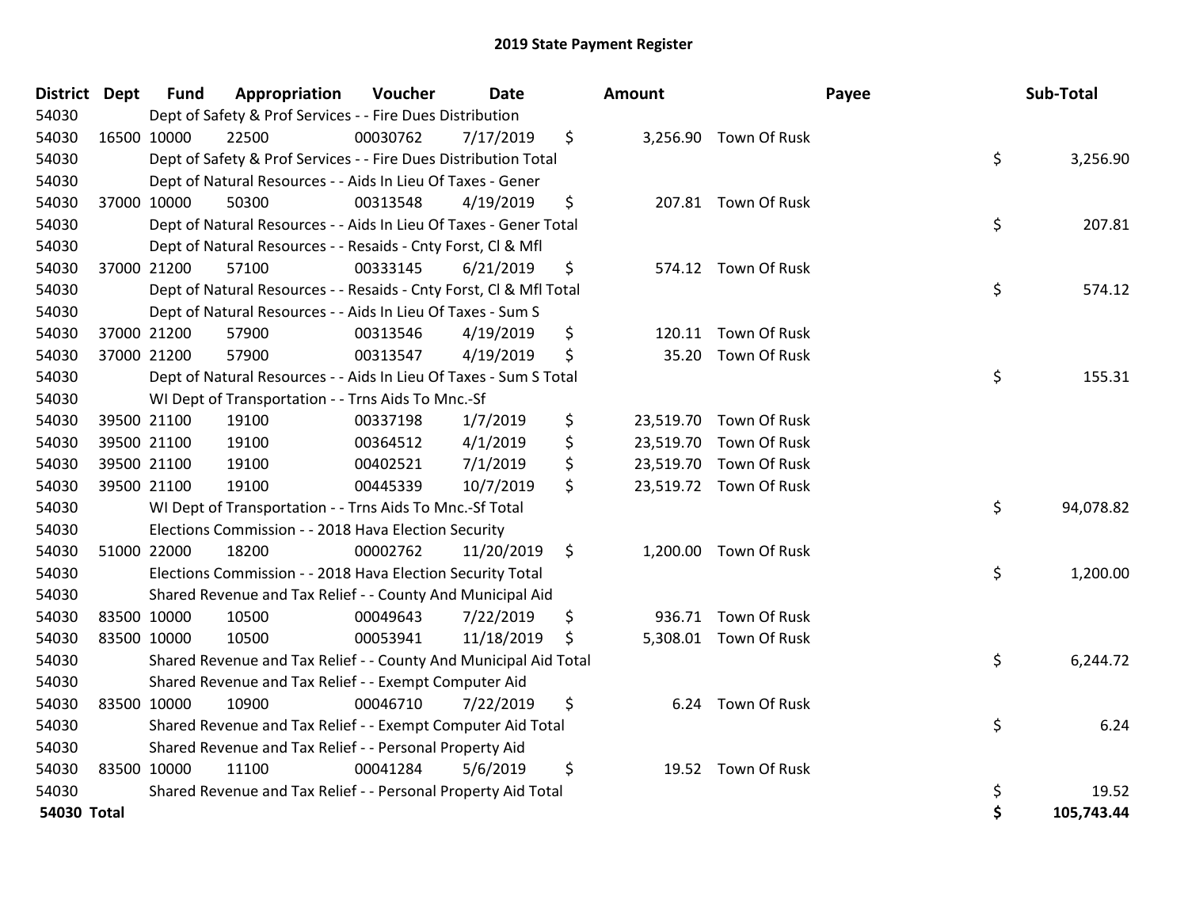## 2019 State Payment Register

| District | Dept | Fund | Appropriation | Voucher | Date | Amount | Payee | Sub-Total |
|---|---|---|---|---|---|---|---|---|
| 54030 | | Dept of Safety & Prof Services - - Fire Dues Distribution | | | | | | |
| 54030 | 16500 | 10000 | 22500 | 00030762 | 7/17/2019 | $ 3,256.90 | Town Of Rusk | |
| 54030 | | Dept of Safety & Prof Services - - Fire Dues Distribution Total | | | | | | $ 3,256.90 |
| 54030 | | Dept of Natural Resources - - Aids In Lieu Of Taxes - Gener | | | | | | |
| 54030 | 37000 | 10000 | 50300 | 00313548 | 4/19/2019 | $ 207.81 | Town Of Rusk | |
| 54030 | | Dept of Natural Resources - - Aids In Lieu Of Taxes - Gener Total | | | | | | $ 207.81 |
| 54030 | | Dept of Natural Resources - - Resaids - Cnty Forst, Cl & Mfl | | | | | | |
| 54030 | 37000 | 21200 | 57100 | 00333145 | 6/21/2019 | $ 574.12 | Town Of Rusk | |
| 54030 | | Dept of Natural Resources - - Resaids - Cnty Forst, Cl & Mfl Total | | | | | | $ 574.12 |
| 54030 | | Dept of Natural Resources - - Aids In Lieu Of Taxes - Sum S | | | | | | |
| 54030 | 37000 | 21200 | 57900 | 00313546 | 4/19/2019 | $ 120.11 | Town Of Rusk | |
| 54030 | 37000 | 21200 | 57900 | 00313547 | 4/19/2019 | $ 35.20 | Town Of Rusk | |
| 54030 | | Dept of Natural Resources - - Aids In Lieu Of Taxes - Sum S Total | | | | | | $ 155.31 |
| 54030 | | WI Dept of Transportation - - Trns Aids To Mnc.-Sf | | | | | | |
| 54030 | 39500 | 21100 | 19100 | 00337198 | 1/7/2019 | $ 23,519.70 | Town Of Rusk | |
| 54030 | 39500 | 21100 | 19100 | 00364512 | 4/1/2019 | $ 23,519.70 | Town Of Rusk | |
| 54030 | 39500 | 21100 | 19100 | 00402521 | 7/1/2019 | $ 23,519.70 | Town Of Rusk | |
| 54030 | 39500 | 21100 | 19100 | 00445339 | 10/7/2019 | $ 23,519.72 | Town Of Rusk | |
| 54030 | | WI Dept of Transportation - - Trns Aids To Mnc.-Sf Total | | | | | | $ 94,078.82 |
| 54030 | | Elections Commission - - 2018 Hava Election Security | | | | | | |
| 54030 | 51000 | 22000 | 18200 | 00002762 | 11/20/2019 | $ 1,200.00 | Town Of Rusk | |
| 54030 | | Elections Commission - - 2018 Hava Election Security Total | | | | | | $ 1,200.00 |
| 54030 | | Shared Revenue and Tax Relief - - County And Municipal Aid | | | | | | |
| 54030 | 83500 | 10000 | 10500 | 00049643 | 7/22/2019 | $ 936.71 | Town Of Rusk | |
| 54030 | 83500 | 10000 | 10500 | 00053941 | 11/18/2019 | $ 5,308.01 | Town Of Rusk | |
| 54030 | | Shared Revenue and Tax Relief - - County And Municipal Aid Total | | | | | | $ 6,244.72 |
| 54030 | | Shared Revenue and Tax Relief - - Exempt Computer Aid | | | | | | |
| 54030 | 83500 | 10000 | 10900 | 00046710 | 7/22/2019 | $ 6.24 | Town Of Rusk | |
| 54030 | | Shared Revenue and Tax Relief - - Exempt Computer Aid Total | | | | | | $ 6.24 |
| 54030 | | Shared Revenue and Tax Relief - - Personal Property Aid | | | | | | |
| 54030 | 83500 | 10000 | 11100 | 00041284 | 5/6/2019 | $ 19.52 | Town Of Rusk | |
| 54030 | | Shared Revenue and Tax Relief - - Personal Property Aid Total | | | | | | $ 19.52 |
| **54030 Total** | | | | | | | | **$ 105,743.44** |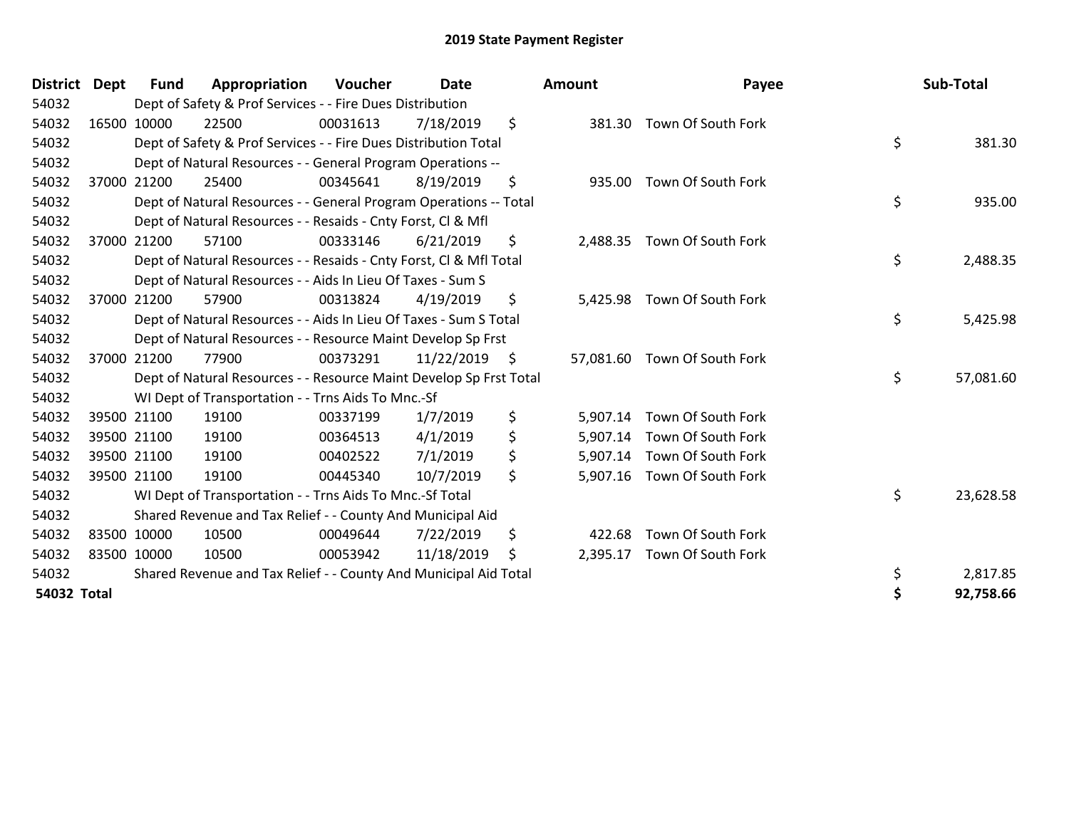# 2019 State Payment Register

| District | Dept | Fund | Appropriation | Voucher | Date | Amount | Payee | Sub-Total |
|---|---|---|---|---|---|---|---|---|
| 54032 | | Dept of Safety & Prof Services - - Fire Dues Distribution | | | | | | |
| 54032 | 16500 | 10000 | 22500 | 00031613 | 7/18/2019 | $ 381.30 | Town Of South Fork | |
| 54032 | | Dept of Safety & Prof Services - - Fire Dues Distribution Total | | | | | | $ 381.30 |
| 54032 | | Dept of Natural Resources - - General Program Operations -- | | | | | | |
| 54032 | 37000 | 21200 | 25400 | 00345641 | 8/19/2019 | $ 935.00 | Town Of South Fork | |
| 54032 | | Dept of Natural Resources - - General Program Operations -- Total | | | | | | $ 935.00 |
| 54032 | | Dept of Natural Resources - - Resaids - Cnty Forst, Cl & Mfl | | | | | | |
| 54032 | 37000 | 21200 | 57100 | 00333146 | 6/21/2019 | $ 2,488.35 | Town Of South Fork | |
| 54032 | | Dept of Natural Resources - - Resaids - Cnty Forst, Cl & Mfl Total | | | | | | $ 2,488.35 |
| 54032 | | Dept of Natural Resources - - Aids In Lieu Of Taxes - Sum S | | | | | | |
| 54032 | 37000 | 21200 | 57900 | 00313824 | 4/19/2019 | $ 5,425.98 | Town Of South Fork | |
| 54032 | | Dept of Natural Resources - - Aids In Lieu Of Taxes - Sum S Total | | | | | | $ 5,425.98 |
| 54032 | | Dept of Natural Resources - - Resource Maint Develop Sp Frst | | | | | | |
| 54032 | 37000 | 21200 | 77900 | 00373291 | 11/22/2019 | $ 57,081.60 | Town Of South Fork | |
| 54032 | | Dept of Natural Resources - - Resource Maint Develop Sp Frst Total | | | | | | $ 57,081.60 |
| 54032 | | WI Dept of Transportation - - Trns Aids To Mnc.-Sf | | | | | | |
| 54032 | 39500 | 21100 | 19100 | 00337199 | 1/7/2019 | $ 5,907.14 | Town Of South Fork | |
| 54032 | 39500 | 21100 | 19100 | 00364513 | 4/1/2019 | $ 5,907.14 | Town Of South Fork | |
| 54032 | 39500 | 21100 | 19100 | 00402522 | 7/1/2019 | $ 5,907.14 | Town Of South Fork | |
| 54032 | 39500 | 21100 | 19100 | 00445340 | 10/7/2019 | $ 5,907.16 | Town Of South Fork | |
| 54032 | | WI Dept of Transportation - - Trns Aids To Mnc.-Sf Total | | | | | | $ 23,628.58 |
| 54032 | | Shared Revenue and Tax Relief - - County And Municipal Aid | | | | | | |
| 54032 | 83500 | 10000 | 10500 | 00049644 | 7/22/2019 | $ 422.68 | Town Of South Fork | |
| 54032 | 83500 | 10000 | 10500 | 00053942 | 11/18/2019 | $ 2,395.17 | Town Of South Fork | |
| 54032 | | Shared Revenue and Tax Relief - - County And Municipal Aid Total | | | | | | $ 2,817.85 |
| **54032 Total** | | | | | | | | **$ 92,758.66** |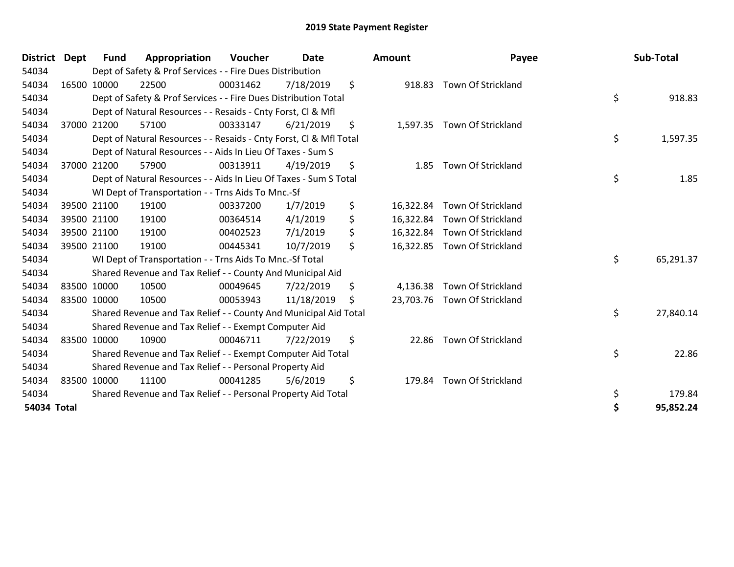# 2019 State Payment Register

| District | Dept | Fund | Appropriation | Voucher | Date | Amount | Payee | Sub-Total |
|---|---|---|---|---|---|---|---|---|
| 54034 | | Dept of Safety & Prof Services - - Fire Dues Distribution | | | | | | |
| 54034 | 16500 | 10000 | 22500 | 00031462 | 7/18/2019 | $ 918.83 | Town Of Strickland | |
| 54034 | | Dept of Safety & Prof Services - - Fire Dues Distribution Total | | | | | | $ 918.83 |
| 54034 | | Dept of Natural Resources - - Resaids - Cnty Forst, Cl & Mfl | | | | | | |
| 54034 | 37000 | 21200 | 57100 | 00333147 | 6/21/2019 | $ 1,597.35 | Town Of Strickland | |
| 54034 | | Dept of Natural Resources - - Resaids - Cnty Forst, Cl & Mfl Total | | | | | | $ 1,597.35 |
| 54034 | | Dept of Natural Resources - - Aids In Lieu Of Taxes - Sum S | | | | | | |
| 54034 | 37000 | 21200 | 57900 | 00313911 | 4/19/2019 | $ 1.85 | Town Of Strickland | |
| 54034 | | Dept of Natural Resources - - Aids In Lieu Of Taxes - Sum S Total | | | | | | $ 1.85 |
| 54034 | | WI Dept of Transportation - - Trns Aids To Mnc.-Sf | | | | | | |
| 54034 | 39500 | 21100 | 19100 | 00337200 | 1/7/2019 | $ 16,322.84 | Town Of Strickland | |
| 54034 | 39500 | 21100 | 19100 | 00364514 | 4/1/2019 | $ 16,322.84 | Town Of Strickland | |
| 54034 | 39500 | 21100 | 19100 | 00402523 | 7/1/2019 | $ 16,322.84 | Town Of Strickland | |
| 54034 | 39500 | 21100 | 19100 | 00445341 | 10/7/2019 | $ 16,322.85 | Town Of Strickland | |
| 54034 | | WI Dept of Transportation - - Trns Aids To Mnc.-Sf Total | | | | | | $ 65,291.37 |
| 54034 | | Shared Revenue and Tax Relief - - County And Municipal Aid | | | | | | |
| 54034 | 83500 | 10000 | 10500 | 00049645 | 7/22/2019 | $ 4,136.38 | Town Of Strickland | |
| 54034 | 83500 | 10000 | 10500 | 00053943 | 11/18/2019 | $ 23,703.76 | Town Of Strickland | |
| 54034 | | Shared Revenue and Tax Relief - - County And Municipal Aid Total | | | | | | $ 27,840.14 |
| 54034 | | Shared Revenue and Tax Relief - - Exempt Computer Aid | | | | | | |
| 54034 | 83500 | 10000 | 10900 | 00046711 | 7/22/2019 | $ 22.86 | Town Of Strickland | |
| 54034 | | Shared Revenue and Tax Relief - - Exempt Computer Aid Total | | | | | | $ 22.86 |
| 54034 | | Shared Revenue and Tax Relief - - Personal Property Aid | | | | | | |
| 54034 | 83500 | 10000 | 11100 | 00041285 | 5/6/2019 | $ 179.84 | Town Of Strickland | |
| 54034 | | Shared Revenue and Tax Relief - - Personal Property Aid Total | | | | | | $ 179.84 |
| **54034 Total** | | | | | | | | **$ 95,852.24** |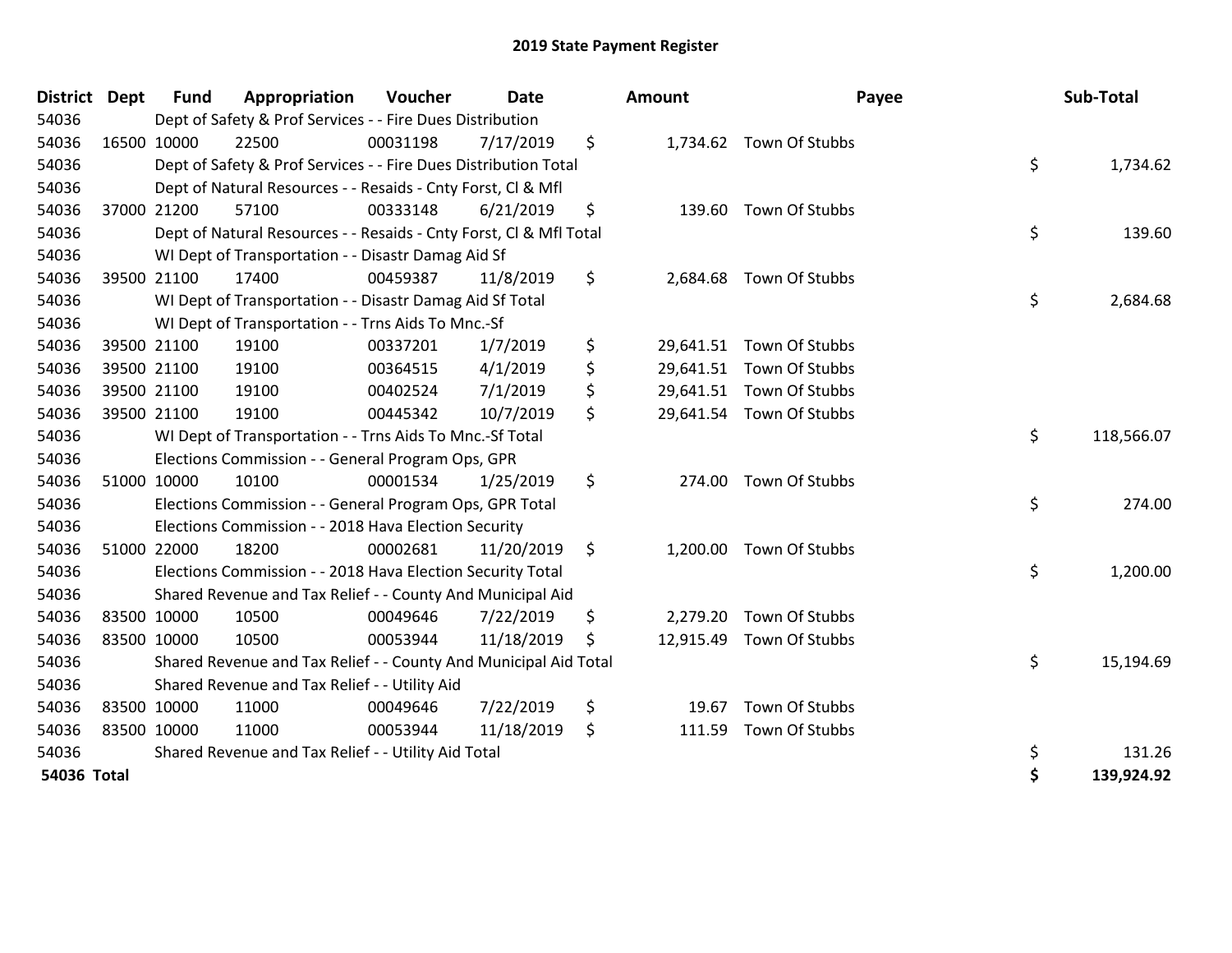# 2019 State Payment Register

| District | Dept | Fund | Appropriation | Voucher | Date | Amount | Payee | Sub-Total |
|---|---|---|---|---|---|---|---|---|
| 54036 | | Dept of Safety & Prof Services - - Fire Dues Distribution | | | | | | |
| 54036 | 16500 | 10000 | 22500 | 00031198 | 7/17/2019 | $ 1,734.62 | Town Of Stubbs | |
| 54036 | | Dept of Safety & Prof Services - - Fire Dues Distribution Total | | | | | | $ 1,734.62 |
| 54036 | | Dept of Natural Resources - - Resaids - Cnty Forst, Cl & Mfl | | | | | | |
| 54036 | 37000 | 21200 | 57100 | 00333148 | 6/21/2019 | $ 139.60 | Town Of Stubbs | |
| 54036 | | Dept of Natural Resources - - Resaids - Cnty Forst, Cl & Mfl Total | | | | | | $ 139.60 |
| 54036 | | WI Dept of Transportation - - Disastr Damag Aid Sf | | | | | | |
| 54036 | 39500 | 21100 | 17400 | 00459387 | 11/8/2019 | $ 2,684.68 | Town Of Stubbs | |
| 54036 | | WI Dept of Transportation - - Disastr Damag Aid Sf Total | | | | | | $ 2,684.68 |
| 54036 | | WI Dept of Transportation - - Trns Aids To Mnc.-Sf | | | | | | |
| 54036 | 39500 | 21100 | 19100 | 00337201 | 1/7/2019 | $ 29,641.51 | Town Of Stubbs | |
| 54036 | 39500 | 21100 | 19100 | 00364515 | 4/1/2019 | $ 29,641.51 | Town Of Stubbs | |
| 54036 | 39500 | 21100 | 19100 | 00402524 | 7/1/2019 | $ 29,641.51 | Town Of Stubbs | |
| 54036 | 39500 | 21100 | 19100 | 00445342 | 10/7/2019 | $ 29,641.54 | Town Of Stubbs | |
| 54036 | | WI Dept of Transportation - - Trns Aids To Mnc.-Sf Total | | | | | | $ 118,566.07 |
| 54036 | | Elections Commission - - General Program Ops, GPR | | | | | | |
| 54036 | 51000 | 10000 | 10100 | 00001534 | 1/25/2019 | $ 274.00 | Town Of Stubbs | |
| 54036 | | Elections Commission - - General Program Ops, GPR Total | | | | | | $ 274.00 |
| 54036 | | Elections Commission - - 2018 Hava Election Security | | | | | | |
| 54036 | 51000 | 22000 | 18200 | 00002681 | 11/20/2019 | $ 1,200.00 | Town Of Stubbs | |
| 54036 | | Elections Commission - - 2018 Hava Election Security Total | | | | | | $ 1,200.00 |
| 54036 | | Shared Revenue and Tax Relief - - County And Municipal Aid | | | | | | |
| 54036 | 83500 | 10000 | 10500 | 00049646 | 7/22/2019 | $ 2,279.20 | Town Of Stubbs | |
| 54036 | 83500 | 10000 | 10500 | 00053944 | 11/18/2019 | $ 12,915.49 | Town Of Stubbs | |
| 54036 | | Shared Revenue and Tax Relief - - County And Municipal Aid Total | | | | | | $ 15,194.69 |
| 54036 | | Shared Revenue and Tax Relief - - Utility Aid | | | | | | |
| 54036 | 83500 | 10000 | 11000 | 00049646 | 7/22/2019 | $ 19.67 | Town Of Stubbs | |
| 54036 | 83500 | 10000 | 11000 | 00053944 | 11/18/2019 | $ 111.59 | Town Of Stubbs | |
| 54036 | | Shared Revenue and Tax Relief - - Utility Aid Total | | | | | | $ 131.26 |
| **54036 Total** | | | | | | | | **$ 139,924.92** |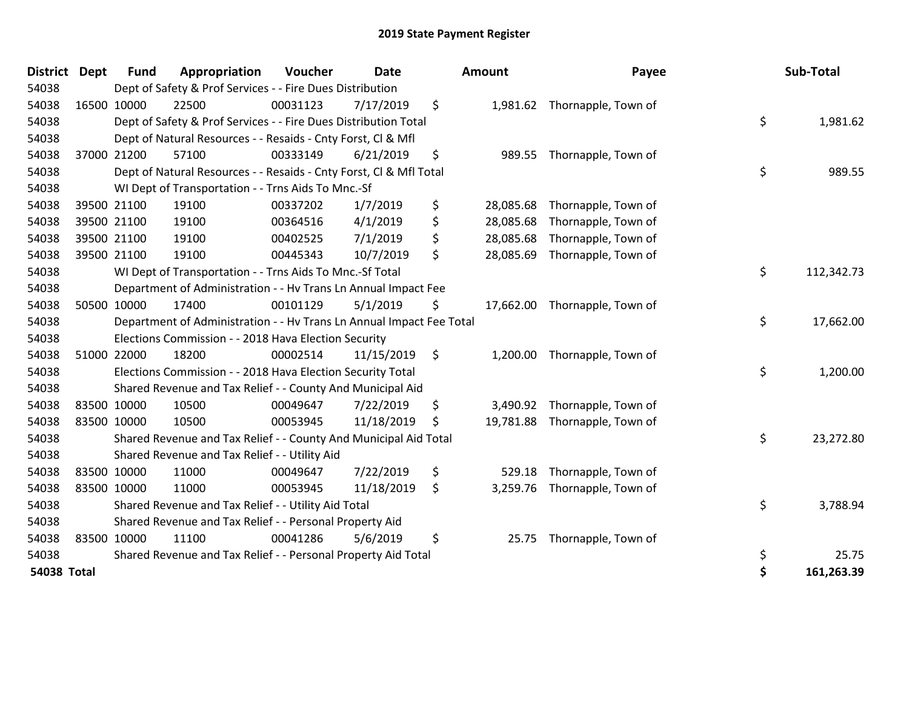# 2019 State Payment Register

| District | Dept | Fund | Appropriation | Voucher | Date | Amount | Payee | Sub-Total |
|---|---|---|---|---|---|---|---|---|
| 54038 | Dept of Safety & Prof Services - - Fire Dues Distribution | | | | | | | |
| 54038 | 16500 | 10000 | 22500 | 00031123 | 7/17/2019 | $ 1,981.62 | Thornapple, Town of | |
| 54038 | Dept of Safety & Prof Services - - Fire Dues Distribution Total | | | | | | | $ 1,981.62 |
| 54038 | Dept of Natural Resources - - Resaids - Cnty Forst, Cl & Mfl | | | | | | | |
| 54038 | 37000 | 21200 | 57100 | 00333149 | 6/21/2019 | $ 989.55 | Thornapple, Town of | |
| 54038 | Dept of Natural Resources - - Resaids - Cnty Forst, Cl & Mfl Total | | | | | | | $ 989.55 |
| 54038 | WI Dept of Transportation - - Trns Aids To Mnc.-Sf | | | | | | | |
| 54038 | 39500 | 21100 | 19100 | 00337202 | 1/7/2019 | $ 28,085.68 | Thornapple, Town of | |
| 54038 | 39500 | 21100 | 19100 | 00364516 | 4/1/2019 | $ 28,085.68 | Thornapple, Town of | |
| 54038 | 39500 | 21100 | 19100 | 00402525 | 7/1/2019 | $ 28,085.68 | Thornapple, Town of | |
| 54038 | 39500 | 21100 | 19100 | 00445343 | 10/7/2019 | $ 28,085.69 | Thornapple, Town of | |
| 54038 | WI Dept of Transportation - - Trns Aids To Mnc.-Sf Total | | | | | | | $ 112,342.73 |
| 54038 | Department of Administration - - Hv Trans Ln Annual Impact Fee | | | | | | | |
| 54038 | 50500 | 10000 | 17400 | 00101129 | 5/1/2019 | $ 17,662.00 | Thornapple, Town of | |
| 54038 | Department of Administration - - Hv Trans Ln Annual Impact Fee Total | | | | | | | $ 17,662.00 |
| 54038 | Elections Commission - - 2018 Hava Election Security | | | | | | | |
| 54038 | 51000 | 22000 | 18200 | 00002514 | 11/15/2019 | $ 1,200.00 | Thornapple, Town of | |
| 54038 | Elections Commission - - 2018 Hava Election Security Total | | | | | | | $ 1,200.00 |
| 54038 | Shared Revenue and Tax Relief - - County And Municipal Aid | | | | | | | |
| 54038 | 83500 | 10000 | 10500 | 00049647 | 7/22/2019 | $ 3,490.92 | Thornapple, Town of | |
| 54038 | 83500 | 10000 | 10500 | 00053945 | 11/18/2019 | $ 19,781.88 | Thornapple, Town of | |
| 54038 | Shared Revenue and Tax Relief - - County And Municipal Aid Total | | | | | | | $ 23,272.80 |
| 54038 | Shared Revenue and Tax Relief - - Utility Aid | | | | | | | |
| 54038 | 83500 | 10000 | 11000 | 00049647 | 7/22/2019 | $ 529.18 | Thornapple, Town of | |
| 54038 | 83500 | 10000 | 11000 | 00053945 | 11/18/2019 | $ 3,259.76 | Thornapple, Town of | |
| 54038 | Shared Revenue and Tax Relief - - Utility Aid Total | | | | | | | $ 3,788.94 |
| 54038 | Shared Revenue and Tax Relief - - Personal Property Aid | | | | | | | |
| 54038 | 83500 | 10000 | 11100 | 00041286 | 5/6/2019 | $ 25.75 | Thornapple, Town of | |
| 54038 | Shared Revenue and Tax Relief - - Personal Property Aid Total | | | | | | | $ 25.75 |
| **54038 Total** | | | | | | | | **$ 161,263.39** |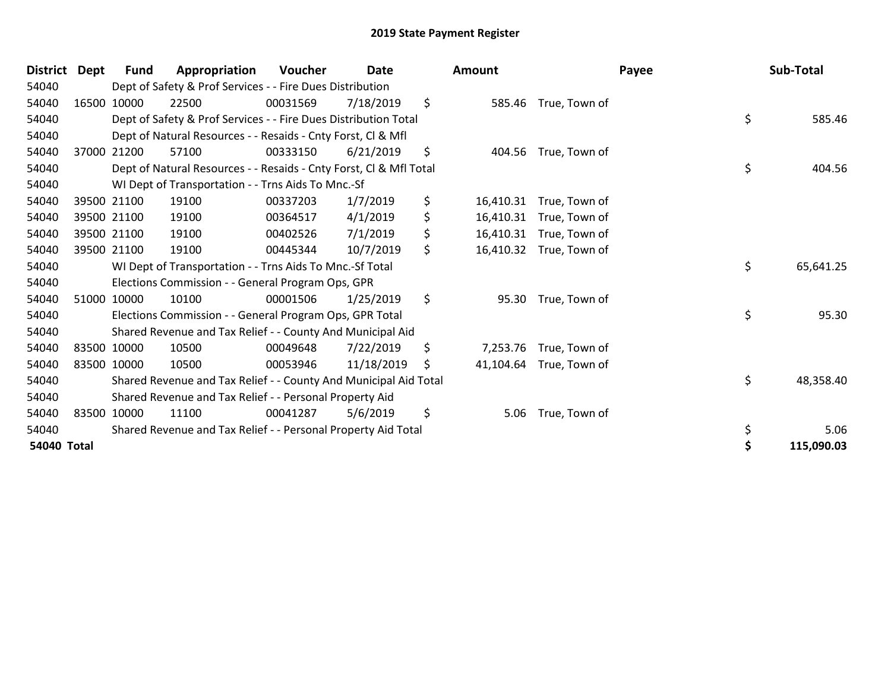# 2019 State Payment Register

| District | Dept | Fund | Appropriation | Voucher | Date | Amount | Payee | Sub-Total |
|---|---|---|---|---|---|---|---|---|
| 54040 | | Dept of Safety & Prof Services - - Fire Dues Distribution | | | | | | |
| 54040 | 16500 | 10000 | 22500 | 00031569 | 7/18/2019 | $ 585.46 | True, Town of | |
| 54040 | | Dept of Safety & Prof Services - - Fire Dues Distribution Total | | | | | | $ 585.46 |
| 54040 | | Dept of Natural Resources - - Resaids - Cnty Forst, Cl & Mfl | | | | | | |
| 54040 | 37000 | 21200 | 57100 | 00333150 | 6/21/2019 | $ 404.56 | True, Town of | |
| 54040 | | Dept of Natural Resources - - Resaids - Cnty Forst, Cl & Mfl Total | | | | | | $ 404.56 |
| 54040 | | WI Dept of Transportation - - Trns Aids To Mnc.-Sf | | | | | | |
| 54040 | 39500 | 21100 | 19100 | 00337203 | 1/7/2019 | $ 16,410.31 | True, Town of | |
| 54040 | 39500 | 21100 | 19100 | 00364517 | 4/1/2019 | $ 16,410.31 | True, Town of | |
| 54040 | 39500 | 21100 | 19100 | 00402526 | 7/1/2019 | $ 16,410.31 | True, Town of | |
| 54040 | 39500 | 21100 | 19100 | 00445344 | 10/7/2019 | $ 16,410.32 | True, Town of | |
| 54040 | | WI Dept of Transportation - - Trns Aids To Mnc.-Sf Total | | | | | | $ 65,641.25 |
| 54040 | | Elections Commission - - General Program Ops, GPR | | | | | | |
| 54040 | 51000 | 10000 | 10100 | 00001506 | 1/25/2019 | $ 95.30 | True, Town of | |
| 54040 | | Elections Commission - - General Program Ops, GPR Total | | | | | | $ 95.30 |
| 54040 | | Shared Revenue and Tax Relief - - County And Municipal Aid | | | | | | |
| 54040 | 83500 | 10000 | 10500 | 00049648 | 7/22/2019 | $ 7,253.76 | True, Town of | |
| 54040 | 83500 | 10000 | 10500 | 00053946 | 11/18/2019 | $ 41,104.64 | True, Town of | |
| 54040 | | Shared Revenue and Tax Relief - - County And Municipal Aid Total | | | | | | $ 48,358.40 |
| 54040 | | Shared Revenue and Tax Relief - - Personal Property Aid | | | | | | |
| 54040 | 83500 | 10000 | 11100 | 00041287 | 5/6/2019 | $ 5.06 | True, Town of | |
| 54040 | | Shared Revenue and Tax Relief - - Personal Property Aid Total | | | | | | $ 5.06 |
| **54040 Total** | | | | | | | | **$ 115,090.03** |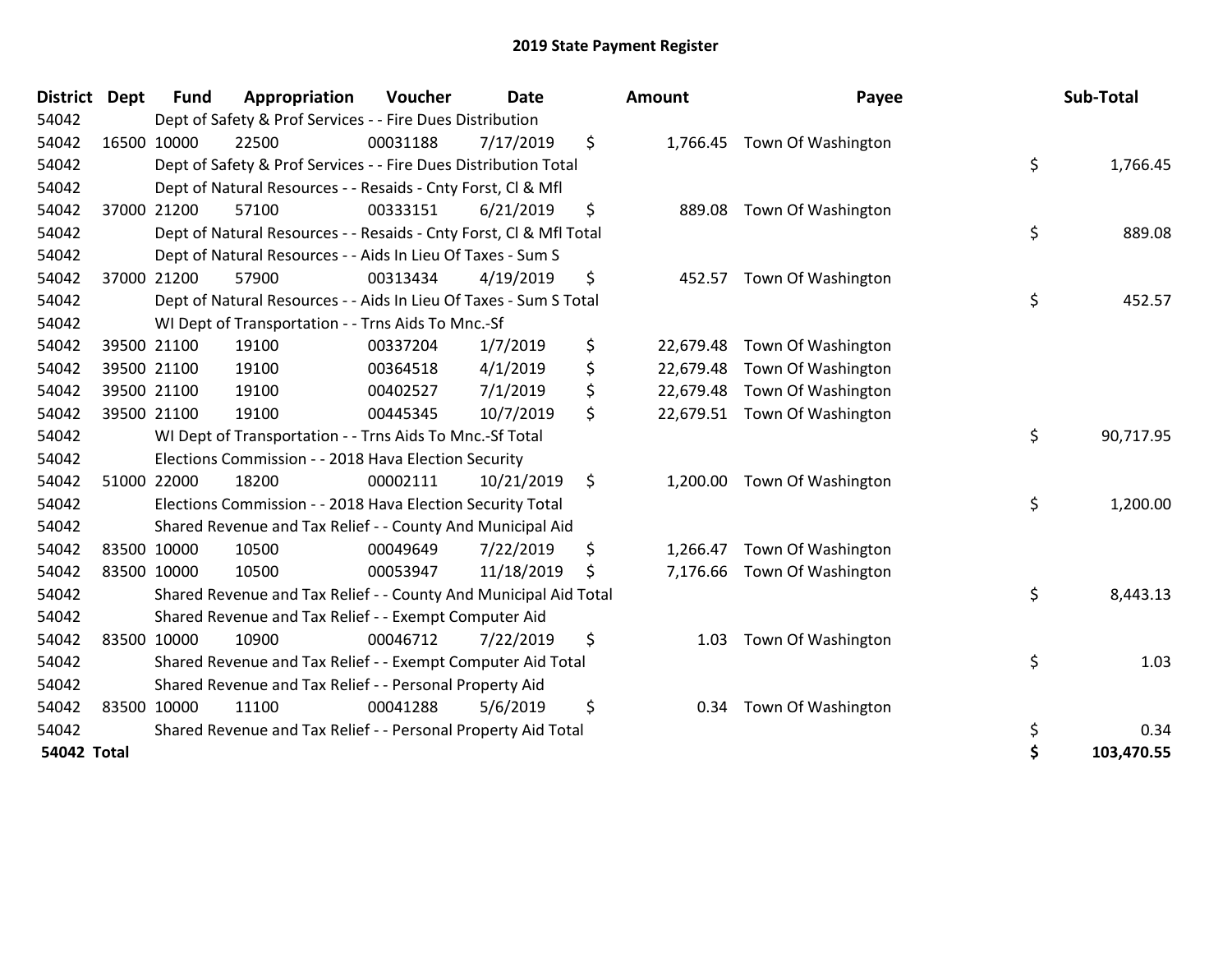# 2019 State Payment Register

| District | Dept | Fund | Appropriation | Voucher | Date | Amount | Payee | Sub-Total |
|---|---|---|---|---|---|---|---|---|
| 54042 | | Dept of Safety & Prof Services - - Fire Dues Distribution | | | | | | |
| 54042 | 16500 | 10000 | 22500 | 00031188 | 7/17/2019 | $ 1,766.45 | Town Of Washington | |
| 54042 | | Dept of Safety & Prof Services - - Fire Dues Distribution Total | | | | | | $ 1,766.45 |
| 54042 | | Dept of Natural Resources - - Resaids - Cnty Forst, Cl & Mfl | | | | | | |
| 54042 | 37000 | 21200 | 57100 | 00333151 | 6/21/2019 | $ 889.08 | Town Of Washington | |
| 54042 | | Dept of Natural Resources - - Resaids - Cnty Forst, Cl & Mfl Total | | | | | | $ 889.08 |
| 54042 | | Dept of Natural Resources - - Aids In Lieu Of Taxes - Sum S | | | | | | |
| 54042 | 37000 | 21200 | 57900 | 00313434 | 4/19/2019 | $ 452.57 | Town Of Washington | |
| 54042 | | Dept of Natural Resources - - Aids In Lieu Of Taxes - Sum S Total | | | | | | $ 452.57 |
| 54042 | | WI Dept of Transportation - - Trns Aids To Mnc.-Sf | | | | | | |
| 54042 | 39500 | 21100 | 19100 | 00337204 | 1/7/2019 | $ 22,679.48 | Town Of Washington | |
| 54042 | 39500 | 21100 | 19100 | 00364518 | 4/1/2019 | $ 22,679.48 | Town Of Washington | |
| 54042 | 39500 | 21100 | 19100 | 00402527 | 7/1/2019 | $ 22,679.48 | Town Of Washington | |
| 54042 | 39500 | 21100 | 19100 | 00445345 | 10/7/2019 | $ 22,679.51 | Town Of Washington | |
| 54042 | | WI Dept of Transportation - - Trns Aids To Mnc.-Sf Total | | | | | | $ 90,717.95 |
| 54042 | | Elections Commission - - 2018 Hava Election Security | | | | | | |
| 54042 | 51000 | 22000 | 18200 | 00002111 | 10/21/2019 | $ 1,200.00 | Town Of Washington | |
| 54042 | | Elections Commission - - 2018 Hava Election Security Total | | | | | | $ 1,200.00 |
| 54042 | | Shared Revenue and Tax Relief - - County And Municipal Aid | | | | | | |
| 54042 | 83500 | 10000 | 10500 | 00049649 | 7/22/2019 | $ 1,266.47 | Town Of Washington | |
| 54042 | 83500 | 10000 | 10500 | 00053947 | 11/18/2019 | $ 7,176.66 | Town Of Washington | |
| 54042 | | Shared Revenue and Tax Relief - - County And Municipal Aid Total | | | | | | $ 8,443.13 |
| 54042 | | Shared Revenue and Tax Relief - - Exempt Computer Aid | | | | | | |
| 54042 | 83500 | 10000 | 10900 | 00046712 | 7/22/2019 | $ 1.03 | Town Of Washington | |
| 54042 | | Shared Revenue and Tax Relief - - Exempt Computer Aid Total | | | | | | $ 1.03 |
| 54042 | | Shared Revenue and Tax Relief - - Personal Property Aid | | | | | | |
| 54042 | 83500 | 10000 | 11100 | 00041288 | 5/6/2019 | $ 0.34 | Town Of Washington | |
| 54042 | | Shared Revenue and Tax Relief - - Personal Property Aid Total | | | | | | $ 0.34 |
| **54042 Total** | | | | | | | | **$ 103,470.55** |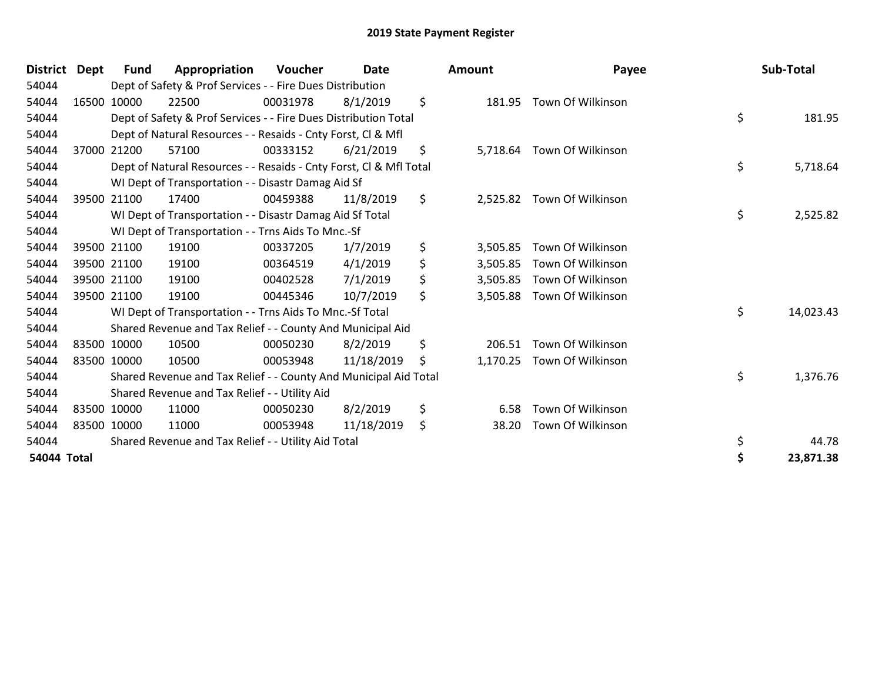# 2019 State Payment Register

| District | Dept | Fund | Appropriation | Voucher | Date | Amount | Payee | Sub-Total |
|---|---|---|---|---|---|---|---|---|
| 54044 | | Dept of Safety & Prof Services - - Fire Dues Distribution | | | | | | |
| 54044 | 16500 | 10000 | 22500 | 00031978 | 8/1/2019 | $ 181.95 | Town Of Wilkinson | |
| 54044 | | Dept of Safety & Prof Services - - Fire Dues Distribution Total | | | | | | $ 181.95 |
| 54044 | | Dept of Natural Resources - - Resaids - Cnty Forst, Cl & Mfl | | | | | | |
| 54044 | 37000 | 21200 | 57100 | 00333152 | 6/21/2019 | $ 5,718.64 | Town Of Wilkinson | |
| 54044 | | Dept of Natural Resources - - Resaids - Cnty Forst, Cl & Mfl Total | | | | | | $ 5,718.64 |
| 54044 | | WI Dept of Transportation - - Disastr Damag Aid Sf | | | | | | |
| 54044 | 39500 | 21100 | 17400 | 00459388 | 11/8/2019 | $ 2,525.82 | Town Of Wilkinson | |
| 54044 | | WI Dept of Transportation - - Disastr Damag Aid Sf Total | | | | | | $ 2,525.82 |
| 54044 | | WI Dept of Transportation - - Trns Aids To Mnc.-Sf | | | | | | |
| 54044 | 39500 | 21100 | 19100 | 00337205 | 1/7/2019 | $ 3,505.85 | Town Of Wilkinson | |
| 54044 | 39500 | 21100 | 19100 | 00364519 | 4/1/2019 | $ 3,505.85 | Town Of Wilkinson | |
| 54044 | 39500 | 21100 | 19100 | 00402528 | 7/1/2019 | $ 3,505.85 | Town Of Wilkinson | |
| 54044 | 39500 | 21100 | 19100 | 00445346 | 10/7/2019 | $ 3,505.88 | Town Of Wilkinson | |
| 54044 | | WI Dept of Transportation - - Trns Aids To Mnc.-Sf Total | | | | | | $ 14,023.43 |
| 54044 | | Shared Revenue and Tax Relief - - County And Municipal Aid | | | | | | |
| 54044 | 83500 | 10000 | 10500 | 00050230 | 8/2/2019 | $ 206.51 | Town Of Wilkinson | |
| 54044 | 83500 | 10000 | 10500 | 00053948 | 11/18/2019 | $ 1,170.25 | Town Of Wilkinson | |
| 54044 | | Shared Revenue and Tax Relief - - County And Municipal Aid Total | | | | | | $ 1,376.76 |
| 54044 | | Shared Revenue and Tax Relief - - Utility Aid | | | | | | |
| 54044 | 83500 | 10000 | 11000 | 00050230 | 8/2/2019 | $ 6.58 | Town Of Wilkinson | |
| 54044 | 83500 | 10000 | 11000 | 00053948 | 11/18/2019 | $ 38.20 | Town Of Wilkinson | |
| 54044 | | Shared Revenue and Tax Relief - - Utility Aid Total | | | | | | $ 44.78 |
| **54044 Total** | | | | | | | | **$ 23,871.38** |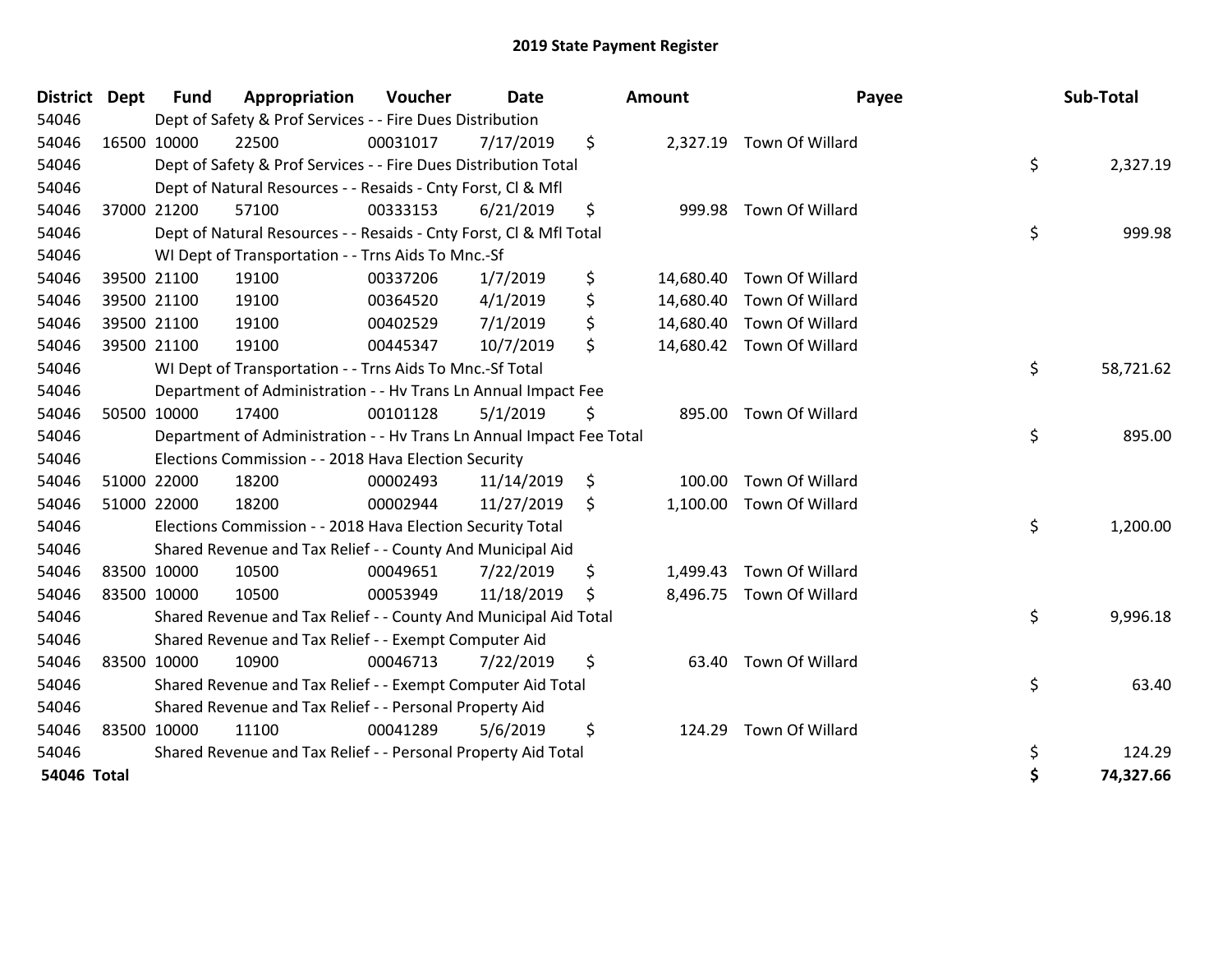# 2019 State Payment Register

| District | Dept | Fund | Appropriation | Voucher | Date | Amount | Payee | Sub-Total |
|---|---|---|---|---|---|---|---|---|
| 54046 | | Dept of Safety & Prof Services - - Fire Dues Distribution | | | | | | |
| 54046 | 16500 | 10000 | 22500 | 00031017 | 7/17/2019 | $ 2,327.19 | Town Of Willard | |
| 54046 | | Dept of Safety & Prof Services - - Fire Dues Distribution Total | | | | | | $ 2,327.19 |
| 54046 | | Dept of Natural Resources - - Resaids - Cnty Forst, Cl & Mfl | | | | | | |
| 54046 | 37000 | 21200 | 57100 | 00333153 | 6/21/2019 | $ 999.98 | Town Of Willard | |
| 54046 | | Dept of Natural Resources - - Resaids - Cnty Forst, Cl & Mfl Total | | | | | | $ 999.98 |
| 54046 | | WI Dept of Transportation - - Trns Aids To Mnc.-Sf | | | | | | |
| 54046 | 39500 | 21100 | 19100 | 00337206 | 1/7/2019 | $ 14,680.40 | Town Of Willard | |
| 54046 | 39500 | 21100 | 19100 | 00364520 | 4/1/2019 | $ 14,680.40 | Town Of Willard | |
| 54046 | 39500 | 21100 | 19100 | 00402529 | 7/1/2019 | $ 14,680.40 | Town Of Willard | |
| 54046 | 39500 | 21100 | 19100 | 00445347 | 10/7/2019 | $ 14,680.42 | Town Of Willard | |
| 54046 | | WI Dept of Transportation - - Trns Aids To Mnc.-Sf Total | | | | | | $ 58,721.62 |
| 54046 | | Department of Administration - - Hv Trans Ln Annual Impact Fee | | | | | | |
| 54046 | 50500 | 10000 | 17400 | 00101128 | 5/1/2019 | $ 895.00 | Town Of Willard | |
| 54046 | | Department of Administration - - Hv Trans Ln Annual Impact Fee Total | | | | | | $ 895.00 |
| 54046 | | Elections Commission - - 2018 Hava Election Security | | | | | | |
| 54046 | 51000 | 22000 | 18200 | 00002493 | 11/14/2019 | $ 100.00 | Town Of Willard | |
| 54046 | 51000 | 22000 | 18200 | 00002944 | 11/27/2019 | $ 1,100.00 | Town Of Willard | |
| 54046 | | Elections Commission - - 2018 Hava Election Security Total | | | | | | $ 1,200.00 |
| 54046 | | Shared Revenue and Tax Relief - - County And Municipal Aid | | | | | | |
| 54046 | 83500 | 10000 | 10500 | 00049651 | 7/22/2019 | $ 1,499.43 | Town Of Willard | |
| 54046 | 83500 | 10000 | 10500 | 00053949 | 11/18/2019 | $ 8,496.75 | Town Of Willard | |
| 54046 | | Shared Revenue and Tax Relief - - County And Municipal Aid Total | | | | | | $ 9,996.18 |
| 54046 | | Shared Revenue and Tax Relief - - Exempt Computer Aid | | | | | | |
| 54046 | 83500 | 10000 | 10900 | 00046713 | 7/22/2019 | $ 63.40 | Town Of Willard | |
| 54046 | | Shared Revenue and Tax Relief - - Exempt Computer Aid Total | | | | | | $ 63.40 |
| 54046 | | Shared Revenue and Tax Relief - - Personal Property Aid | | | | | | |
| 54046 | 83500 | 10000 | 11100 | 00041289 | 5/6/2019 | $ 124.29 | Town Of Willard | |
| 54046 | | Shared Revenue and Tax Relief - - Personal Property Aid Total | | | | | | $ 124.29 |
| **54046 Total** | | | | | | | | **$ 74,327.66** |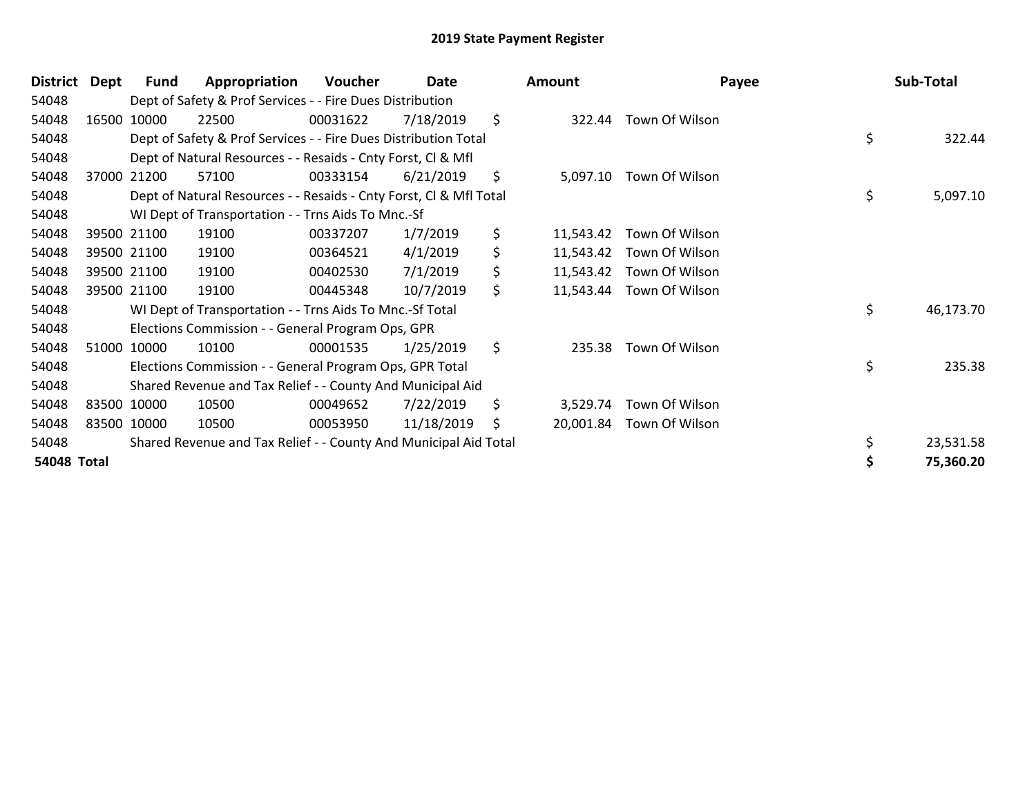# 2019 State Payment Register

| District | Dept | Fund | Appropriation | Voucher | Date | Amount | Payee | Sub-Total |
|---|---|---|---|---|---|---|---|---|
| 54048 | | Dept of Safety & Prof Services - - Fire Dues Distribution | | | | | | |
| 54048 | 16500 | 10000 | 22500 | 00031622 | 7/18/2019 | $ 322.44 | Town Of Wilson | |
| 54048 | | Dept of Safety & Prof Services - - Fire Dues Distribution Total | | | | | | $ 322.44 |
| 54048 | | Dept of Natural Resources - - Resaids - Cnty Forst, Cl & Mfl | | | | | | |
| 54048 | 37000 | 21200 | 57100 | 00333154 | 6/21/2019 | $ 5,097.10 | Town Of Wilson | |
| 54048 | | Dept of Natural Resources - - Resaids - Cnty Forst, Cl & Mfl Total | | | | | | $ 5,097.10 |
| 54048 | | WI Dept of Transportation - - Trns Aids To Mnc.-Sf | | | | | | |
| 54048 | 39500 | 21100 | 19100 | 00337207 | 1/7/2019 | $ 11,543.42 | Town Of Wilson | |
| 54048 | 39500 | 21100 | 19100 | 00364521 | 4/1/2019 | $ 11,543.42 | Town Of Wilson | |
| 54048 | 39500 | 21100 | 19100 | 00402530 | 7/1/2019 | $ 11,543.42 | Town Of Wilson | |
| 54048 | 39500 | 21100 | 19100 | 00445348 | 10/7/2019 | $ 11,543.44 | Town Of Wilson | |
| 54048 | | WI Dept of Transportation - - Trns Aids To Mnc.-Sf Total | | | | | | $ 46,173.70 |
| 54048 | | Elections Commission - - General Program Ops, GPR | | | | | | |
| 54048 | 51000 | 10000 | 10100 | 00001535 | 1/25/2019 | $ 235.38 | Town Of Wilson | |
| 54048 | | Elections Commission - - General Program Ops, GPR Total | | | | | | $ 235.38 |
| 54048 | | Shared Revenue and Tax Relief - - County And Municipal Aid | | | | | | |
| 54048 | 83500 | 10000 | 10500 | 00049652 | 7/22/2019 | $ 3,529.74 | Town Of Wilson | |
| 54048 | 83500 | 10000 | 10500 | 00053950 | 11/18/2019 | $ 20,001.84 | Town Of Wilson | |
| 54048 | | Shared Revenue and Tax Relief - - County And Municipal Aid Total | | | | | | $ 23,531.58 |
| **54048 Total** | | | | | | | | **$ 75,360.20** |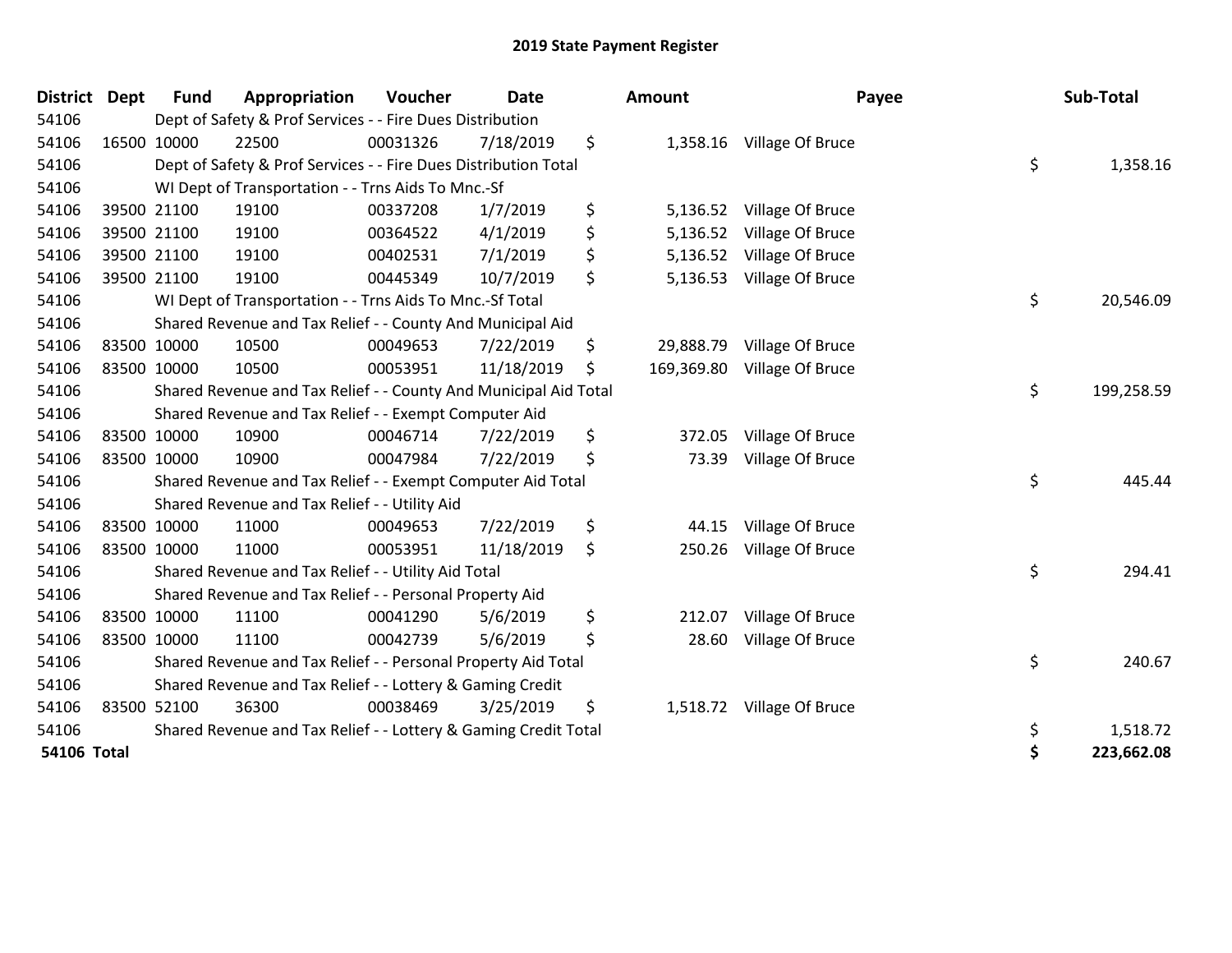# 2019 State Payment Register

| District | Dept | Fund | Appropriation | Voucher | Date | Amount | Payee | Sub-Total |
|---|---|---|---|---|---|---|---|---|
| 54106 | | Dept of Safety & Prof Services - - Fire Dues Distribution | | | | | | |
| 54106 | 16500 | 10000 | 22500 | 00031326 | 7/18/2019 | $ 1,358.16 | Village Of Bruce | |
| 54106 | | Dept of Safety & Prof Services - - Fire Dues Distribution Total | | | | | | $ 1,358.16 |
| 54106 | | WI Dept of Transportation - - Trns Aids To Mnc.-Sf | | | | | | |
| 54106 | 39500 | 21100 | 19100 | 00337208 | 1/7/2019 | $ 5,136.52 | Village Of Bruce | |
| 54106 | 39500 | 21100 | 19100 | 00364522 | 4/1/2019 | $ 5,136.52 | Village Of Bruce | |
| 54106 | 39500 | 21100 | 19100 | 00402531 | 7/1/2019 | $ 5,136.52 | Village Of Bruce | |
| 54106 | 39500 | 21100 | 19100 | 00445349 | 10/7/2019 | $ 5,136.53 | Village Of Bruce | |
| 54106 | | WI Dept of Transportation - - Trns Aids To Mnc.-Sf Total | | | | | | $ 20,546.09 |
| 54106 | | Shared Revenue and Tax Relief - - County And Municipal Aid | | | | | | |
| 54106 | 83500 | 10000 | 10500 | 00049653 | 7/22/2019 | $ 29,888.79 | Village Of Bruce | |
| 54106 | 83500 | 10000 | 10500 | 00053951 | 11/18/2019 | $ 169,369.80 | Village Of Bruce | |
| 54106 | | Shared Revenue and Tax Relief - - County And Municipal Aid Total | | | | | | $ 199,258.59 |
| 54106 | | Shared Revenue and Tax Relief - - Exempt Computer Aid | | | | | | |
| 54106 | 83500 | 10000 | 10900 | 00046714 | 7/22/2019 | $ 372.05 | Village Of Bruce | |
| 54106 | 83500 | 10000 | 10900 | 00047984 | 7/22/2019 | $ 73.39 | Village Of Bruce | |
| 54106 | | Shared Revenue and Tax Relief - - Exempt Computer Aid Total | | | | | | $ 445.44 |
| 54106 | | Shared Revenue and Tax Relief - - Utility Aid | | | | | | |
| 54106 | 83500 | 10000 | 11000 | 00049653 | 7/22/2019 | $ 44.15 | Village Of Bruce | |
| 54106 | 83500 | 10000 | 11000 | 00053951 | 11/18/2019 | $ 250.26 | Village Of Bruce | |
| 54106 | | Shared Revenue and Tax Relief - - Utility Aid Total | | | | | | $ 294.41 |
| 54106 | | Shared Revenue and Tax Relief - - Personal Property Aid | | | | | | |
| 54106 | 83500 | 10000 | 11100 | 00041290 | 5/6/2019 | $ 212.07 | Village Of Bruce | |
| 54106 | 83500 | 10000 | 11100 | 00042739 | 5/6/2019 | $ 28.60 | Village Of Bruce | |
| 54106 | | Shared Revenue and Tax Relief - - Personal Property Aid Total | | | | | | $ 240.67 |
| 54106 | | Shared Revenue and Tax Relief - - Lottery & Gaming Credit | | | | | | |
| 54106 | 83500 | 52100 | 36300 | 00038469 | 3/25/2019 | $ 1,518.72 | Village Of Bruce | |
| 54106 | | Shared Revenue and Tax Relief - - Lottery & Gaming Credit Total | | | | | | $ 1,518.72 |
| **54106 Total** | | | | | | | | **$ 223,662.08** |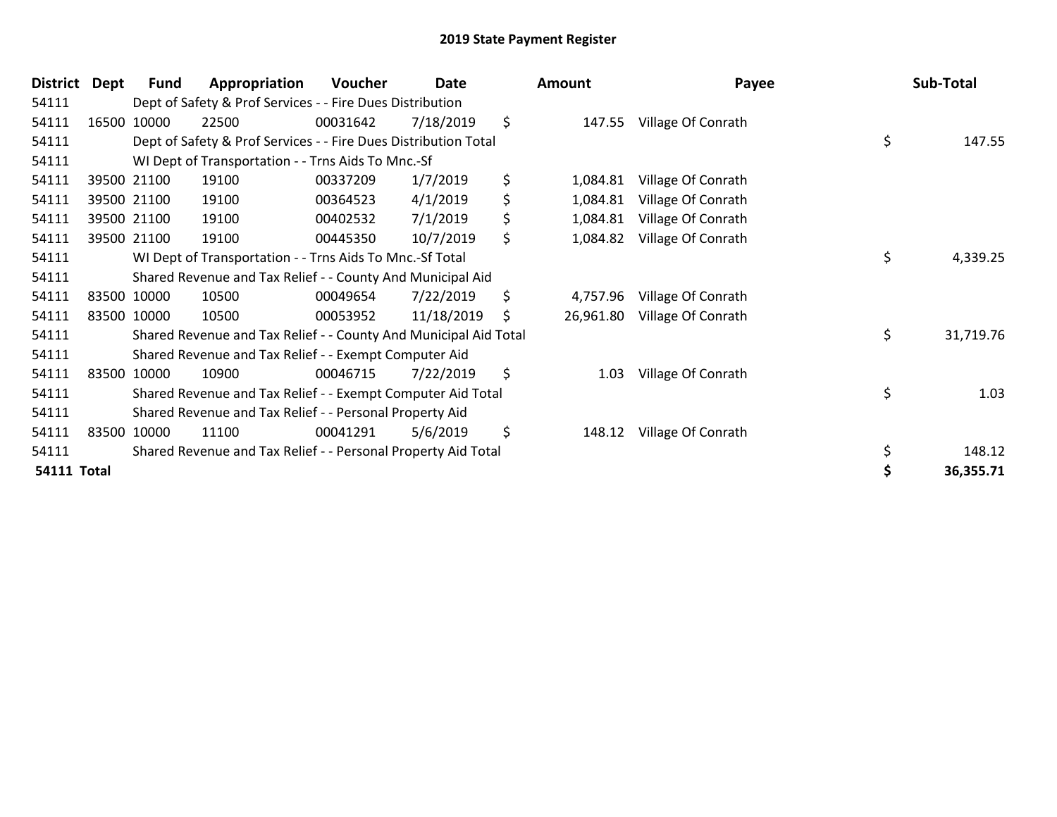# 2019 State Payment Register

| District | Dept | Fund | Appropriation | Voucher | Date | Amount | Payee | Sub-Total |
|---|---|---|---|---|---|---|---|---|
| 54111 | Dept of Safety & Prof Services - - Fire Dues Distribution | | | | | | | |
| 54111 | 16500 | 10000 | 22500 | 00031642 | 7/18/2019 | $ 147.55 | Village Of Conrath | |
| 54111 | Dept of Safety & Prof Services - - Fire Dues Distribution Total | | | | | | | $ 147.55 |
| 54111 | WI Dept of Transportation - - Trns Aids To Mnc.-Sf | | | | | | | |
| 54111 | 39500 | 21100 | 19100 | 00337209 | 1/7/2019 | $ 1,084.81 | Village Of Conrath | |
| 54111 | 39500 | 21100 | 19100 | 00364523 | 4/1/2019 | $ 1,084.81 | Village Of Conrath | |
| 54111 | 39500 | 21100 | 19100 | 00402532 | 7/1/2019 | $ 1,084.81 | Village Of Conrath | |
| 54111 | 39500 | 21100 | 19100 | 00445350 | 10/7/2019 | $ 1,084.82 | Village Of Conrath | |
| 54111 | WI Dept of Transportation - - Trns Aids To Mnc.-Sf Total | | | | | | | $ 4,339.25 |
| 54111 | Shared Revenue and Tax Relief - - County And Municipal Aid | | | | | | | |
| 54111 | 83500 | 10000 | 10500 | 00049654 | 7/22/2019 | $ 4,757.96 | Village Of Conrath | |
| 54111 | 83500 | 10000 | 10500 | 00053952 | 11/18/2019 | $ 26,961.80 | Village Of Conrath | |
| 54111 | Shared Revenue and Tax Relief - - County And Municipal Aid Total | | | | | | | $ 31,719.76 |
| 54111 | Shared Revenue and Tax Relief - - Exempt Computer Aid | | | | | | | |
| 54111 | 83500 | 10000 | 10900 | 00046715 | 7/22/2019 | $ 1.03 | Village Of Conrath | |
| 54111 | Shared Revenue and Tax Relief - - Exempt Computer Aid Total | | | | | | | $ 1.03 |
| 54111 | Shared Revenue and Tax Relief - - Personal Property Aid | | | | | | | |
| 54111 | 83500 | 10000 | 11100 | 00041291 | 5/6/2019 | $ 148.12 | Village Of Conrath | |
| 54111 | Shared Revenue and Tax Relief - - Personal Property Aid Total | | | | | | | $ 148.12 |
| **54111 Total** | | | | | | | | **$ 36,355.71** |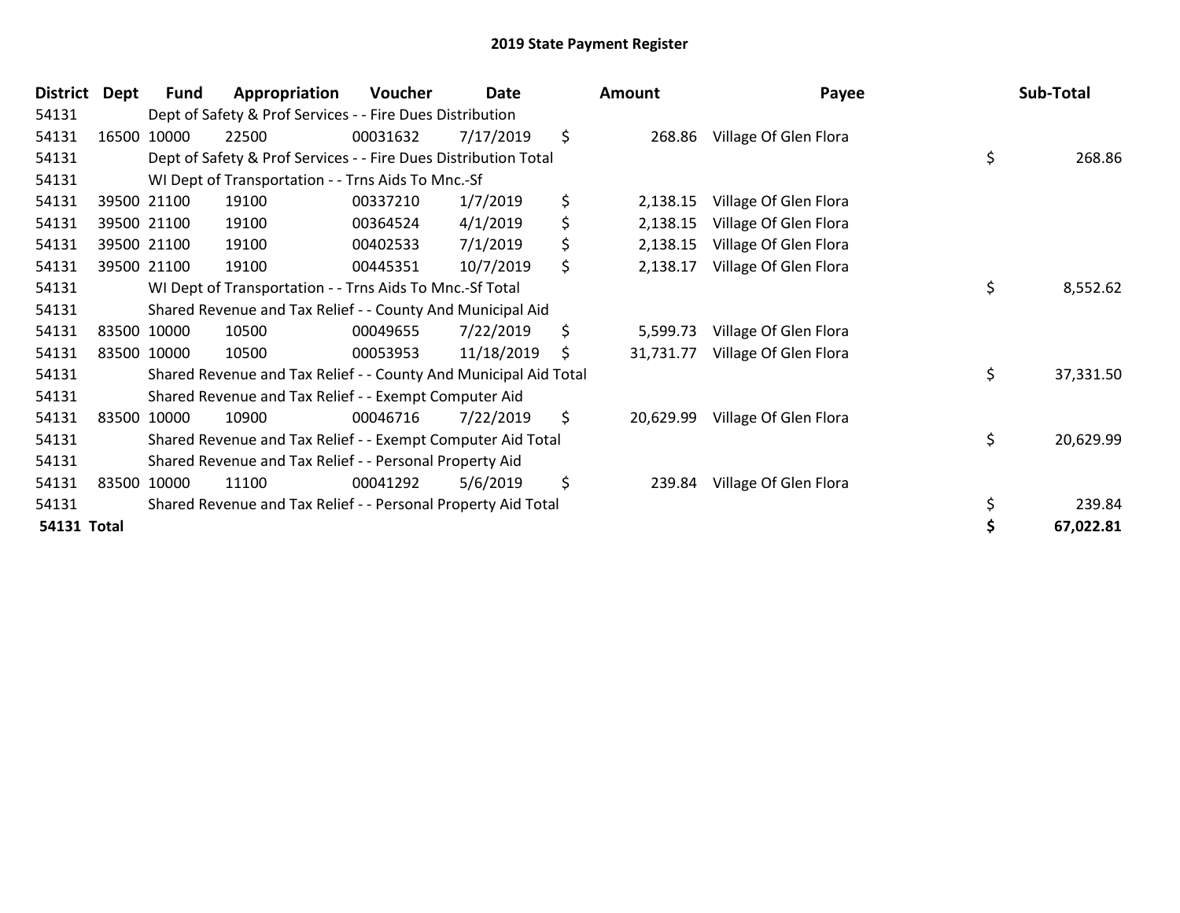## 2019 State Payment Register

| District | Dept | Fund | Appropriation | Voucher | Date | Amount | Payee | Sub-Total |
|---|---|---|---|---|---|---|---|---|
| 54131 | | Dept of Safety & Prof Services - - Fire Dues Distribution | | | | | | |
| 54131 | 16500 | 10000 | 22500 | 00031632 | 7/17/2019 | $ 268.86 | Village Of Glen Flora | |
| 54131 | | Dept of Safety & Prof Services - - Fire Dues Distribution Total | | | | | | $ 268.86 |
| 54131 | | WI Dept of Transportation - - Trns Aids To Mnc.-Sf | | | | | | |
| 54131 | 39500 | 21100 | 19100 | 00337210 | 1/7/2019 | $ 2,138.15 | Village Of Glen Flora | |
| 54131 | 39500 | 21100 | 19100 | 00364524 | 4/1/2019 | $ 2,138.15 | Village Of Glen Flora | |
| 54131 | 39500 | 21100 | 19100 | 00402533 | 7/1/2019 | $ 2,138.15 | Village Of Glen Flora | |
| 54131 | 39500 | 21100 | 19100 | 00445351 | 10/7/2019 | $ 2,138.17 | Village Of Glen Flora | |
| 54131 | | WI Dept of Transportation - - Trns Aids To Mnc.-Sf Total | | | | | | $ 8,552.62 |
| 54131 | | Shared Revenue and Tax Relief - - County And Municipal Aid | | | | | | |
| 54131 | 83500 | 10000 | 10500 | 00049655 | 7/22/2019 | $ 5,599.73 | Village Of Glen Flora | |
| 54131 | 83500 | 10000 | 10500 | 00053953 | 11/18/2019 | $ 31,731.77 | Village Of Glen Flora | |
| 54131 | | Shared Revenue and Tax Relief - - County And Municipal Aid Total | | | | | | $ 37,331.50 |
| 54131 | | Shared Revenue and Tax Relief - - Exempt Computer Aid | | | | | | |
| 54131 | 83500 | 10000 | 10900 | 00046716 | 7/22/2019 | $ 20,629.99 | Village Of Glen Flora | |
| 54131 | | Shared Revenue and Tax Relief - - Exempt Computer Aid Total | | | | | | $ 20,629.99 |
| 54131 | | Shared Revenue and Tax Relief - - Personal Property Aid | | | | | | |
| 54131 | 83500 | 10000 | 11100 | 00041292 | 5/6/2019 | $ 239.84 | Village Of Glen Flora | |
| 54131 | | Shared Revenue and Tax Relief - - Personal Property Aid Total | | | | | | $ 239.84 |
| **54131 Total** | | | | | | | | **$ 67,022.81** |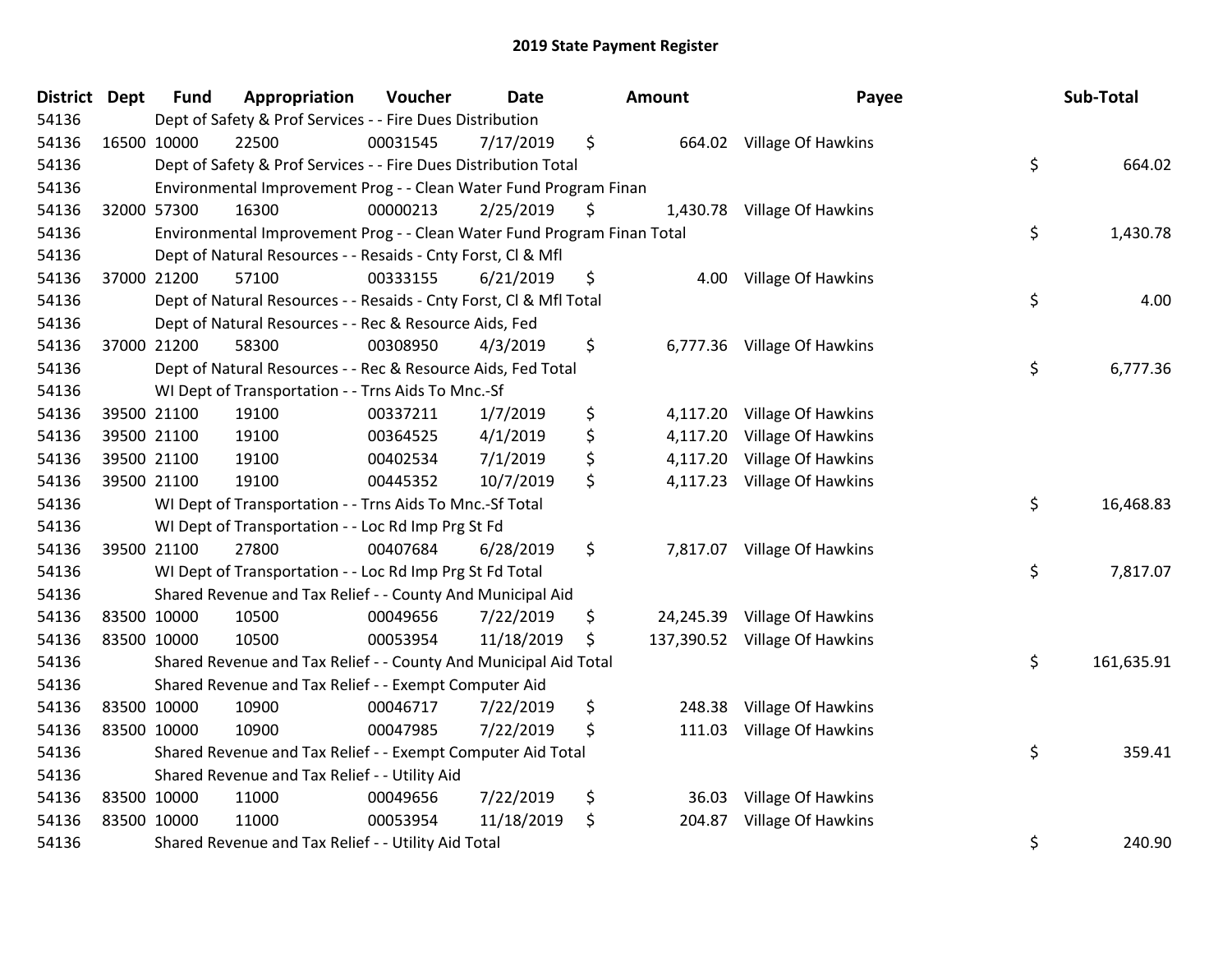# 2019 State Payment Register

| District | Dept | Fund | Appropriation | Voucher | Date | Amount | Payee | Sub-Total |
|---|---|---|---|---|---|---|---|---|
| 54136 | Dept of Safety & Prof Services - - Fire Dues Distribution | | | | | | | |
| 54136 | 16500 | 10000 | 22500 | 00031545 | 7/17/2019 | $ 664.02 | Village Of Hawkins | |
| 54136 | Dept of Safety & Prof Services - - Fire Dues Distribution Total | | | | | | | $ 664.02 |
| 54136 | Environmental Improvement Prog - - Clean Water Fund Program Finan | | | | | | | |
| 54136 | 32000 | 57300 | 16300 | 00000213 | 2/25/2019 | $ 1,430.78 | Village Of Hawkins | |
| 54136 | Environmental Improvement Prog - - Clean Water Fund Program Finan Total | | | | | | | $ 1,430.78 |
| 54136 | Dept of Natural Resources - - Resaids - Cnty Forst, Cl & Mfl | | | | | | | |
| 54136 | 37000 | 21200 | 57100 | 00333155 | 6/21/2019 | $ 4.00 | Village Of Hawkins | |
| 54136 | Dept of Natural Resources - - Resaids - Cnty Forst, Cl & Mfl Total | | | | | | | $ 4.00 |
| 54136 | Dept of Natural Resources - - Rec & Resource Aids, Fed | | | | | | | |
| 54136 | 37000 | 21200 | 58300 | 00308950 | 4/3/2019 | $ 6,777.36 | Village Of Hawkins | |
| 54136 | Dept of Natural Resources - - Rec & Resource Aids, Fed Total | | | | | | | $ 6,777.36 |
| 54136 | WI Dept of Transportation - - Trns Aids To Mnc.-Sf | | | | | | | |
| 54136 | 39500 | 21100 | 19100 | 00337211 | 1/7/2019 | $ 4,117.20 | Village Of Hawkins | |
| 54136 | 39500 | 21100 | 19100 | 00364525 | 4/1/2019 | $ 4,117.20 | Village Of Hawkins | |
| 54136 | 39500 | 21100 | 19100 | 00402534 | 7/1/2019 | $ 4,117.20 | Village Of Hawkins | |
| 54136 | 39500 | 21100 | 19100 | 00445352 | 10/7/2019 | $ 4,117.23 | Village Of Hawkins | |
| 54136 | WI Dept of Transportation - - Trns Aids To Mnc.-Sf Total | | | | | | | $ 16,468.83 |
| 54136 | WI Dept of Transportation - - Loc Rd Imp Prg St Fd | | | | | | | |
| 54136 | 39500 | 21100 | 27800 | 00407684 | 6/28/2019 | $ 7,817.07 | Village Of Hawkins | |
| 54136 | WI Dept of Transportation - - Loc Rd Imp Prg St Fd Total | | | | | | | $ 7,817.07 |
| 54136 | Shared Revenue and Tax Relief - - County And Municipal Aid | | | | | | | |
| 54136 | 83500 | 10000 | 10500 | 00049656 | 7/22/2019 | $ 24,245.39 | Village Of Hawkins | |
| 54136 | 83500 | 10000 | 10500 | 00053954 | 11/18/2019 | $ 137,390.52 | Village Of Hawkins | |
| 54136 | Shared Revenue and Tax Relief - - County And Municipal Aid Total | | | | | | | $ 161,635.91 |
| 54136 | Shared Revenue and Tax Relief - - Exempt Computer Aid | | | | | | | |
| 54136 | 83500 | 10000 | 10900 | 00046717 | 7/22/2019 | $ 248.38 | Village Of Hawkins | |
| 54136 | 83500 | 10000 | 10900 | 00047985 | 7/22/2019 | $ 111.03 | Village Of Hawkins | |
| 54136 | Shared Revenue and Tax Relief - - Exempt Computer Aid Total | | | | | | | $ 359.41 |
| 54136 | Shared Revenue and Tax Relief - - Utility Aid | | | | | | | |
| 54136 | 83500 | 10000 | 11000 | 00049656 | 7/22/2019 | $ 36.03 | Village Of Hawkins | |
| 54136 | 83500 | 10000 | 11000 | 00053954 | 11/18/2019 | $ 204.87 | Village Of Hawkins | |
| 54136 | Shared Revenue and Tax Relief - - Utility Aid Total | | | | | | | $ 240.90 |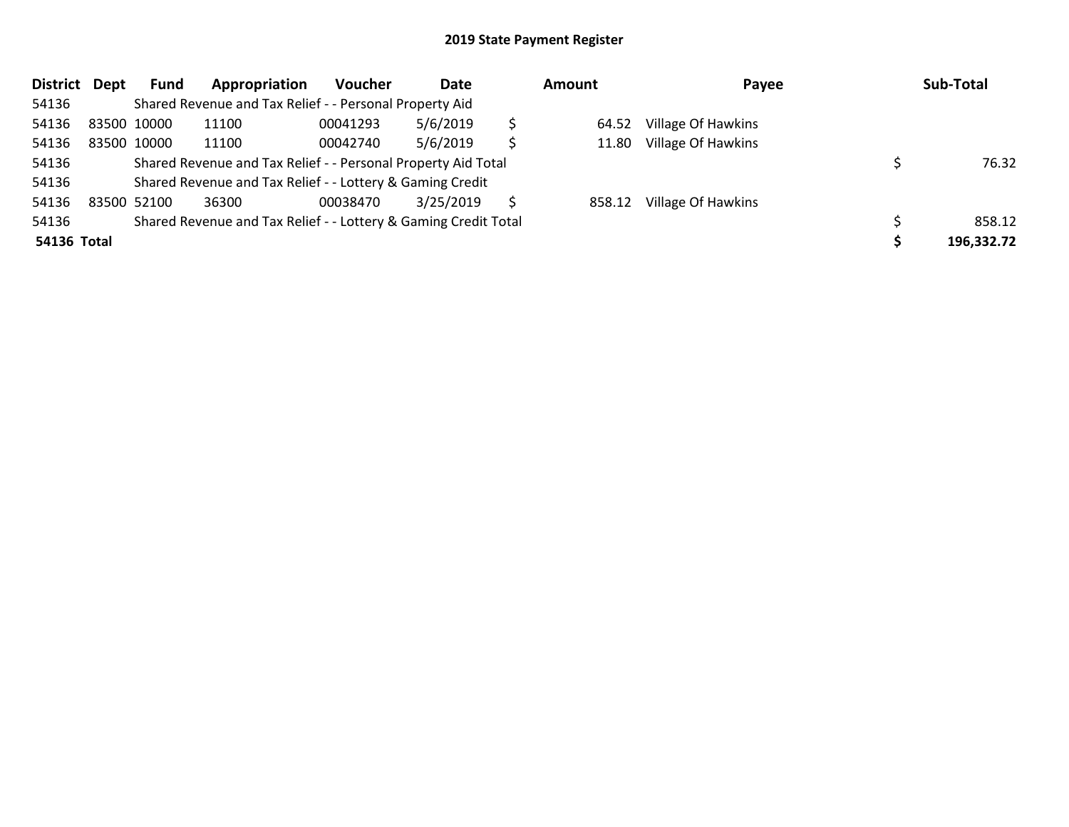## 2019 State Payment Register

| District | Dept | Fund | Appropriation | Voucher | Date | Amount | Payee | Sub-Total |
|---|---|---|---|---|---|---|---|---|
| 54136 | | Shared Revenue and Tax Relief - - Personal Property Aid | | | | | | |
| 54136 | 83500 | 10000 | 11100 | 00041293 | 5/6/2019 | $ 64.52 | Village Of Hawkins | |
| 54136 | 83500 | 10000 | 11100 | 00042740 | 5/6/2019 | $ 11.80 | Village Of Hawkins | |
| 54136 | | Shared Revenue and Tax Relief - - Personal Property Aid Total | | | | | | $ 76.32 |
| 54136 | | Shared Revenue and Tax Relief - - Lottery & Gaming Credit | | | | | | |
| 54136 | 83500 | 52100 | 36300 | 00038470 | 3/25/2019 | $ 858.12 | Village Of Hawkins | |
| 54136 | | Shared Revenue and Tax Relief - - Lottery & Gaming Credit Total | | | | | | $ 858.12 |
| **54136 Total** | | | | | | | | **$ 196,332.72** |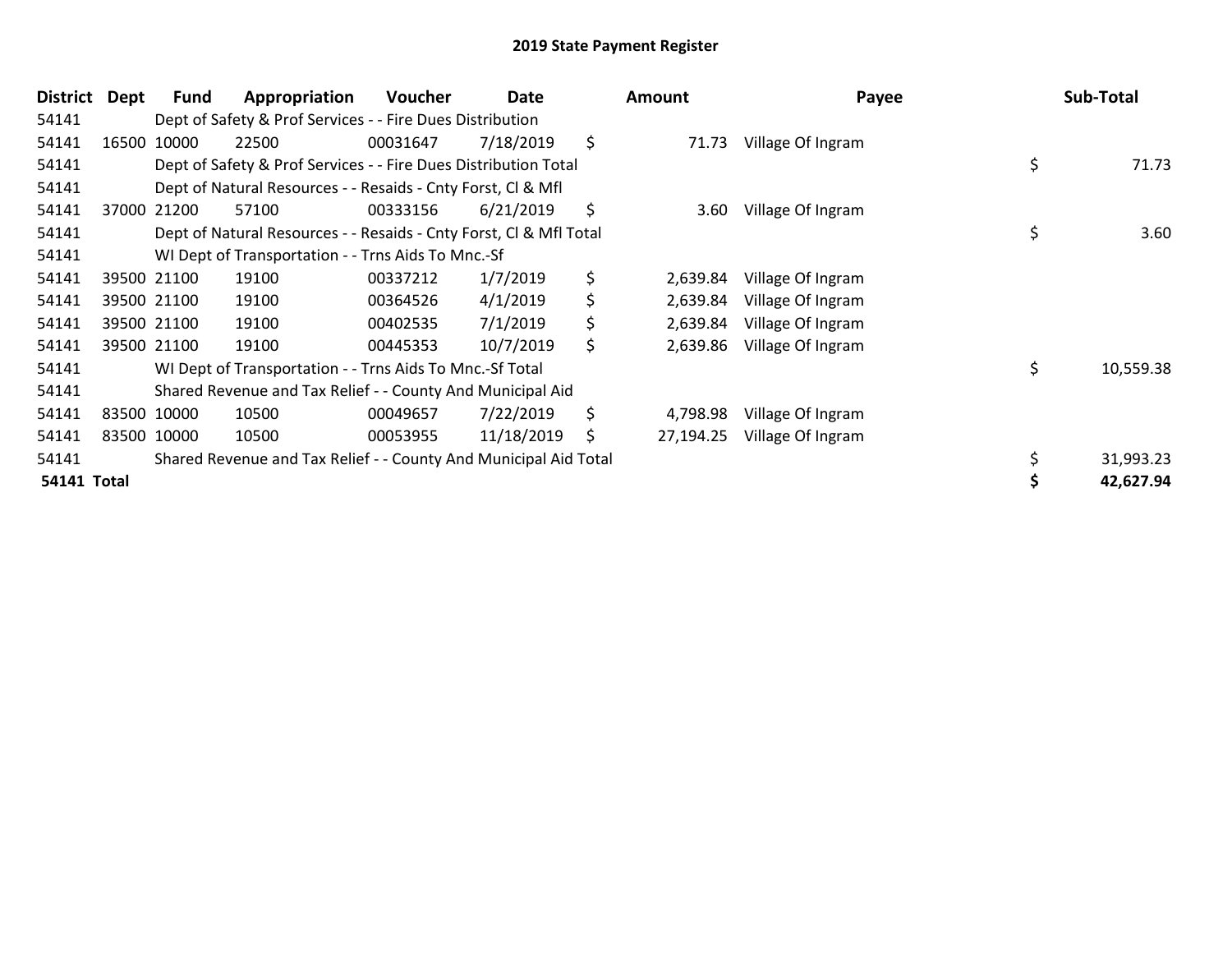# 2019 State Payment Register

| District | Dept | Fund | Appropriation | Voucher | Date | Amount | Payee | Sub-Total |
|---|---|---|---|---|---|---|---|---|
| 54141 | | Dept of Safety & Prof Services - - Fire Dues Distribution | | | | | | |
| 54141 | 16500 | 10000 | 22500 | 00031647 | 7/18/2019 | $ 71.73 | Village Of Ingram | |
| 54141 | | Dept of Safety & Prof Services - - Fire Dues Distribution Total | | | | | | $ 71.73 |
| 54141 | | Dept of Natural Resources - - Resaids - Cnty Forst, Cl & Mfl | | | | | | |
| 54141 | 37000 | 21200 | 57100 | 00333156 | 6/21/2019 | $ 3.60 | Village Of Ingram | |
| 54141 | | Dept of Natural Resources - - Resaids - Cnty Forst, Cl & Mfl Total | | | | | | $ 3.60 |
| 54141 | | WI Dept of Transportation - - Trns Aids To Mnc.-Sf | | | | | | |
| 54141 | 39500 | 21100 | 19100 | 00337212 | 1/7/2019 | $ 2,639.84 | Village Of Ingram | |
| 54141 | 39500 | 21100 | 19100 | 00364526 | 4/1/2019 | $ 2,639.84 | Village Of Ingram | |
| 54141 | 39500 | 21100 | 19100 | 00402535 | 7/1/2019 | $ 2,639.84 | Village Of Ingram | |
| 54141 | 39500 | 21100 | 19100 | 00445353 | 10/7/2019 | $ 2,639.86 | Village Of Ingram | |
| 54141 | | WI Dept of Transportation - - Trns Aids To Mnc.-Sf Total | | | | | | $ 10,559.38 |
| 54141 | | Shared Revenue and Tax Relief - - County And Municipal Aid | | | | | | |
| 54141 | 83500 | 10000 | 10500 | 00049657 | 7/22/2019 | $ 4,798.98 | Village Of Ingram | |
| 54141 | 83500 | 10000 | 10500 | 00053955 | 11/18/2019 | $ 27,194.25 | Village Of Ingram | |
| 54141 | | Shared Revenue and Tax Relief - - County And Municipal Aid Total | | | | | | $ 31,993.23 |
| **54141 Total** | | | | | | | | **$ 42,627.94** |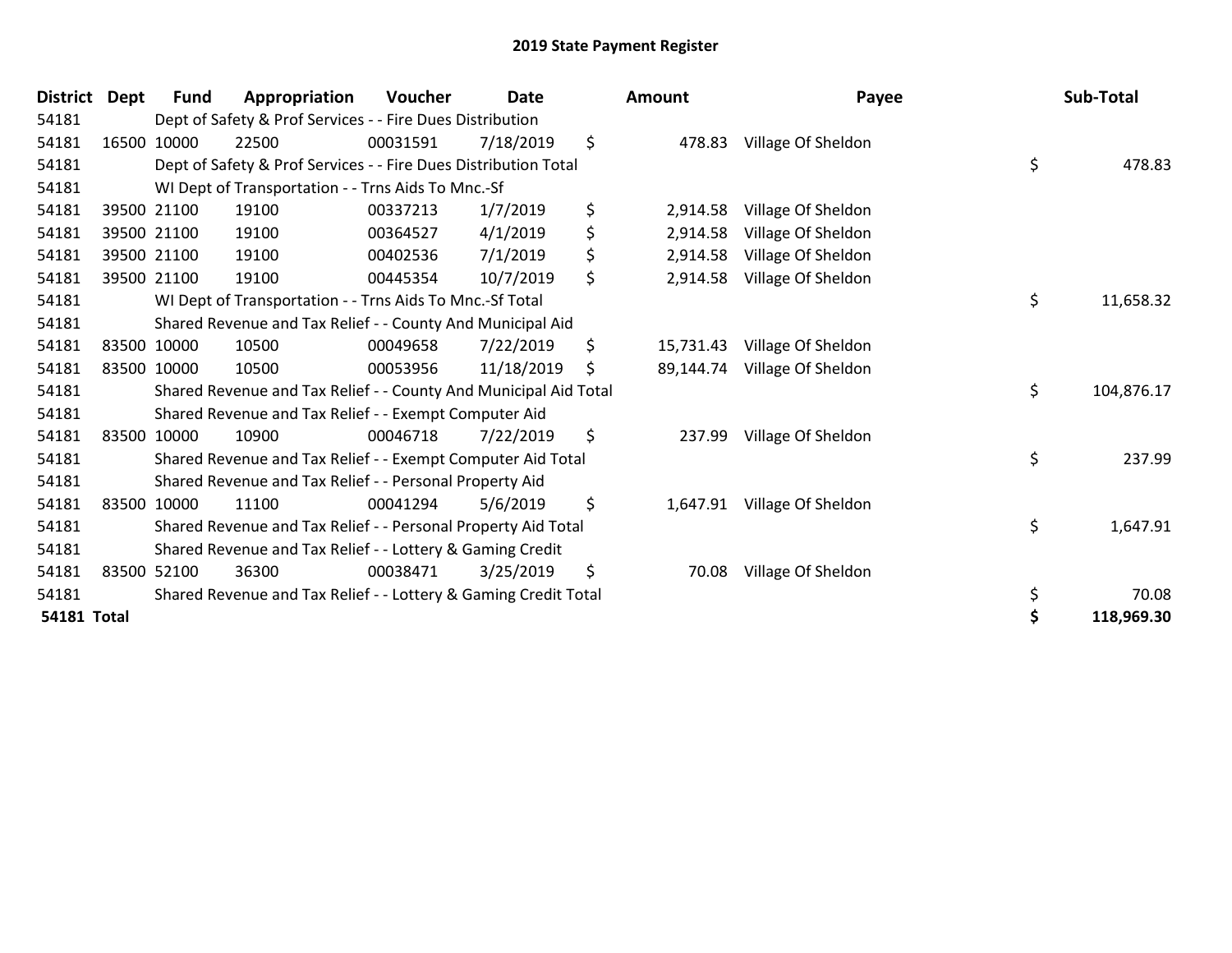# 2019 State Payment Register

| District | Dept | Fund | Appropriation | Voucher | Date | Amount | Payee | Sub-Total |
|---|---|---|---|---|---|---|---|---|
| 54181 | | Dept of Safety & Prof Services - - Fire Dues Distribution | | | | | | |
| 54181 | 16500 | 10000 | 22500 | 00031591 | 7/18/2019 | $ 478.83 | Village Of Sheldon | |
| 54181 | | Dept of Safety & Prof Services - - Fire Dues Distribution Total | | | | | | $ 478.83 |
| 54181 | | WI Dept of Transportation - - Trns Aids To Mnc.-Sf | | | | | | |
| 54181 | 39500 | 21100 | 19100 | 00337213 | 1/7/2019 | $ 2,914.58 | Village Of Sheldon | |
| 54181 | 39500 | 21100 | 19100 | 00364527 | 4/1/2019 | $ 2,914.58 | Village Of Sheldon | |
| 54181 | 39500 | 21100 | 19100 | 00402536 | 7/1/2019 | $ 2,914.58 | Village Of Sheldon | |
| 54181 | 39500 | 21100 | 19100 | 00445354 | 10/7/2019 | $ 2,914.58 | Village Of Sheldon | |
| 54181 | | WI Dept of Transportation - - Trns Aids To Mnc.-Sf Total | | | | | | $ 11,658.32 |
| 54181 | | Shared Revenue and Tax Relief - - County And Municipal Aid | | | | | | |
| 54181 | 83500 | 10000 | 10500 | 00049658 | 7/22/2019 | $ 15,731.43 | Village Of Sheldon | |
| 54181 | 83500 | 10000 | 10500 | 00053956 | 11/18/2019 | $ 89,144.74 | Village Of Sheldon | |
| 54181 | | Shared Revenue and Tax Relief - - County And Municipal Aid Total | | | | | | $ 104,876.17 |
| 54181 | | Shared Revenue and Tax Relief - - Exempt Computer Aid | | | | | | |
| 54181 | 83500 | 10000 | 10900 | 00046718 | 7/22/2019 | $ 237.99 | Village Of Sheldon | |
| 54181 | | Shared Revenue and Tax Relief - - Exempt Computer Aid Total | | | | | | $ 237.99 |
| 54181 | | Shared Revenue and Tax Relief - - Personal Property Aid | | | | | | |
| 54181 | 83500 | 10000 | 11100 | 00041294 | 5/6/2019 | $ 1,647.91 | Village Of Sheldon | |
| 54181 | | Shared Revenue and Tax Relief - - Personal Property Aid Total | | | | | | $ 1,647.91 |
| 54181 | | Shared Revenue and Tax Relief - - Lottery & Gaming Credit | | | | | | |
| 54181 | 83500 | 52100 | 36300 | 00038471 | 3/25/2019 | $ 70.08 | Village Of Sheldon | |
| 54181 | | Shared Revenue and Tax Relief - - Lottery & Gaming Credit Total | | | | | | $ 70.08 |
| **54181 Total** | | | | | | | | **$ 118,969.30** |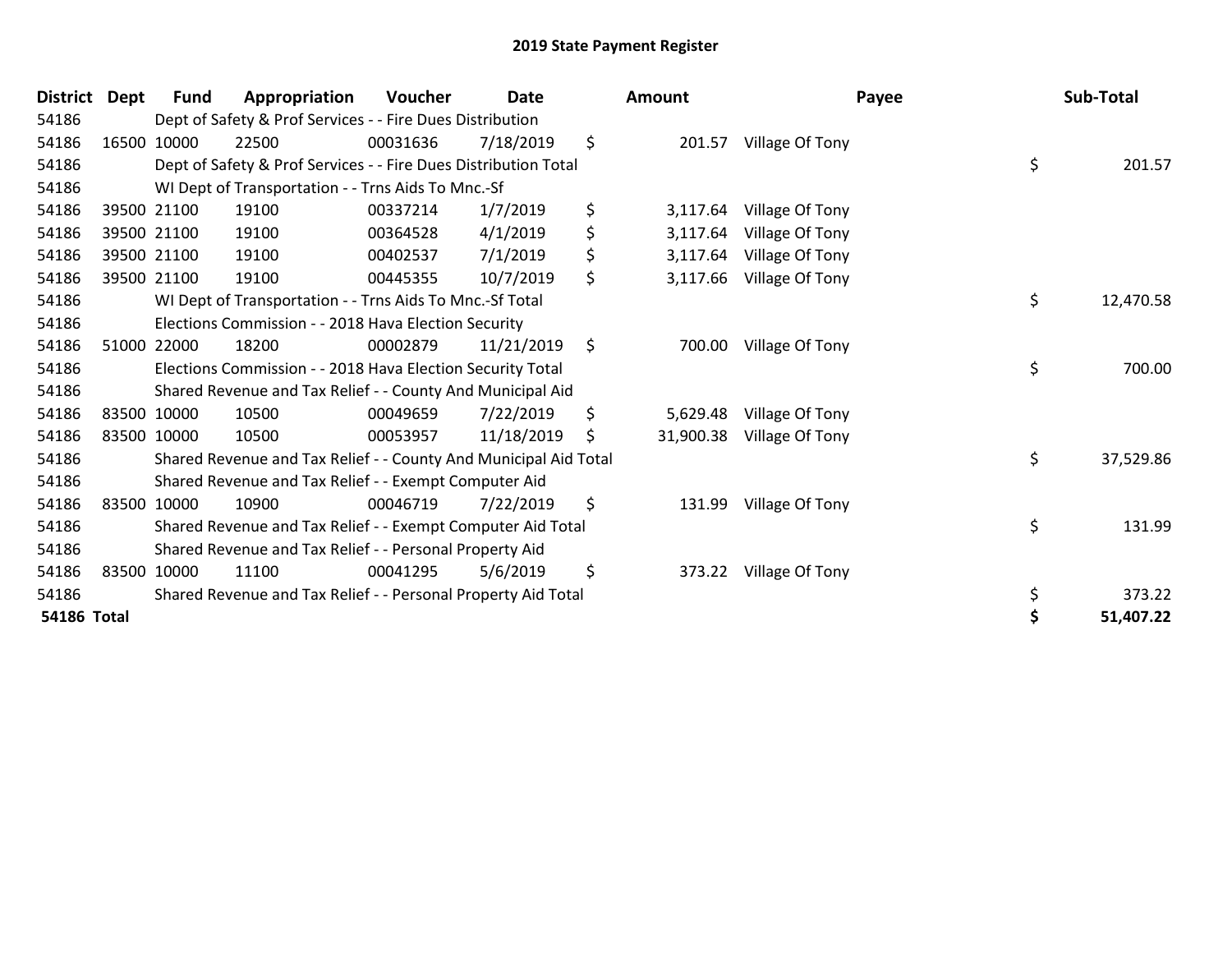## 2019 State Payment Register

| District | Dept | Fund | Appropriation | Voucher | Date | Amount | Payee | Sub-Total |
|---|---|---|---|---|---|---|---|---|
| 54186 | | Dept of Safety & Prof Services - - Fire Dues Distribution | | | | | | |
| 54186 | 16500 | 10000 | 22500 | 00031636 | 7/18/2019 | $ 201.57 | Village Of Tony | |
| 54186 | | Dept of Safety & Prof Services - - Fire Dues Distribution Total | | | | | | $ 201.57 |
| 54186 | | WI Dept of Transportation - - Trns Aids To Mnc.-Sf | | | | | | |
| 54186 | 39500 | 21100 | 19100 | 00337214 | 1/7/2019 | $ 3,117.64 | Village Of Tony | |
| 54186 | 39500 | 21100 | 19100 | 00364528 | 4/1/2019 | $ 3,117.64 | Village Of Tony | |
| 54186 | 39500 | 21100 | 19100 | 00402537 | 7/1/2019 | $ 3,117.64 | Village Of Tony | |
| 54186 | 39500 | 21100 | 19100 | 00445355 | 10/7/2019 | $ 3,117.66 | Village Of Tony | |
| 54186 | | WI Dept of Transportation - - Trns Aids To Mnc.-Sf Total | | | | | | $ 12,470.58 |
| 54186 | | Elections Commission - - 2018 Hava Election Security | | | | | | |
| 54186 | 51000 | 22000 | 18200 | 00002879 | 11/21/2019 | $ 700.00 | Village Of Tony | |
| 54186 | | Elections Commission - - 2018 Hava Election Security Total | | | | | | $ 700.00 |
| 54186 | | Shared Revenue and Tax Relief - - County And Municipal Aid | | | | | | |
| 54186 | 83500 | 10000 | 10500 | 00049659 | 7/22/2019 | $ 5,629.48 | Village Of Tony | |
| 54186 | 83500 | 10000 | 10500 | 00053957 | 11/18/2019 | $ 31,900.38 | Village Of Tony | |
| 54186 | | Shared Revenue and Tax Relief - - County And Municipal Aid Total | | | | | | $ 37,529.86 |
| 54186 | | Shared Revenue and Tax Relief - - Exempt Computer Aid | | | | | | |
| 54186 | 83500 | 10000 | 10900 | 00046719 | 7/22/2019 | $ 131.99 | Village Of Tony | |
| 54186 | | Shared Revenue and Tax Relief - - Exempt Computer Aid Total | | | | | | $ 131.99 |
| 54186 | | Shared Revenue and Tax Relief - - Personal Property Aid | | | | | | |
| 54186 | 83500 | 10000 | 11100 | 00041295 | 5/6/2019 | $ 373.22 | Village Of Tony | |
| 54186 | | Shared Revenue and Tax Relief - - Personal Property Aid Total | | | | | | $ 373.22 |
| **54186 Total** | | | | | | | | **$ 51,407.22** |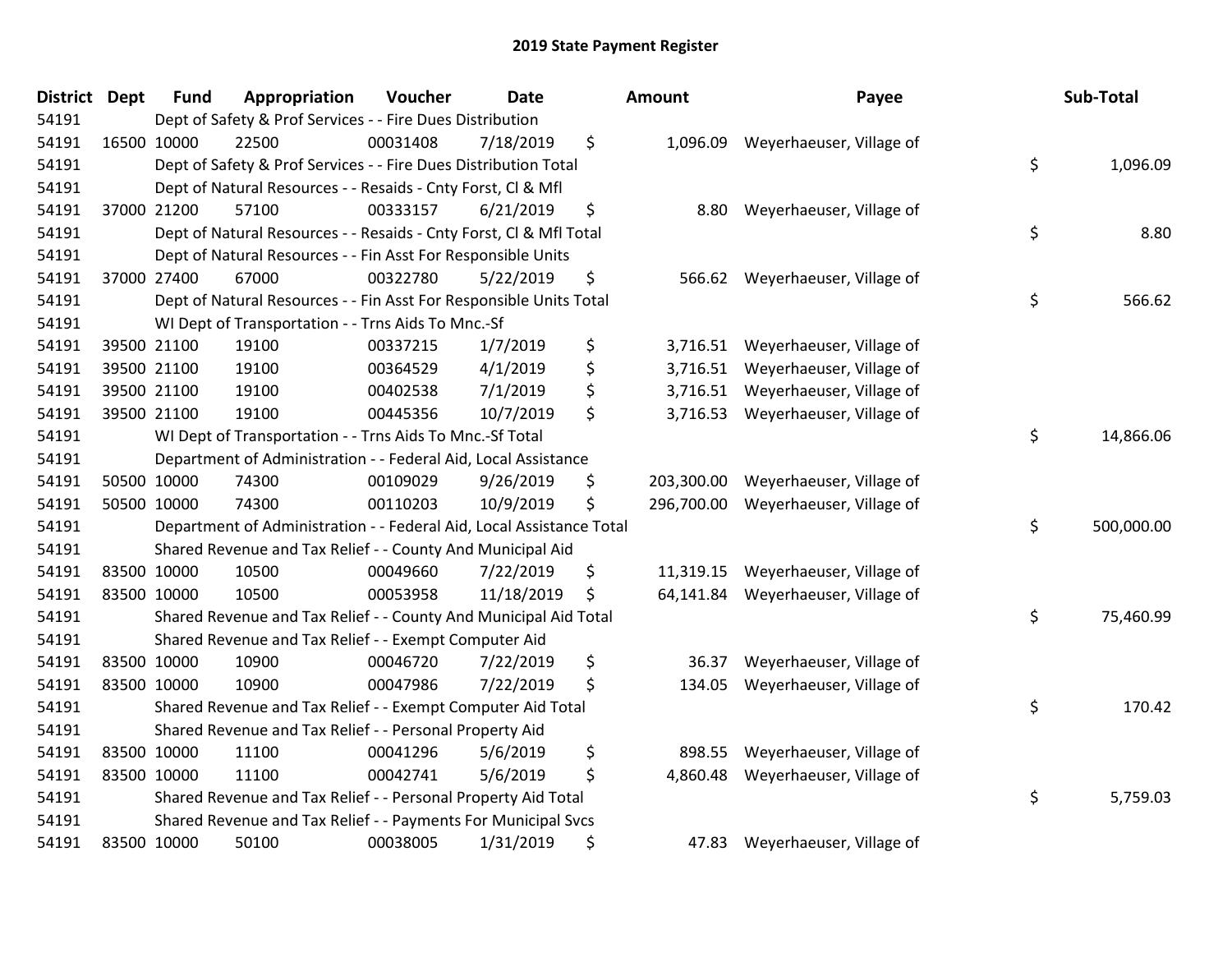# 2019 State Payment Register

| District | Dept | Fund | Appropriation | Voucher | Date | Amount | Payee | Sub-Total |
|---|---|---|---|---|---|---|---|---|
| 54191 | | Dept of Safety & Prof Services - - Fire Dues Distribution | | | | | | |
| 54191 | 16500 | 10000 | 22500 | 00031408 | 7/18/2019 | $ 1,096.09 | Weyerhaeuser, Village of | |
| 54191 | | Dept of Safety & Prof Services - - Fire Dues Distribution Total | | | | | | $ 1,096.09 |
| 54191 | | Dept of Natural Resources - - Resaids - Cnty Forst, Cl & Mfl | | | | | | |
| 54191 | 37000 | 21200 | 57100 | 00333157 | 6/21/2019 | $ 8.80 | Weyerhaeuser, Village of | |
| 54191 | | Dept of Natural Resources - - Resaids - Cnty Forst, Cl & Mfl Total | | | | | | $ 8.80 |
| 54191 | | Dept of Natural Resources - - Fin Asst For Responsible Units | | | | | | |
| 54191 | 37000 | 27400 | 67000 | 00322780 | 5/22/2019 | $ 566.62 | Weyerhaeuser, Village of | |
| 54191 | | Dept of Natural Resources - - Fin Asst For Responsible Units Total | | | | | | $ 566.62 |
| 54191 | | WI Dept of Transportation - - Trns Aids To Mnc.-Sf | | | | | | |
| 54191 | 39500 | 21100 | 19100 | 00337215 | 1/7/2019 | $ 3,716.51 | Weyerhaeuser, Village of | |
| 54191 | 39500 | 21100 | 19100 | 00364529 | 4/1/2019 | $ 3,716.51 | Weyerhaeuser, Village of | |
| 54191 | 39500 | 21100 | 19100 | 00402538 | 7/1/2019 | $ 3,716.51 | Weyerhaeuser, Village of | |
| 54191 | 39500 | 21100 | 19100 | 00445356 | 10/7/2019 | $ 3,716.53 | Weyerhaeuser, Village of | |
| 54191 | | WI Dept of Transportation - - Trns Aids To Mnc.-Sf Total | | | | | | $ 14,866.06 |
| 54191 | | Department of Administration - - Federal Aid, Local Assistance | | | | | | |
| 54191 | 50500 | 10000 | 74300 | 00109029 | 9/26/2019 | $ 203,300.00 | Weyerhaeuser, Village of | |
| 54191 | 50500 | 10000 | 74300 | 00110203 | 10/9/2019 | $ 296,700.00 | Weyerhaeuser, Village of | |
| 54191 | | Department of Administration - - Federal Aid, Local Assistance Total | | | | | | $ 500,000.00 |
| 54191 | | Shared Revenue and Tax Relief - - County And Municipal Aid | | | | | | |
| 54191 | 83500 | 10000 | 10500 | 00049660 | 7/22/2019 | $ 11,319.15 | Weyerhaeuser, Village of | |
| 54191 | 83500 | 10000 | 10500 | 00053958 | 11/18/2019 | $ 64,141.84 | Weyerhaeuser, Village of | |
| 54191 | | Shared Revenue and Tax Relief - - County And Municipal Aid Total | | | | | | $ 75,460.99 |
| 54191 | | Shared Revenue and Tax Relief - - Exempt Computer Aid | | | | | | |
| 54191 | 83500 | 10000 | 10900 | 00046720 | 7/22/2019 | $ 36.37 | Weyerhaeuser, Village of | |
| 54191 | 83500 | 10000 | 10900 | 00047986 | 7/22/2019 | $ 134.05 | Weyerhaeuser, Village of | |
| 54191 | | Shared Revenue and Tax Relief - - Exempt Computer Aid Total | | | | | | $ 170.42 |
| 54191 | | Shared Revenue and Tax Relief - - Personal Property Aid | | | | | | |
| 54191 | 83500 | 10000 | 11100 | 00041296 | 5/6/2019 | $ 898.55 | Weyerhaeuser, Village of | |
| 54191 | 83500 | 10000 | 11100 | 00042741 | 5/6/2019 | $ 4,860.48 | Weyerhaeuser, Village of | |
| 54191 | | Shared Revenue and Tax Relief - - Personal Property Aid Total | | | | | | $ 5,759.03 |
| 54191 | | Shared Revenue and Tax Relief - - Payments For Municipal Svcs | | | | | | |
| 54191 | 83500 | 10000 | 50100 | 00038005 | 1/31/2019 | $ 47.83 | Weyerhaeuser, Village of | |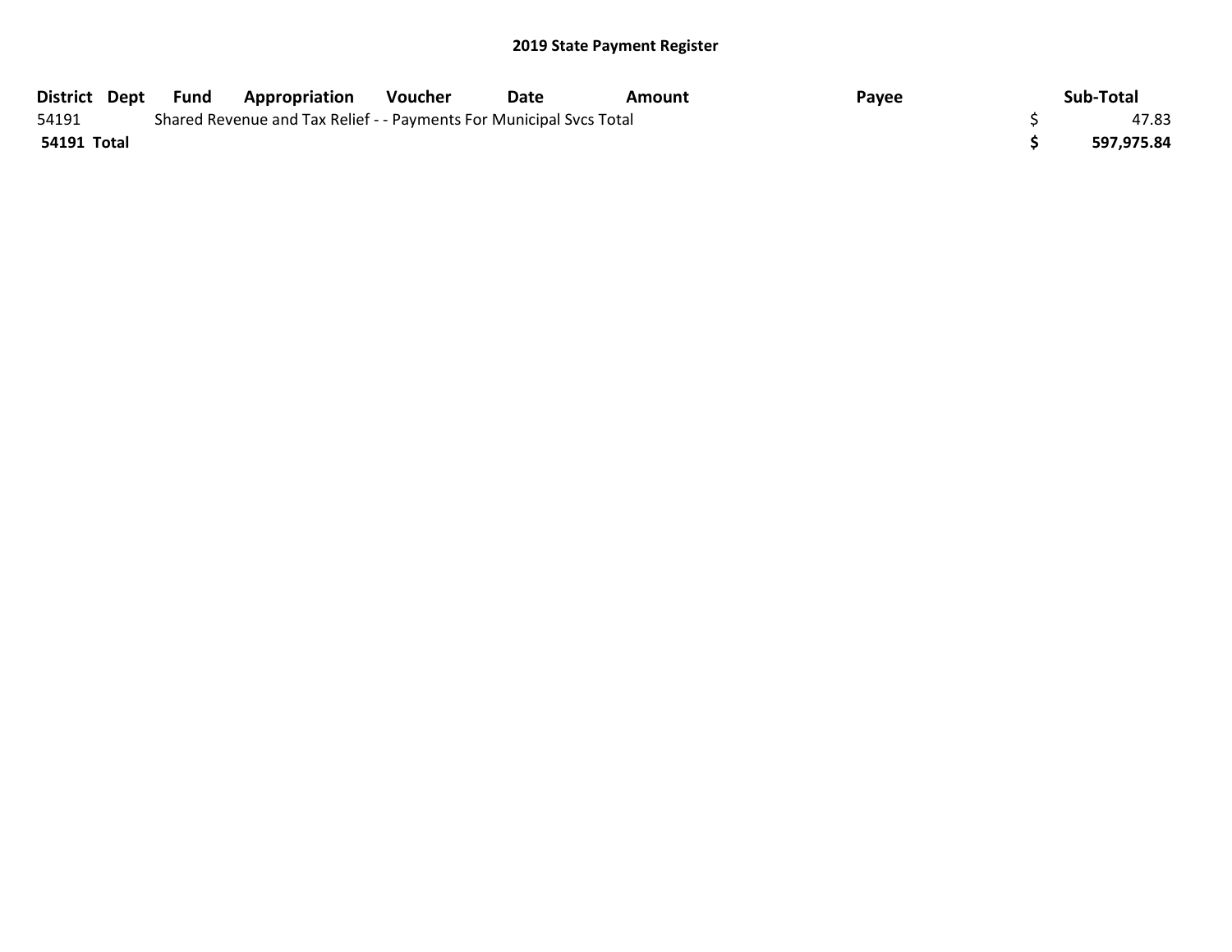**2019 State Payment Register**

| District | Dept | Fund | Appropriation | Voucher | Date | Amount | Payee | Sub-Total |
|---|---|---|---|---|---|---|---|---|
| 54191 | | Shared Revenue and Tax Relief - - Payments For Municipal Svcs Total | | | | | | $ 47.83 |
| **54191 Total** | | | | | | | | **$ 597,975.84** |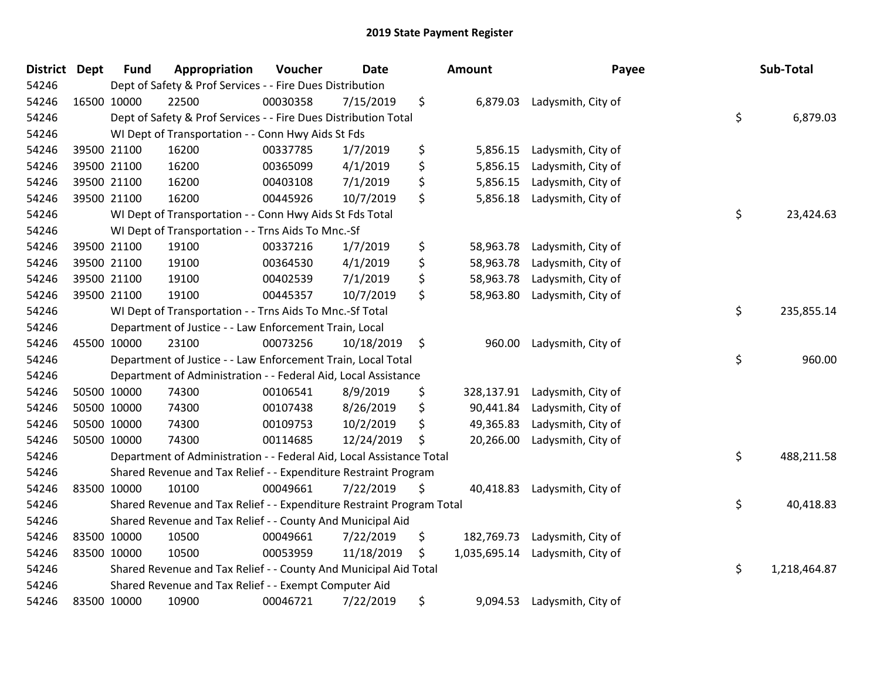# 2019 State Payment Register

| District | Dept | Fund | Appropriation | Voucher | Date | Amount | Payee | Sub-Total |
|---|---|---|---|---|---|---|---|---|
| 54246 | | Dept of Safety & Prof Services - - Fire Dues Distribution | | | | | | |
| 54246 | 16500 | 10000 | 22500 | 00030358 | 7/15/2019 | $ 6,879.03 | Ladysmith, City of | |
| 54246 | | Dept of Safety & Prof Services - - Fire Dues Distribution Total | | | | | | $ 6,879.03 |
| 54246 | | WI Dept of Transportation - - Conn Hwy Aids St Fds | | | | | | |
| 54246 | 39500 | 21100 | 16200 | 00337785 | 1/7/2019 | $ 5,856.15 | Ladysmith, City of | |
| 54246 | 39500 | 21100 | 16200 | 00365099 | 4/1/2019 | $ 5,856.15 | Ladysmith, City of | |
| 54246 | 39500 | 21100 | 16200 | 00403108 | 7/1/2019 | $ 5,856.15 | Ladysmith, City of | |
| 54246 | 39500 | 21100 | 16200 | 00445926 | 10/7/2019 | $ 5,856.18 | Ladysmith, City of | |
| 54246 | | WI Dept of Transportation - - Conn Hwy Aids St Fds Total | | | | | | $ 23,424.63 |
| 54246 | | WI Dept of Transportation - - Trns Aids To Mnc.-Sf | | | | | | |
| 54246 | 39500 | 21100 | 19100 | 00337216 | 1/7/2019 | $ 58,963.78 | Ladysmith, City of | |
| 54246 | 39500 | 21100 | 19100 | 00364530 | 4/1/2019 | $ 58,963.78 | Ladysmith, City of | |
| 54246 | 39500 | 21100 | 19100 | 00402539 | 7/1/2019 | $ 58,963.78 | Ladysmith, City of | |
| 54246 | 39500 | 21100 | 19100 | 00445357 | 10/7/2019 | $ 58,963.80 | Ladysmith, City of | |
| 54246 | | WI Dept of Transportation - - Trns Aids To Mnc.-Sf Total | | | | | | $ 235,855.14 |
| 54246 | | Department of Justice - - Law Enforcement Train, Local | | | | | | |
| 54246 | 45500 | 10000 | 23100 | 00073256 | 10/18/2019 | $ 960.00 | Ladysmith, City of | |
| 54246 | | Department of Justice - - Law Enforcement Train, Local Total | | | | | | $ 960.00 |
| 54246 | | Department of Administration - - Federal Aid, Local Assistance | | | | | | |
| 54246 | 50500 | 10000 | 74300 | 00106541 | 8/9/2019 | $ 328,137.91 | Ladysmith, City of | |
| 54246 | 50500 | 10000 | 74300 | 00107438 | 8/26/2019 | $ 90,441.84 | Ladysmith, City of | |
| 54246 | 50500 | 10000 | 74300 | 00109753 | 10/2/2019 | $ 49,365.83 | Ladysmith, City of | |
| 54246 | 50500 | 10000 | 74300 | 00114685 | 12/24/2019 | $ 20,266.00 | Ladysmith, City of | |
| 54246 | | Department of Administration - - Federal Aid, Local Assistance Total | | | | | | $ 488,211.58 |
| 54246 | | Shared Revenue and Tax Relief - - Expenditure Restraint Program | | | | | | |
| 54246 | 83500 | 10000 | 10100 | 00049661 | 7/22/2019 | $ 40,418.83 | Ladysmith, City of | |
| 54246 | | Shared Revenue and Tax Relief - - Expenditure Restraint Program Total | | | | | | $ 40,418.83 |
| 54246 | | Shared Revenue and Tax Relief - - County And Municipal Aid | | | | | | |
| 54246 | 83500 | 10000 | 10500 | 00049661 | 7/22/2019 | $ 182,769.73 | Ladysmith, City of | |
| 54246 | 83500 | 10000 | 10500 | 00053959 | 11/18/2019 | $ 1,035,695.14 | Ladysmith, City of | |
| 54246 | | Shared Revenue and Tax Relief - - County And Municipal Aid Total | | | | | | $ 1,218,464.87 |
| 54246 | | Shared Revenue and Tax Relief - - Exempt Computer Aid | | | | | | |
| 54246 | 83500 | 10000 | 10900 | 00046721 | 7/22/2019 | $ 9,094.53 | Ladysmith, City of | |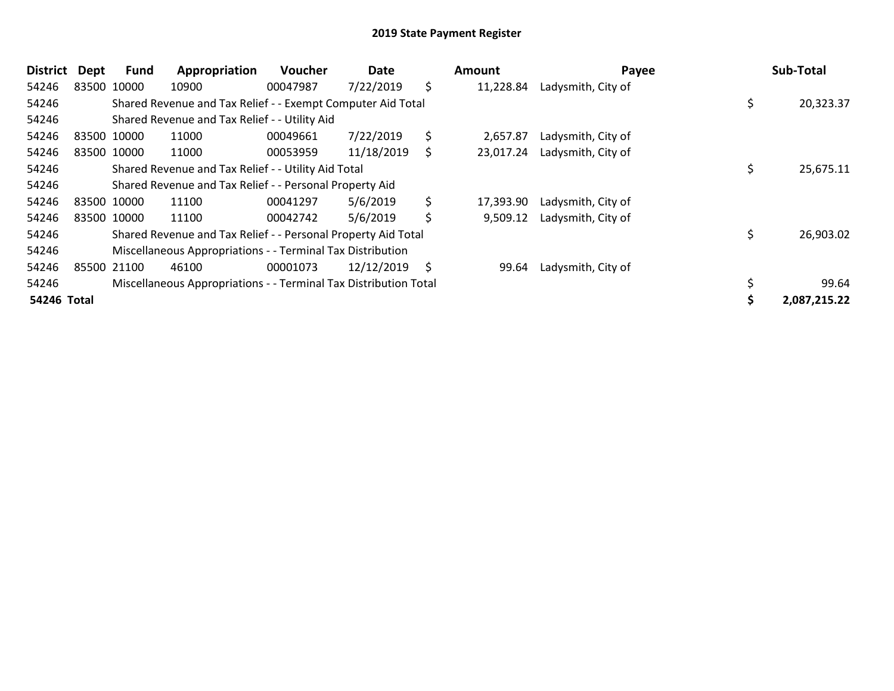# 2019 State Payment Register

| District | Dept | Fund | Appropriation | Voucher | Date | Amount | Payee | Sub-Total |
|---|---|---|---|---|---|---|---|---|
| 54246 | 83500 | 10000 | 10900 | 00047987 | 7/22/2019 | $ 11,228.84 | Ladysmith, City of | |
| 54246 | | Shared Revenue and Tax Relief - - Exempt Computer Aid Total | | | | | | $ 20,323.37 |
| 54246 | | Shared Revenue and Tax Relief - - Utility Aid | | | | | | |
| 54246 | 83500 | 10000 | 11000 | 00049661 | 7/22/2019 | $ 2,657.87 | Ladysmith, City of | |
| 54246 | 83500 | 10000 | 11000 | 00053959 | 11/18/2019 | $ 23,017.24 | Ladysmith, City of | |
| 54246 | | Shared Revenue and Tax Relief - - Utility Aid Total | | | | | | $ 25,675.11 |
| 54246 | | Shared Revenue and Tax Relief - - Personal Property Aid | | | | | | |
| 54246 | 83500 | 10000 | 11100 | 00041297 | 5/6/2019 | $ 17,393.90 | Ladysmith, City of | |
| 54246 | 83500 | 10000 | 11100 | 00042742 | 5/6/2019 | $ 9,509.12 | Ladysmith, City of | |
| 54246 | | Shared Revenue and Tax Relief - - Personal Property Aid Total | | | | | | $ 26,903.02 |
| 54246 | | Miscellaneous Appropriations - - Terminal Tax Distribution | | | | | | |
| 54246 | 85500 | 21100 | 46100 | 00001073 | 12/12/2019 | $ 99.64 | Ladysmith, City of | |
| 54246 | | Miscellaneous Appropriations - - Terminal Tax Distribution Total | | | | | | $ 99.64 |
| **54246 Total** | | | | | | | | **$ 2,087,215.22** |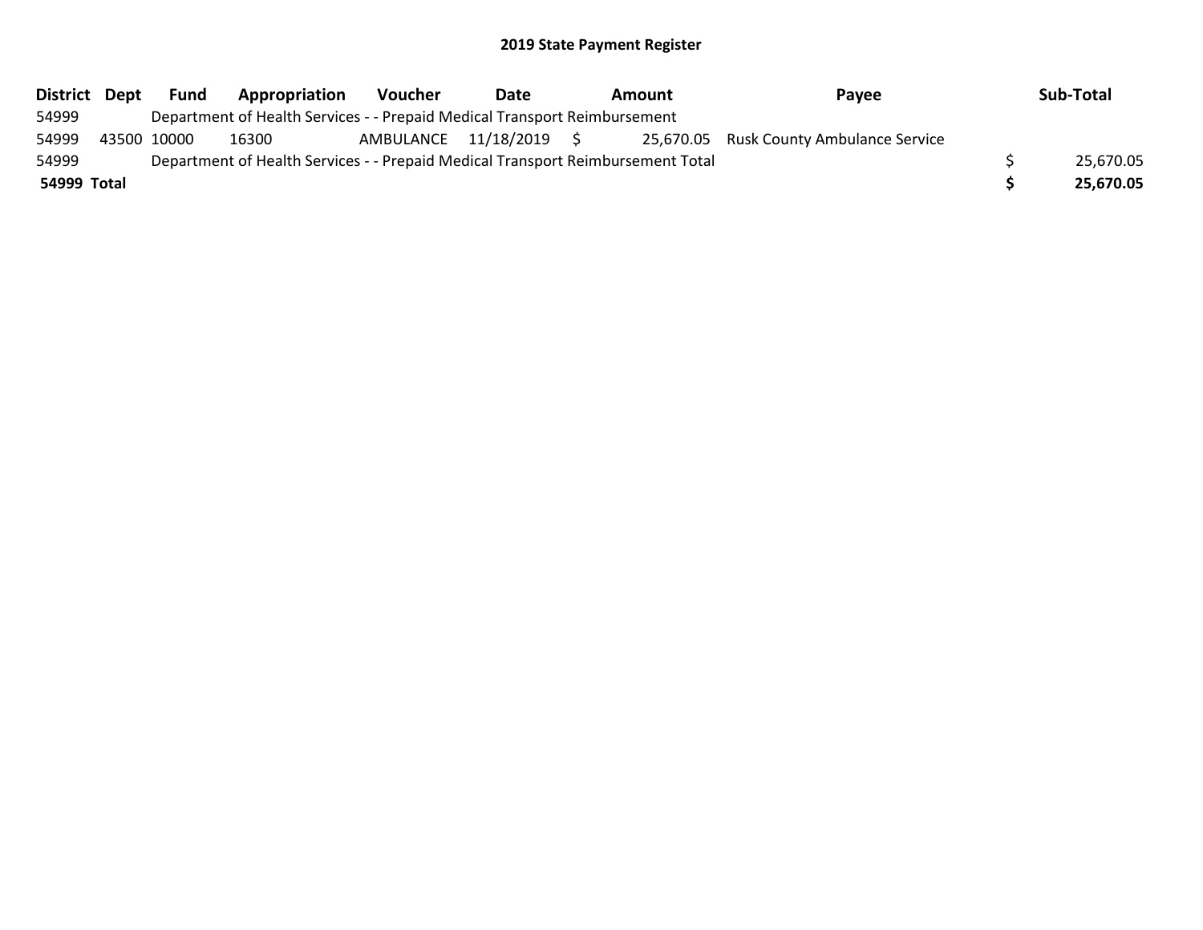# 2019 State Payment Register

| District | Dept | Fund | Appropriation | Voucher | Date | Amount | Payee | Sub-Total |
|---|---|---|---|---|---|---|---|---|
| 54999 | | Department of Health Services - - Prepaid Medical Transport Reimbursement | | | | | | |
| 54999 | 43500 | 10000 | 16300 | AMBULANCE | 11/18/2019 | $ 25,670.05 | Rusk County Ambulance Service | |
| 54999 | | Department of Health Services - - Prepaid Medical Transport Reimbursement Total | | | | | | $ 25,670.05 |
| **54999 Total** | | | | | | | | **$ 25,670.05** |